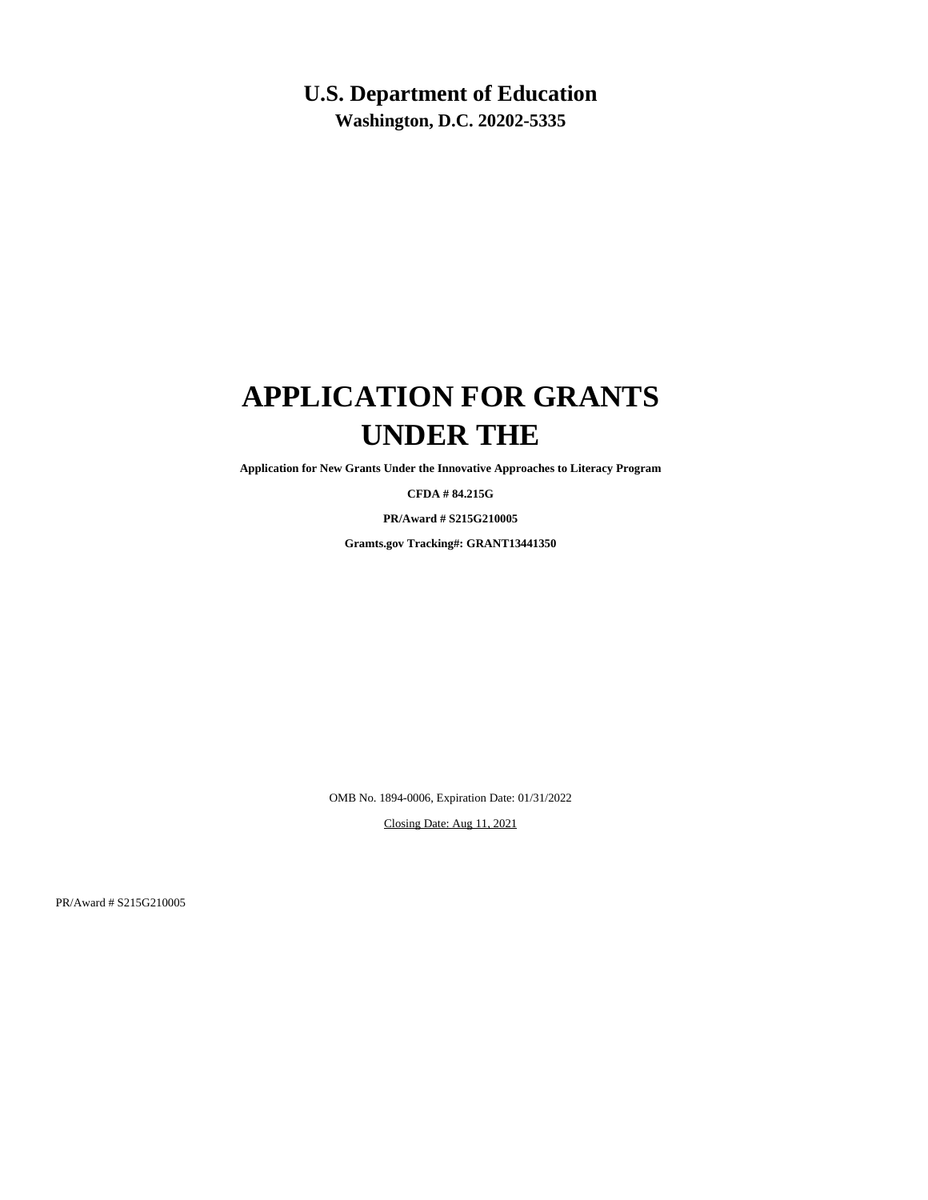# U.S. Department of Education

**Washington, D.C. 20202-5335**

# APPLICATION FOR GRANTS UNDER THE

**Application for New Grants Under the Innovative Approaches to Literacy Program**

**CFDA # 84.215G**

**PR/Award # S215G210005**

**Gramts.gov Tracking#: GRANT13441350**

OMB No. 1894-0006, Expiration Date: 01/31/2022

Closing Date: Aug 11, 2021

PR/Award # S215G210005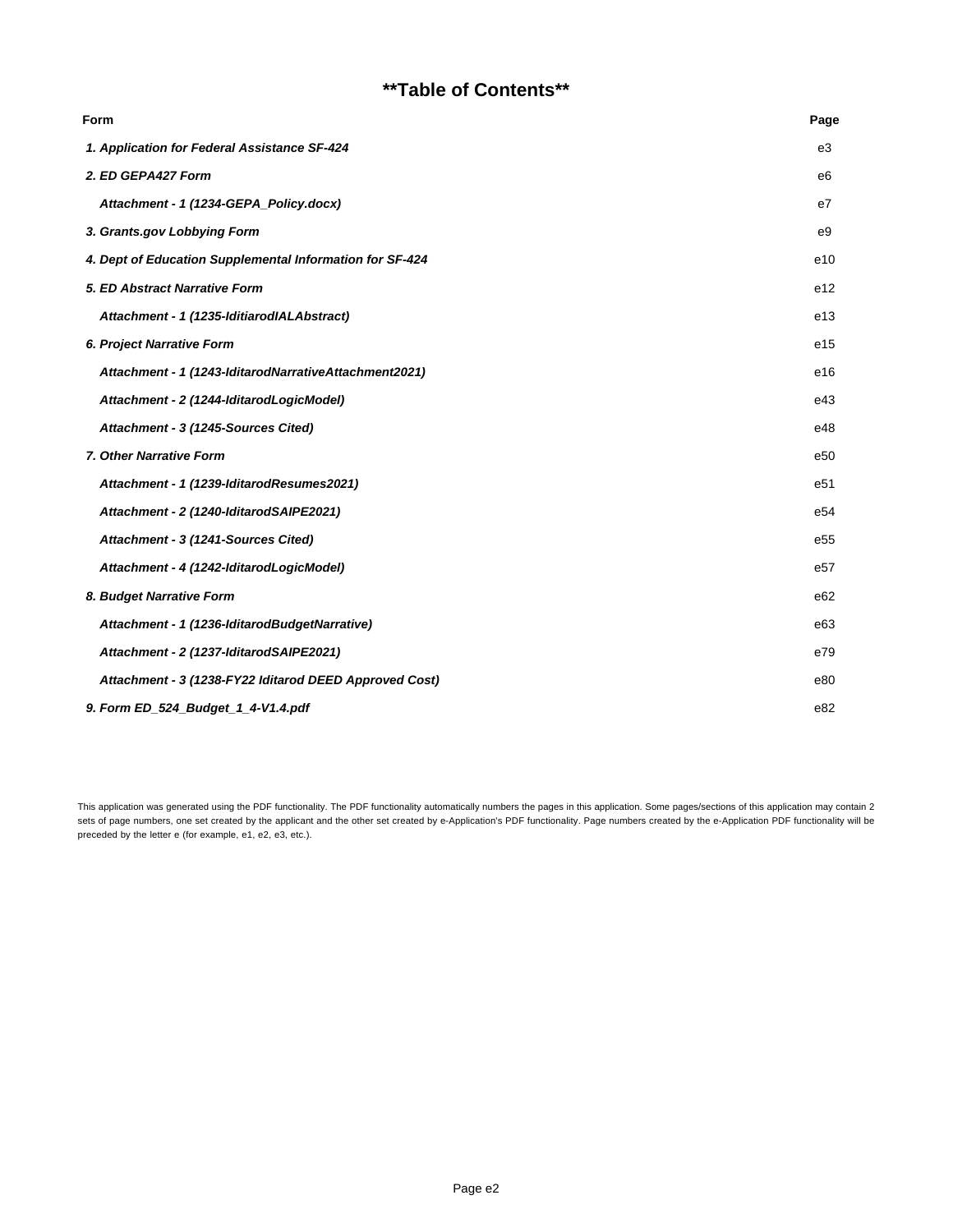# **Table of Contents**

| Form | Page |
| --- | --- |
| ***1. Application for Federal Assistance SF-424*** | e3 |
| ***2. ED GEPA427 Form*** | e6 |
| ***Attachment - 1 (1234-GEPA_Policy.docx)*** | e7 |
| ***3. Grants.gov Lobbying Form*** | e9 |
| ***4. Dept of Education Supplemental Information for SF-424*** | e10 |
| ***5. ED Abstract Narrative Form*** | e12 |
| ***Attachment - 1 (1235-IditiarodIALAbstract)*** | e13 |
| ***6. Project Narrative Form*** | e15 |
| ***Attachment - 1 (1243-IditarodNarrativeAttachment2021)*** | e16 |
| ***Attachment - 2 (1244-IditarodLogicModel)*** | e43 |
| ***Attachment - 3 (1245-Sources Cited)*** | e48 |
| ***7. Other Narrative Form*** | e50 |
| ***Attachment - 1 (1239-IditarodResumes2021)*** | e51 |
| ***Attachment - 2 (1240-IditarodSAIPE2021)*** | e54 |
| ***Attachment - 3 (1241-Sources Cited)*** | e55 |
| ***Attachment - 4 (1242-IditarodLogicModel)*** | e57 |
| ***8. Budget Narrative Form*** | e62 |
| ***Attachment - 1 (1236-IditarodBudgetNarrative)*** | e63 |
| ***Attachment - 2 (1237-IditarodSAIPE2021)*** | e79 |
| ***Attachment - 3 (1238-FY22 Iditarod DEED Approved Cost)*** | e80 |
| ***9. Form ED_524_Budget_1_4-V1.4.pdf*** | e82 |

This application was generated using the PDF functionality. The PDF functionality automatically numbers the pages in this application. Some pages/sections of this application may contain 2 sets of page numbers, one set created by the applicant and the other set created by e-Application's PDF functionality. Page numbers created by the e-Application PDF functionality will be preceded by the letter e (for example, e1, e2, e3, etc.).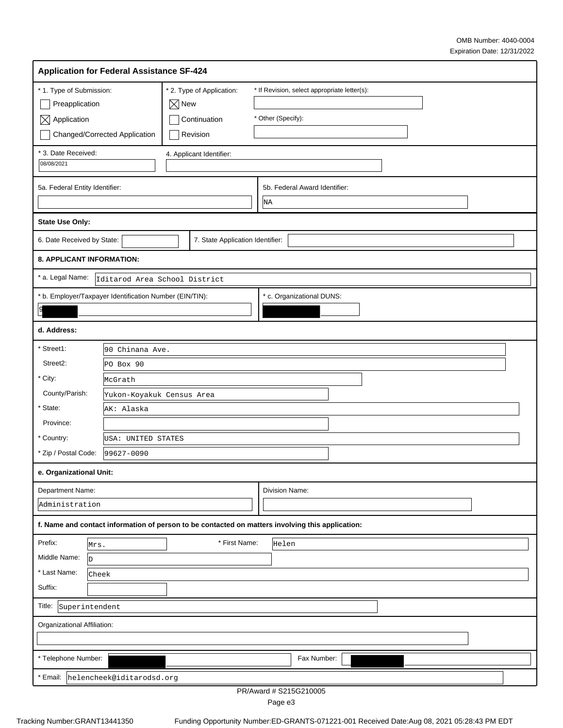OMB Number: 4040-0004
Expiration Date: 12/31/2022

## Application for Federal Assistance SF-424

**\* 1. Type of Submission:**
- [ ] Preapplication
- [x] Application
- [ ] Changed/Corrected Application

**\* 2. Type of Application:**
- [x] New
- [ ] Continuation
- [ ] Revision

\* If Revision, select appropriate letter(s):

\* Other (Specify):

\* 3. Date Received: 08/08/2021

4. Applicant Identifier:

5a. Federal Entity Identifier:

5b. Federal Award Identifier: NA

**State Use Only:**

6. Date Received by State:

7. State Application Identifier:

**8. APPLICANT INFORMATION:**

\* a. Legal Name: Iditarod Area School District

\* b. Employer/Taxpayer Identification Number (EIN/TIN): 9[REDACTED]

\* c. Organizational DUNS: [REDACTED]

**d. Address:**

| | |
|---|---|
| \* Street1: | 90 Chinana Ave. |
| Street2: | PO Box 90 |
| \* City: | McGrath |
| County/Parish: | Yukon-Koyakuk Census Area |
| \* State: | AK: Alaska |
| Province: | |
| \* Country: | USA: UNITED STATES |
| \* Zip / Postal Code: | 99627-0090 |

**e. Organizational Unit:**

Department Name: Administration

Division Name:

**f. Name and contact information of person to be contacted on matters involving this application:**

| | |
|---|---|
| Prefix: | Mrs. |
| \* First Name: | Helen |
| Middle Name: | D |
| \* Last Name: | Cheek |
| Suffix: | |

Title: Superintendent

Organizational Affiliation:

\* Telephone Number: [REDACTED]

Fax Number: [REDACTED]

\* Email: helencheek@iditarodsd.org

PR/Award # S215G210005

Tracking Number:GRANT13441350 Funding Opportunity Number:ED-GRANTS-071221-001 Received Date:Aug 08, 2021 05:28:43 PM EDT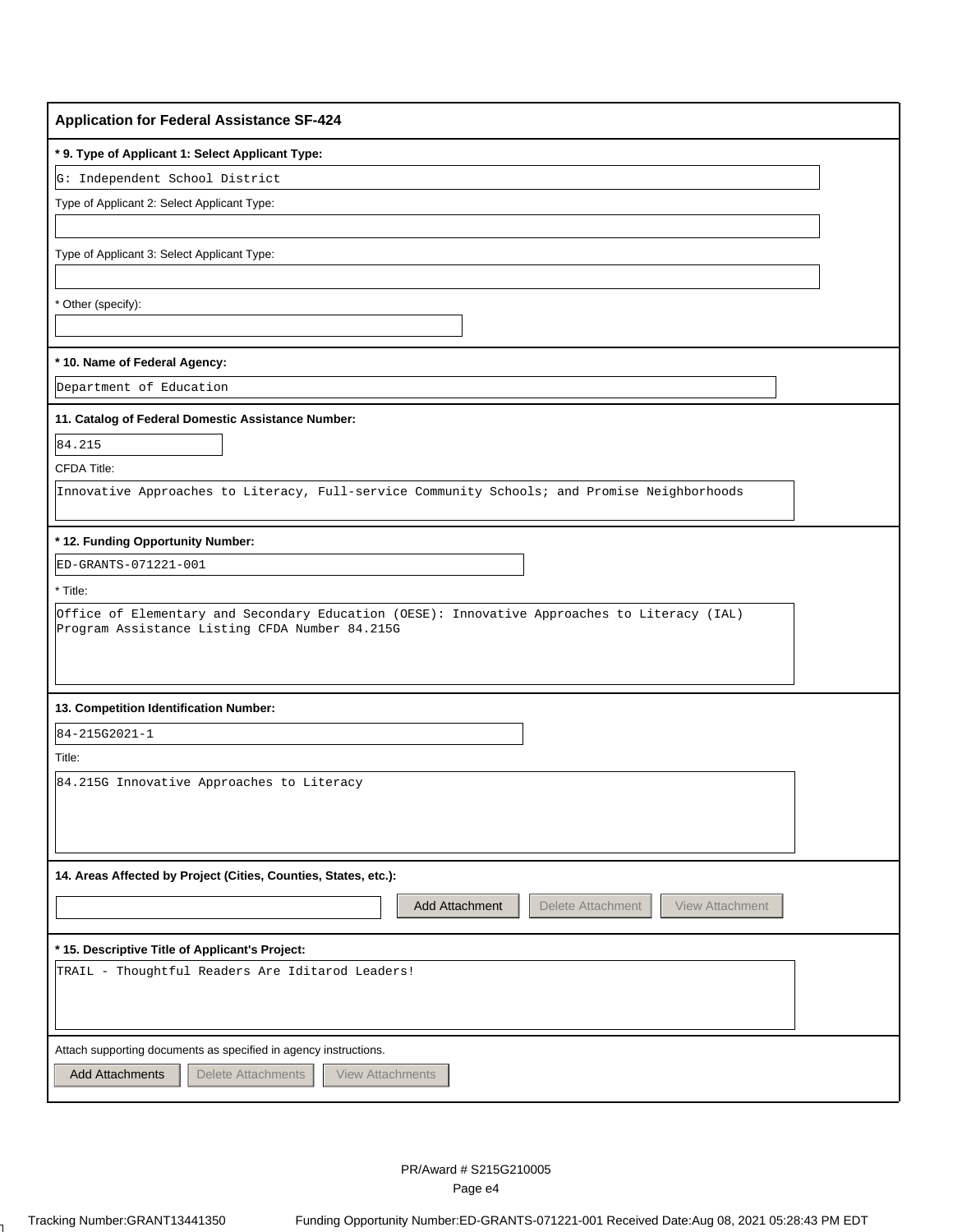## Application for Federal Assistance SF-424

**\* 9. Type of Applicant 1: Select Applicant Type:**

G: Independent School District

Type of Applicant 2: Select Applicant Type:

Type of Applicant 3: Select Applicant Type:

\* Other (specify):

**\* 10. Name of Federal Agency:**

Department of Education

**11. Catalog of Federal Domestic Assistance Number:**

84.215

CFDA Title:

Innovative Approaches to Literacy, Full-service Community Schools; and Promise Neighborhoods

**\* 12. Funding Opportunity Number:**

ED-GRANTS-071221-001

\* Title:

Office of Elementary and Secondary Education (OESE): Innovative Approaches to Literacy (IAL) Program Assistance Listing CFDA Number 84.215G

**13. Competition Identification Number:**

84-215G2021-1

Title:

84.215G Innovative Approaches to Literacy

**14. Areas Affected by Project (Cities, Counties, States, etc.):**

Add Attachment | Delete Attachment | View Attachment

**\* 15. Descriptive Title of Applicant's Project:**

TRAIL - Thoughtful Readers Are Iditarod Leaders!

Attach supporting documents as specified in agency instructions.

Add Attachments | Delete Attachments | View Attachments

PR/Award # S215G210005

Tracking Number:GRANT13441350 Funding Opportunity Number:ED-GRANTS-071221-001 Received Date:Aug 08, 2021 05:28:43 PM EDT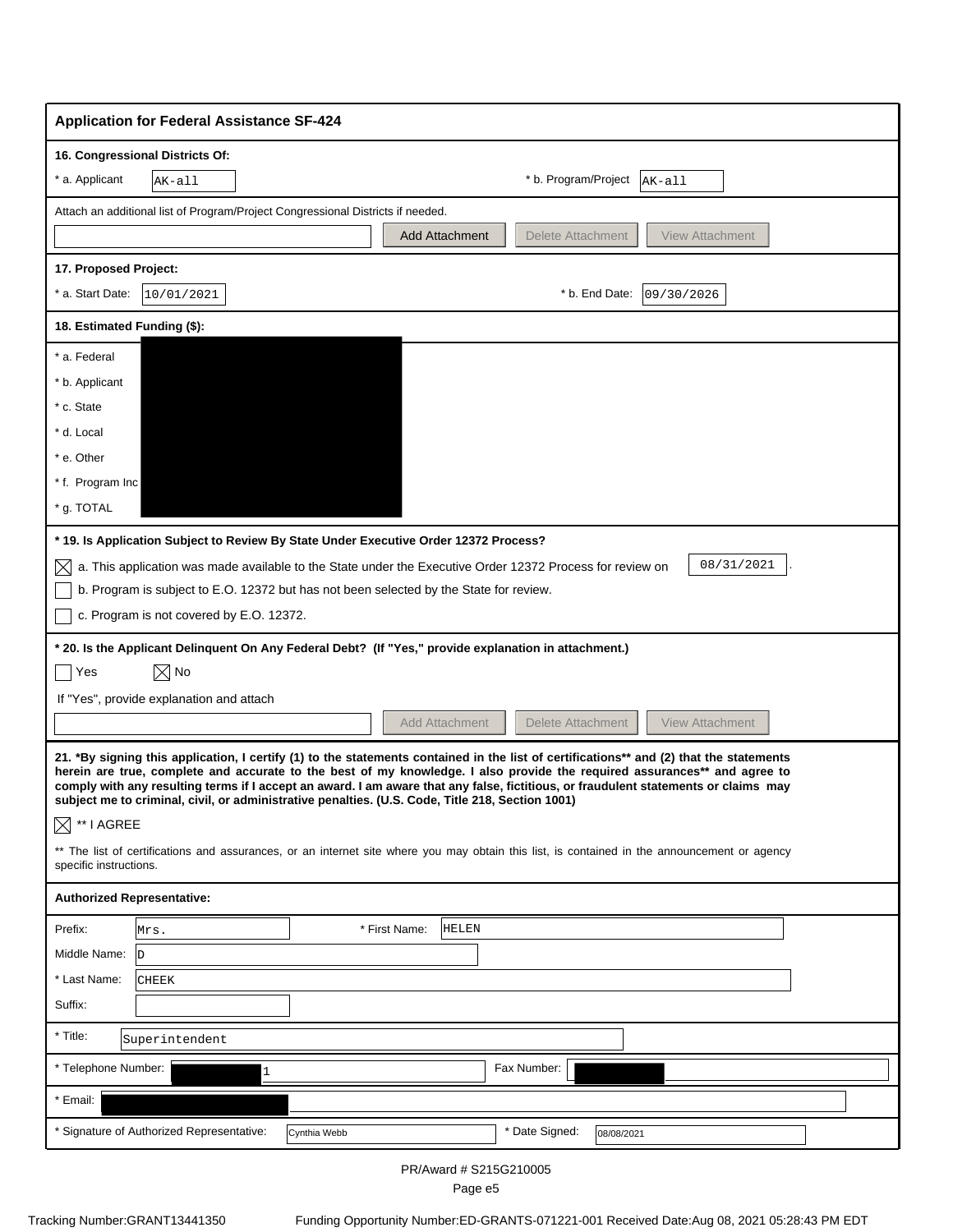## Application for Federal Assistance SF-424

**16. Congressional Districts Of:**

* a. Applicant: AK-all

* b. Program/Project: AK-all

Attach an additional list of Program/Project Congressional Districts if needed.

Add Attachment | Delete Attachment | View Attachment

**17. Proposed Project:**

* a. Start Date: 10/01/2021

* b. End Date: 09/30/2026

**18. Estimated Funding ($):**

* a. Federal
* b. Applicant
* c. State
* d. Local
* e. Other
* f. Program Inc
* g. TOTAL

*** 19. Is Application Subject to Review By State Under Executive Order 12372 Process?**

☒ a. This application was made available to the State under the Executive Order 12372 Process for review on 08/31/2021.

☐ b. Program is subject to E.O. 12372 but has not been selected by the State for review.

☐ c. Program is not covered by E.O. 12372.

*** 20. Is the Applicant Delinquent On Any Federal Debt? (If "Yes," provide explanation in attachment.)**

☐ Yes ☒ No

If "Yes", provide explanation and attach

Add Attachment | Delete Attachment | View Attachment

**21. *By signing this application, I certify (1) to the statements contained in the list of certifications** and (2) that the statements herein are true, complete and accurate to the best of my knowledge. I also provide the required assurances** and agree to comply with any resulting terms if I accept an award. I am aware that any false, fictitious, or fraudulent statements or claims may subject me to criminal, civil, or administrative penalties. (U.S. Code, Title 218, Section 1001)**

☒ ** I AGREE

** The list of certifications and assurances, or an internet site where you may obtain this list, is contained in the announcement or agency specific instructions.

**Authorized Representative:**

Prefix: Mrs.

* First Name: HELEN

Middle Name: D

* Last Name: CHEEK

Suffix:

* Title: Superintendent

* Telephone Number: 1

Fax Number:

* Email:

* Signature of Authorized Representative: Cynthia Webb

* Date Signed: 08/08/2021

PR/Award # S215G210005

Tracking Number:GRANT13441350 Funding Opportunity Number:ED-GRANTS-071221-001 Received Date:Aug 08, 2021 05:28:43 PM EDT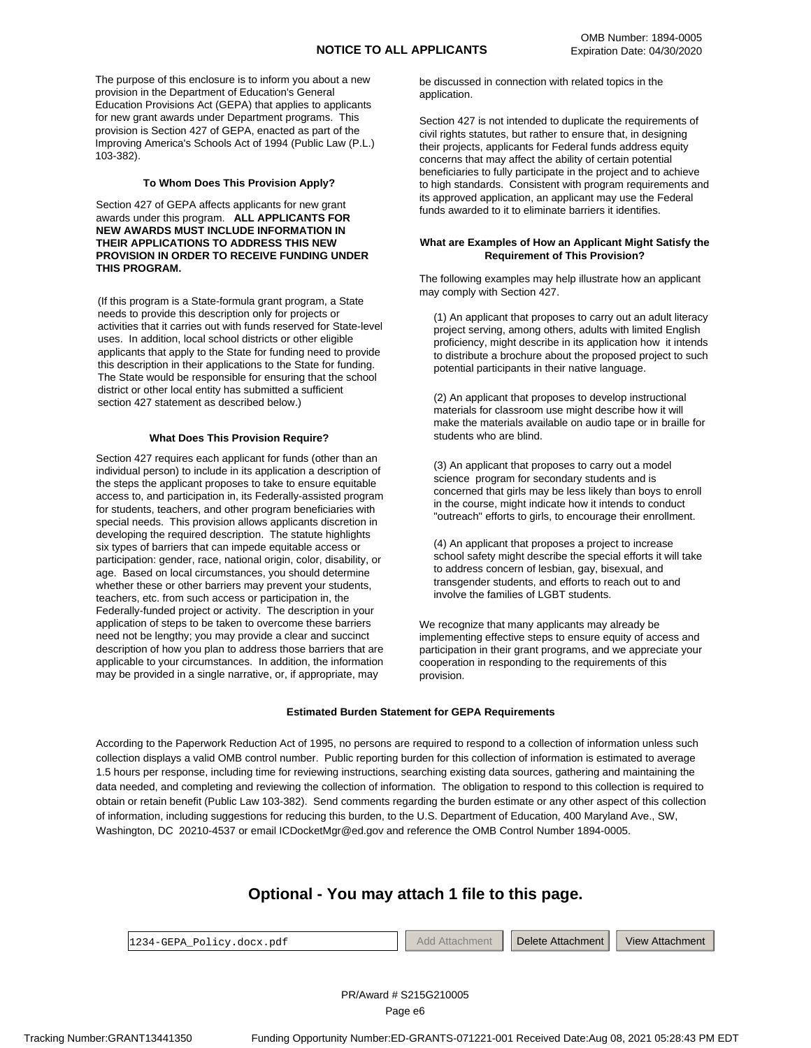OMB Number: 1894-0005
Expiration Date: 04/30/2020

# NOTICE TO ALL APPLICANTS

The purpose of this enclosure is to inform you about a new provision in the Department of Education's General Education Provisions Act (GEPA) that applies to applicants for new grant awards under Department programs. This provision is Section 427 of GEPA, enacted as part of the Improving America's Schools Act of 1994 (Public Law (P.L.) 103-382).

### To Whom Does This Provision Apply?

Section 427 of GEPA affects applicants for new grant awards under this program. **ALL APPLICANTS FOR NEW AWARDS MUST INCLUDE INFORMATION IN THEIR APPLICATIONS TO ADDRESS THIS NEW PROVISION IN ORDER TO RECEIVE FUNDING UNDER THIS PROGRAM.**

(If this program is a State-formula grant program, a State needs to provide this description only for projects or activities that it carries out with funds reserved for State-level uses. In addition, local school districts or other eligible applicants that apply to the State for funding need to provide this description in their applications to the State for funding. The State would be responsible for ensuring that the school district or other local entity has submitted a sufficient section 427 statement as described below.)

### What Does This Provision Require?

Section 427 requires each applicant for funds (other than an individual person) to include in its application a description of the steps the applicant proposes to take to ensure equitable access to, and participation in, its Federally-assisted program for students, teachers, and other program beneficiaries with special needs. This provision allows applicants discretion in developing the required description. The statute highlights six types of barriers that can impede equitable access or participation: gender, race, national origin, color, disability, or age. Based on local circumstances, you should determine whether these or other barriers may prevent your students, teachers, etc. from such access or participation in, the Federally-funded project or activity. The description in your application of steps to be taken to overcome these barriers need not be lengthy; you may provide a clear and succinct description of how you plan to address those barriers that are applicable to your circumstances. In addition, the information may be provided in a single narrative, or, if appropriate, may be discussed in connection with related topics in the application.

Section 427 is not intended to duplicate the requirements of civil rights statutes, but rather to ensure that, in designing their projects, applicants for Federal funds address equity concerns that may affect the ability of certain potential beneficiaries to fully participate in the project and to achieve to high standards. Consistent with program requirements and its approved application, an applicant may use the Federal funds awarded to it to eliminate barriers it identifies.

### What are Examples of How an Applicant Might Satisfy the Requirement of This Provision?

The following examples may help illustrate how an applicant may comply with Section 427.

(1) An applicant that proposes to carry out an adult literacy project serving, among others, adults with limited English proficiency, might describe in its application how it intends to distribute a brochure about the proposed project to such potential participants in their native language.

(2) An applicant that proposes to develop instructional materials for classroom use might describe how it will make the materials available on audio tape or in braille for students who are blind.

(3) An applicant that proposes to carry out a model science program for secondary students and is concerned that girls may be less likely than boys to enroll in the course, might indicate how it intends to conduct "outreach" efforts to girls, to encourage their enrollment.

(4) An applicant that proposes a project to increase school safety might describe the special efforts it will take to address concern of lesbian, gay, bisexual, and transgender students, and efforts to reach out to and involve the families of LGBT students.

We recognize that many applicants may already be implementing effective steps to ensure equity of access and participation in their grant programs, and we appreciate your cooperation in responding to the requirements of this provision.

### Estimated Burden Statement for GEPA Requirements

According to the Paperwork Reduction Act of 1995, no persons are required to respond to a collection of information unless such collection displays a valid OMB control number. Public reporting burden for this collection of information is estimated to average 1.5 hours per response, including time for reviewing instructions, searching existing data sources, gathering and maintaining the data needed, and completing and reviewing the collection of information. The obligation to respond to this collection is required to obtain or retain benefit (Public Law 103-382). Send comments regarding the burden estimate or any other aspect of this collection of information, including suggestions for reducing this burden, to the U.S. Department of Education, 400 Maryland Ave., SW, Washington, DC 20210-4537 or email ICDocketMgr@ed.gov and reference the OMB Control Number 1894-0005.

## Optional - You may attach 1 file to this page.

1234-GEPA_Policy.docx.pdf

Add Attachment | Delete Attachment | View Attachment

PR/Award # S215G210005

Tracking Number:GRANT13441350 Funding Opportunity Number:ED-GRANTS-071221-001 Received Date:Aug 08, 2021 05:28:43 PM EDT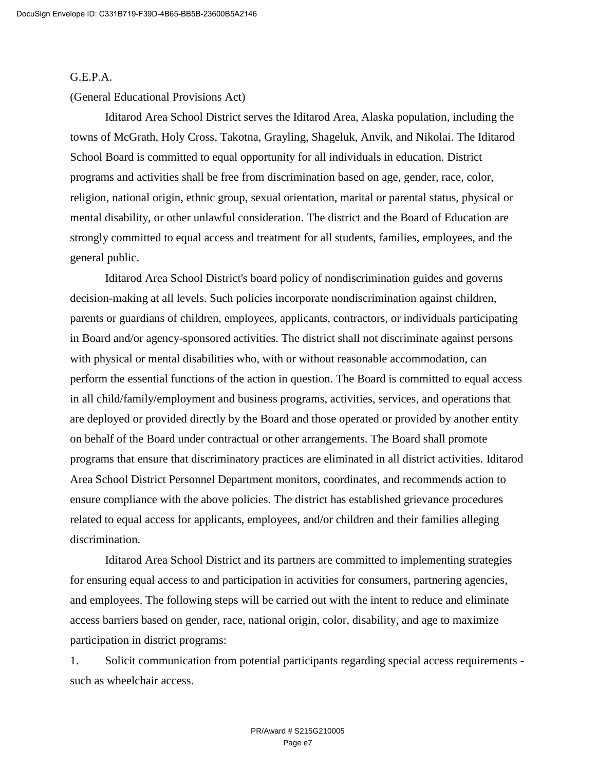G.E.P.A.

(General Educational Provisions Act)

Iditarod Area School District serves the Iditarod Area, Alaska population, including the towns of McGrath, Holy Cross, Takotna, Grayling, Shageluk, Anvik, and Nikolai. The Iditarod School Board is committed to equal opportunity for all individuals in education. District programs and activities shall be free from discrimination based on age, gender, race, color, religion, national origin, ethnic group, sexual orientation, marital or parental status, physical or mental disability, or other unlawful consideration. The district and the Board of Education are strongly committed to equal access and treatment for all students, families, employees, and the general public.

Iditarod Area School District's board policy of nondiscrimination guides and governs decision-making at all levels. Such policies incorporate nondiscrimination against children, parents or guardians of children, employees, applicants, contractors, or individuals participating in Board and/or agency-sponsored activities. The district shall not discriminate against persons with physical or mental disabilities who, with or without reasonable accommodation, can perform the essential functions of the action in question. The Board is committed to equal access in all child/family/employment and business programs, activities, services, and operations that are deployed or provided directly by the Board and those operated or provided by another entity on behalf of the Board under contractual or other arrangements. The Board shall promote programs that ensure that discriminatory practices are eliminated in all district activities. Iditarod Area School District Personnel Department monitors, coordinates, and recommends action to ensure compliance with the above policies. The district has established grievance procedures related to equal access for applicants, employees, and/or children and their families alleging discrimination.

Iditarod Area School District and its partners are committed to implementing strategies for ensuring equal access to and participation in activities for consumers, partnering agencies, and employees. The following steps will be carried out with the intent to reduce and eliminate access barriers based on gender, race, national origin, color, disability, and age to maximize participation in district programs:

1. Solicit communication from potential participants regarding special access requirements - such as wheelchair access.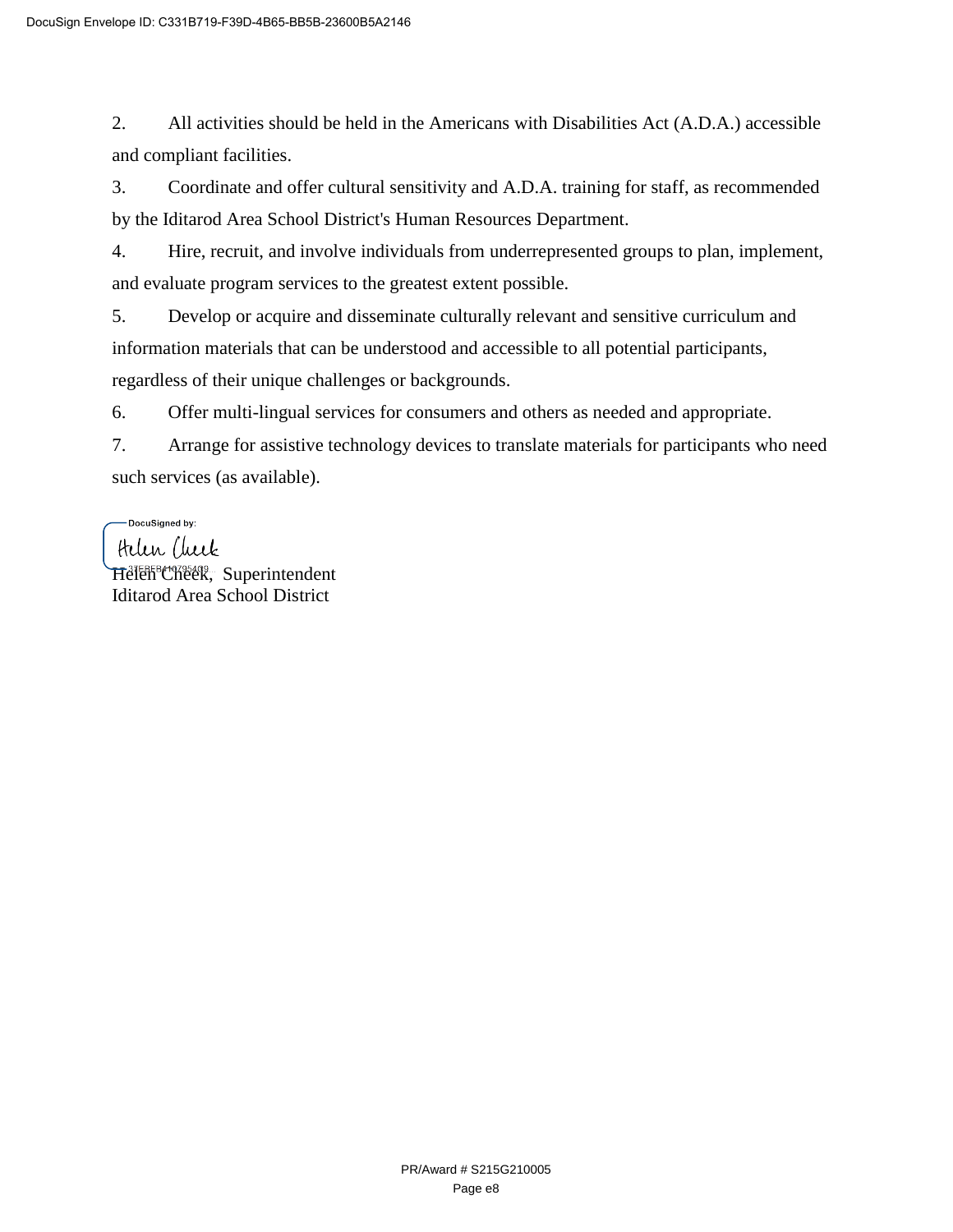2. All activities should be held in the Americans with Disabilities Act (A.D.A.) accessible and compliant facilities.

3. Coordinate and offer cultural sensitivity and A.D.A. training for staff, as recommended by the Iditarod Area School District's Human Resources Department.

4. Hire, recruit, and involve individuals from underrepresented groups to plan, implement, and evaluate program services to the greatest extent possible.

5. Develop or acquire and disseminate culturally relevant and sensitive curriculum and information materials that can be understood and accessible to all potential participants, regardless of their unique challenges or backgrounds.

6. Offer multi-lingual services for consumers and others as needed and appropriate.

7. Arrange for assistive technology devices to translate materials for participants who need such services (as available).

DocuSigned by:

Helen Cheek

Helen Cheek, Superintendent
Iditarod Area School District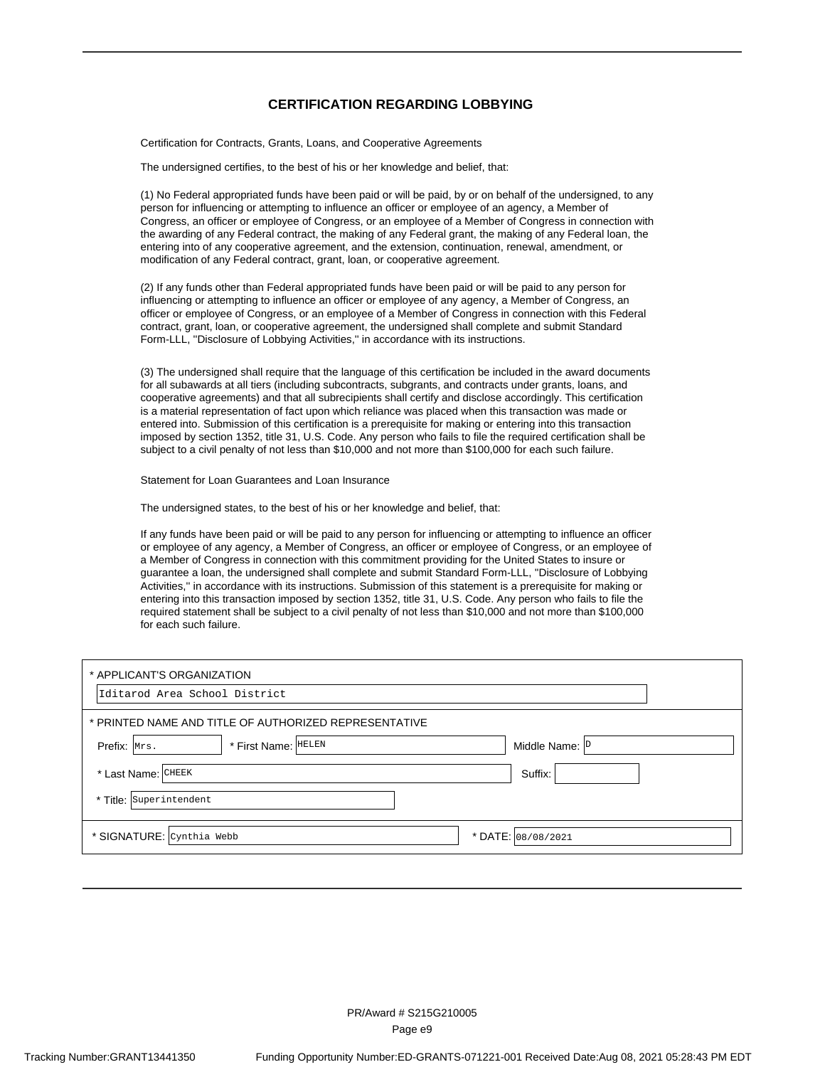# CERTIFICATION REGARDING LOBBYING

Certification for Contracts, Grants, Loans, and Cooperative Agreements

The undersigned certifies, to the best of his or her knowledge and belief, that:

(1) No Federal appropriated funds have been paid or will be paid, by or on behalf of the undersigned, to any person for influencing or attempting to influence an officer or employee of an agency, a Member of Congress, an officer or employee of Congress, or an employee of a Member of Congress in connection with the awarding of any Federal contract, the making of any Federal grant, the making of any Federal loan, the entering into of any cooperative agreement, and the extension, continuation, renewal, amendment, or modification of any Federal contract, grant, loan, or cooperative agreement.

(2) If any funds other than Federal appropriated funds have been paid or will be paid to any person for influencing or attempting to influence an officer or employee of any agency, a Member of Congress, an officer or employee of Congress, or an employee of a Member of Congress in connection with this Federal contract, grant, loan, or cooperative agreement, the undersigned shall complete and submit Standard Form-LLL, ''Disclosure of Lobbying Activities,'' in accordance with its instructions.

(3) The undersigned shall require that the language of this certification be included in the award documents for all subawards at all tiers (including subcontracts, subgrants, and contracts under grants, loans, and cooperative agreements) and that all subrecipients shall certify and disclose accordingly. This certification is a material representation of fact upon which reliance was placed when this transaction was made or entered into. Submission of this certification is a prerequisite for making or entering into this transaction imposed by section 1352, title 31, U.S. Code. Any person who fails to file the required certification shall be subject to a civil penalty of not less than $10,000 and not more than $100,000 for each such failure.

Statement for Loan Guarantees and Loan Insurance

The undersigned states, to the best of his or her knowledge and belief, that:

If any funds have been paid or will be paid to any person for influencing or attempting to influence an officer or employee of any agency, a Member of Congress, an officer or employee of Congress, or an employee of a Member of Congress in connection with this commitment providing for the United States to insure or guarantee a loan, the undersigned shall complete and submit Standard Form-LLL, ''Disclosure of Lobbying Activities,'' in accordance with its instructions. Submission of this statement is a prerequisite for making or entering into this transaction imposed by section 1352, title 31, U.S. Code. Any person who fails to file the required statement shall be subject to a civil penalty of not less than $10,000 and not more than $100,000 for each such failure.

\* APPLICANT'S ORGANIZATION: Iditarod Area School District

\* PRINTED NAME AND TITLE OF AUTHORIZED REPRESENTATIVE

Prefix: Mrs. \* First Name: HELEN Middle Name: D

\* Last Name: CHEEK Suffix:

\* Title: Superintendent

\* SIGNATURE: Cynthia Webb \* DATE: 08/08/2021

PR/Award # S215G210005

Tracking Number:GRANT13441350 Funding Opportunity Number:ED-GRANTS-071221-001 Received Date:Aug 08, 2021 05:28:43 PM EDT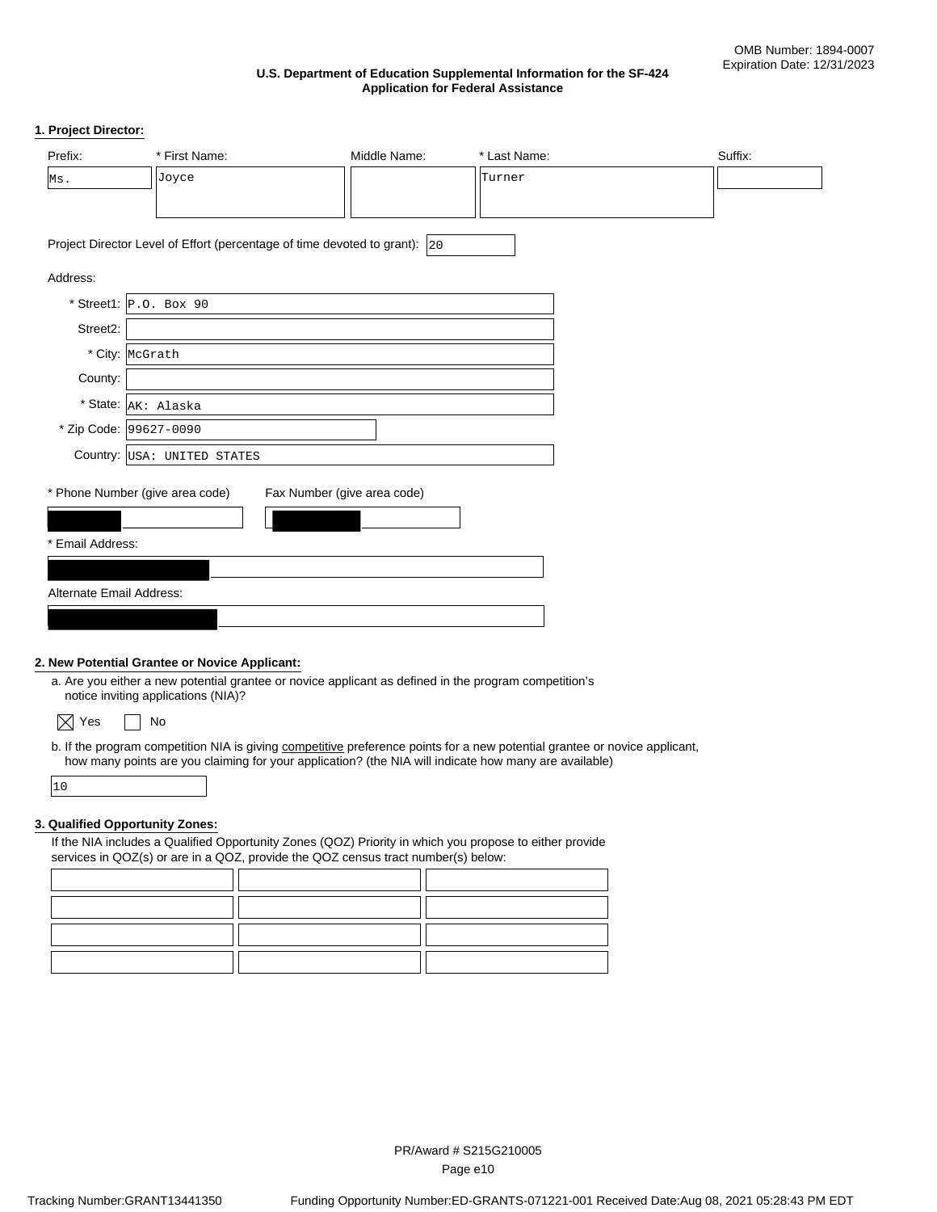OMB Number: 1894-0007
Expiration Date: 12/31/2023

**U.S. Department of Education Supplemental Information for the SF-424 Application for Federal Assistance**

## 1. Project Director:

| Prefix: | * First Name: | Middle Name: | * Last Name: | Suffix: |
|---|---|---|---|---|
| Ms. | Joyce | | Turner | |

Project Director Level of Effort (percentage of time devoted to grant): 20

Address:

* Street1: P.O. Box 90
* Street2:
* City: McGrath
* County:
* State: AK: Alaska
* Zip Code: 99627-0090
* Country: USA: UNITED STATES

* Phone Number (give area code): [redacted]
Fax Number (give area code): [redacted]

* Email Address: [redacted]

Alternate Email Address: [redacted]

## 2. New Potential Grantee or Novice Applicant:

a. Are you either a new potential grantee or novice applicant as defined in the program competition's notice inviting applications (NIA)?

☒ Yes ☐ No

b. If the program competition NIA is giving competitive preference points for a new potential grantee or novice applicant, how many points are you claiming for your application? (the NIA will indicate how many are available)

10

## 3. Qualified Opportunity Zones:

If the NIA includes a Qualified Opportunity Zones (QOZ) Priority in which you propose to either provide services in QOZ(s) or are in a QOZ, provide the QOZ census tract number(s) below:

| | | |
|---|---|---|
| | | |
| | | |
| | | |
| | | |

PR/Award # S215G210005

Tracking Number:GRANT13441350 Funding Opportunity Number:ED-GRANTS-071221-001 Received Date:Aug 08, 2021 05:28:43 PM EDT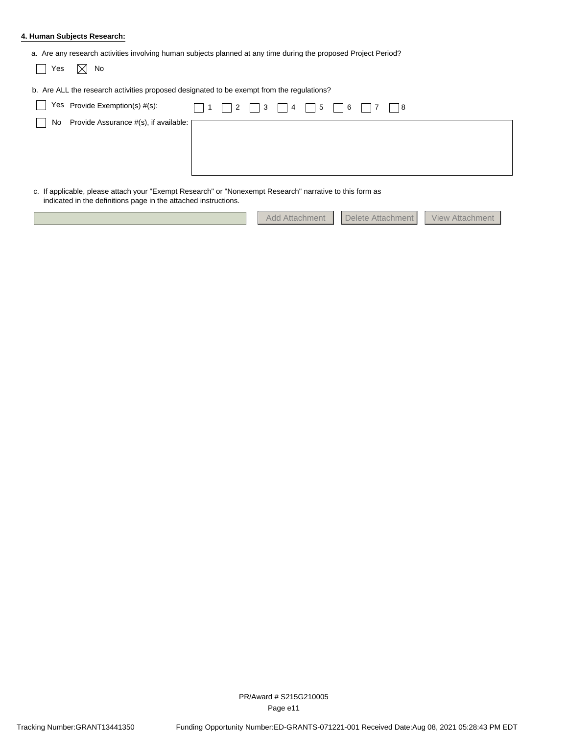**4. Human Subjects Research:**

a. Are any research activities involving human subjects planned at any time during the proposed Project Period?

☐ Yes ☒ No

b. Are ALL the research activities proposed designated to be exempt from the regulations?

☐ Yes Provide Exemption(s) #(s): ☐ 1 ☐ 2 ☐ 3 ☐ 4 ☐ 5 ☐ 6 ☐ 7 ☐ 8

☐ No Provide Assurance #(s), if available:

c. If applicable, please attach your "Exempt Research" or "Nonexempt Research" narrative to this form as indicated in the definitions page in the attached instructions.

Add Attachment | Delete Attachment | View Attachment

PR/Award # S215G210005

Tracking Number:GRANT13441350 Funding Opportunity Number:ED-GRANTS-071221-001 Received Date:Aug 08, 2021 05:28:43 PM EDT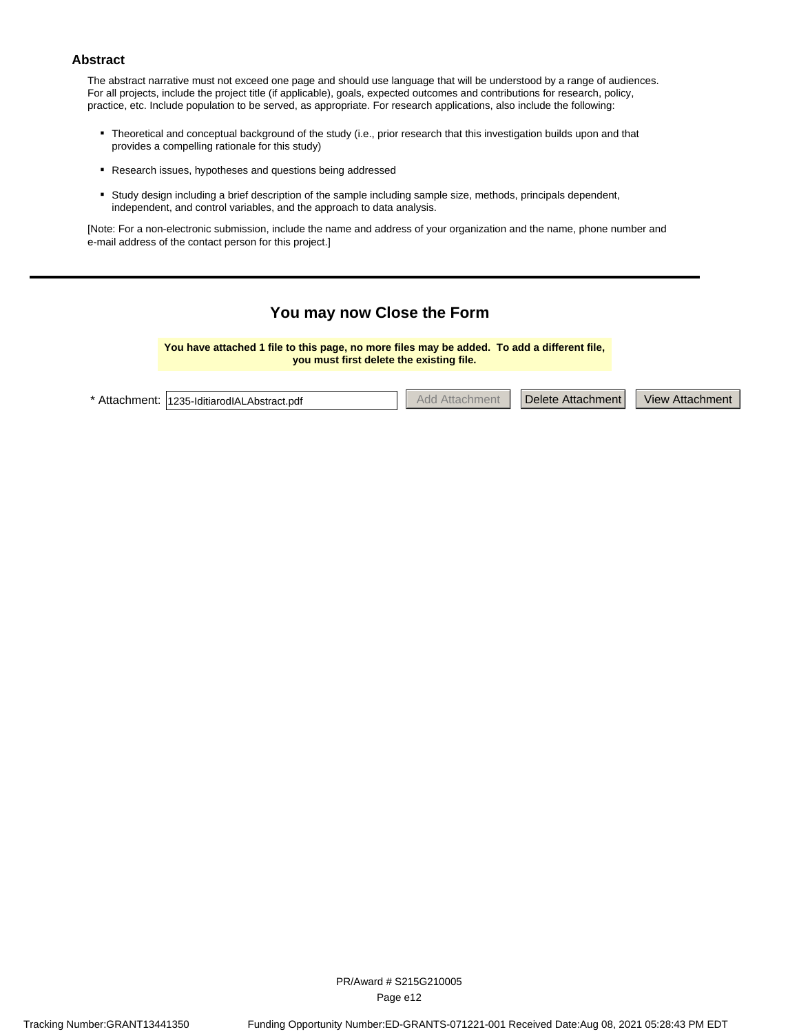## Abstract

The abstract narrative must not exceed one page and should use language that will be understood by a range of audiences. For all projects, include the project title (if applicable), goals, expected outcomes and contributions for research, policy, practice, etc. Include population to be served, as appropriate. For research applications, also include the following:

- Theoretical and conceptual background of the study (i.e., prior research that this investigation builds upon and that provides a compelling rationale for this study)
- Research issues, hypotheses and questions being addressed
- Study design including a brief description of the sample including sample size, methods, principals dependent, independent, and control variables, and the approach to data analysis.

[Note: For a non-electronic submission, include the name and address of your organization and the name, phone number and e-mail address of the contact person for this project.]

---

### You may now Close the Form

**You have attached 1 file to this page, no more files may be added. To add a different file, you must first delete the existing file.**

* Attachment: 1235-IditiarodIALAbstract.pdf

Add Attachment | Delete Attachment | View Attachment

PR/Award # S215G210005

Tracking Number:GRANT13441350 Funding Opportunity Number:ED-GRANTS-071221-001 Received Date:Aug 08, 2021 05:28:43 PM EDT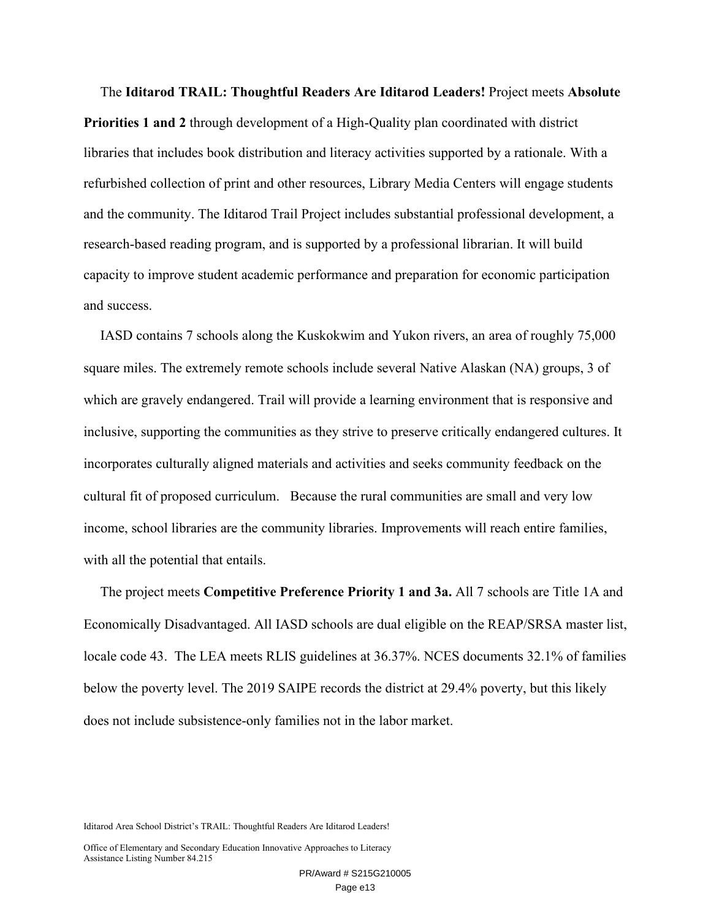The **Iditarod TRAIL: Thoughtful Readers Are Iditarod Leaders!** Project meets **Absolute Priorities 1 and 2** through development of a High-Quality plan coordinated with district libraries that includes book distribution and literacy activities supported by a rationale. With a refurbished collection of print and other resources, Library Media Centers will engage students and the community. The Iditarod Trail Project includes substantial professional development, a research-based reading program, and is supported by a professional librarian. It will build capacity to improve student academic performance and preparation for economic participation and success.

IASD contains 7 schools along the Kuskokwim and Yukon rivers, an area of roughly 75,000 square miles. The extremely remote schools include several Native Alaskan (NA) groups, 3 of which are gravely endangered. Trail will provide a learning environment that is responsive and inclusive, supporting the communities as they strive to preserve critically endangered cultures. It incorporates culturally aligned materials and activities and seeks community feedback on the cultural fit of proposed curriculum. Because the rural communities are small and very low income, school libraries are the community libraries. Improvements will reach entire families, with all the potential that entails.

The project meets **Competitive Preference Priority 1 and 3a.** All 7 schools are Title 1A and Economically Disadvantaged. All IASD schools are dual eligible on the REAP/SRSA master list, locale code 43. The LEA meets RLIS guidelines at 36.37%. NCES documents 32.1% of families below the poverty level. The 2019 SAIPE records the district at 29.4% poverty, but this likely does not include subsistence-only families not in the labor market.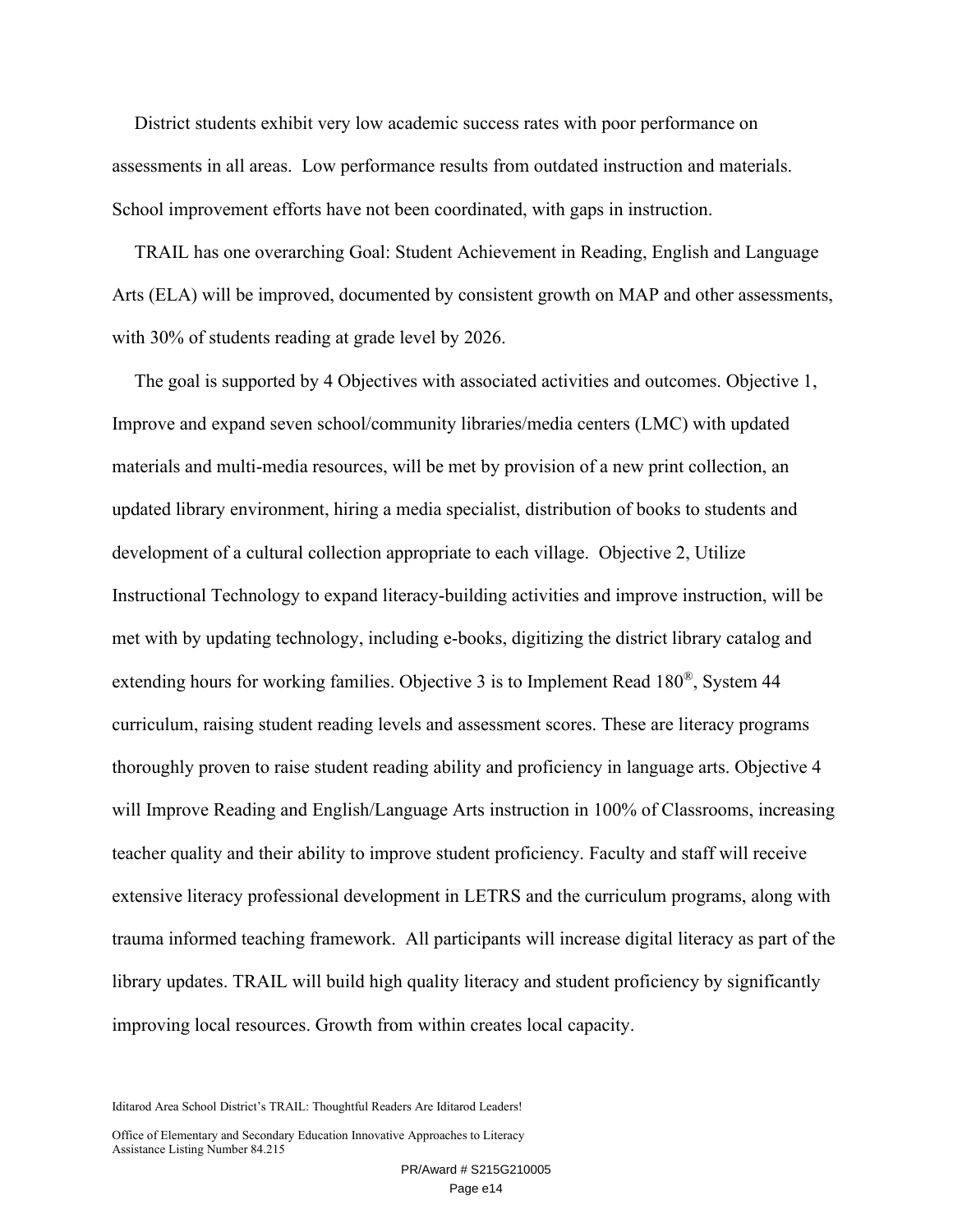District students exhibit very low academic success rates with poor performance on assessments in all areas. Low performance results from outdated instruction and materials. School improvement efforts have not been coordinated, with gaps in instruction.

TRAIL has one overarching Goal: Student Achievement in Reading, English and Language Arts (ELA) will be improved, documented by consistent growth on MAP and other assessments, with 30% of students reading at grade level by 2026.

The goal is supported by 4 Objectives with associated activities and outcomes. Objective 1, Improve and expand seven school/community libraries/media centers (LMC) with updated materials and multi-media resources, will be met by provision of a new print collection, an updated library environment, hiring a media specialist, distribution of books to students and development of a cultural collection appropriate to each village. Objective 2, Utilize Instructional Technology to expand literacy-building activities and improve instruction, will be met with by updating technology, including e-books, digitizing the district library catalog and extending hours for working families. Objective 3 is to Implement Read 180®, System 44 curriculum, raising student reading levels and assessment scores. These are literacy programs thoroughly proven to raise student reading ability and proficiency in language arts. Objective 4 will Improve Reading and English/Language Arts instruction in 100% of Classrooms, increasing teacher quality and their ability to improve student proficiency. Faculty and staff will receive extensive literacy professional development in LETRS and the curriculum programs, along with trauma informed teaching framework. All participants will increase digital literacy as part of the library updates. TRAIL will build high quality literacy and student proficiency by significantly improving local resources. Growth from within creates local capacity.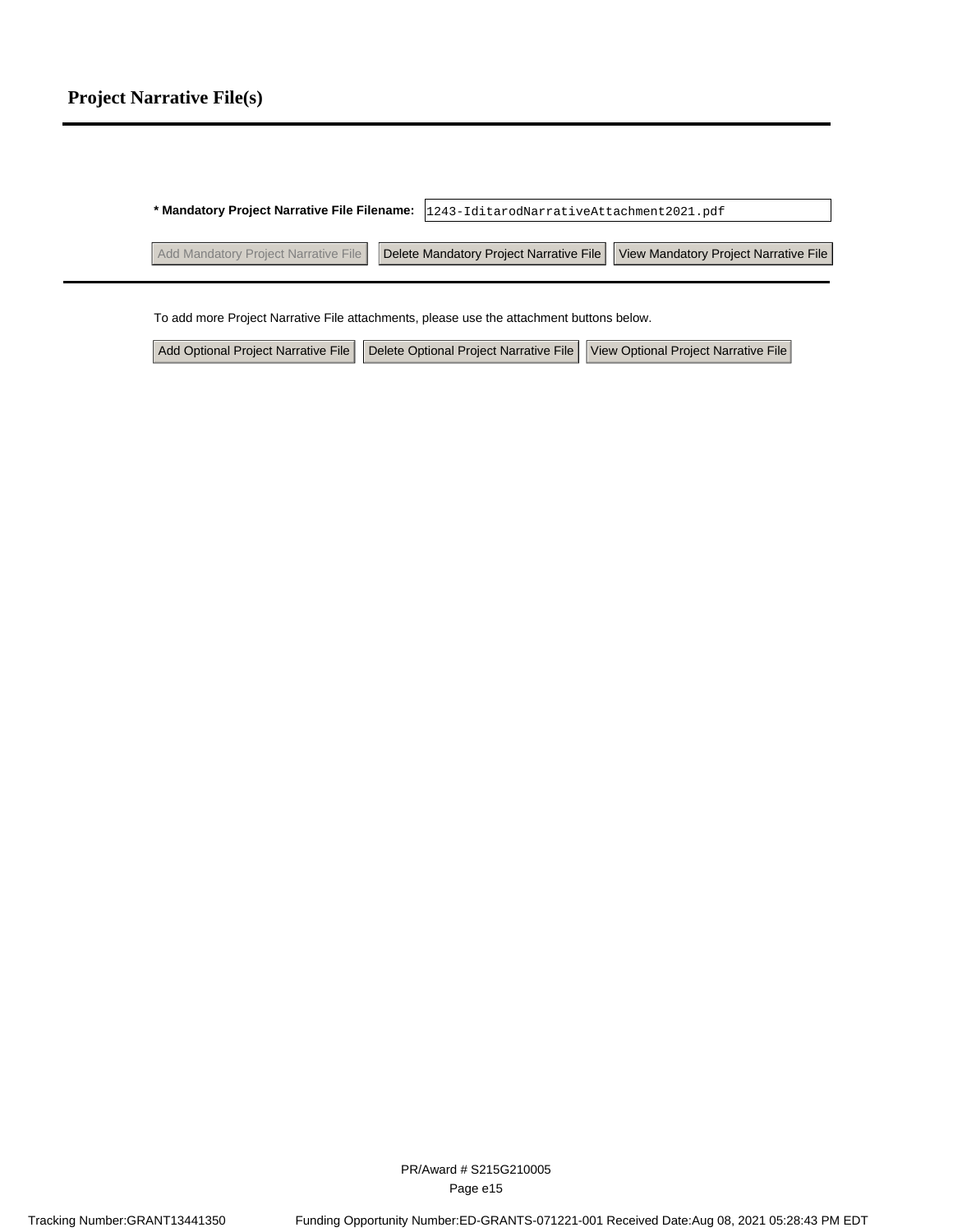# Project Narrative File(s)

**\* Mandatory Project Narrative File Filename:** 1243-IditarodNarrativeAttachment2021.pdf

Add Mandatory Project Narrative File | Delete Mandatory Project Narrative File | View Mandatory Project Narrative File

To add more Project Narrative File attachments, please use the attachment buttons below.

Add Optional Project Narrative File | Delete Optional Project Narrative File | View Optional Project Narrative File

PR/Award # S215G210005

Tracking Number:GRANT13441350 Funding Opportunity Number:ED-GRANTS-071221-001 Received Date:Aug 08, 2021 05:28:43 PM EDT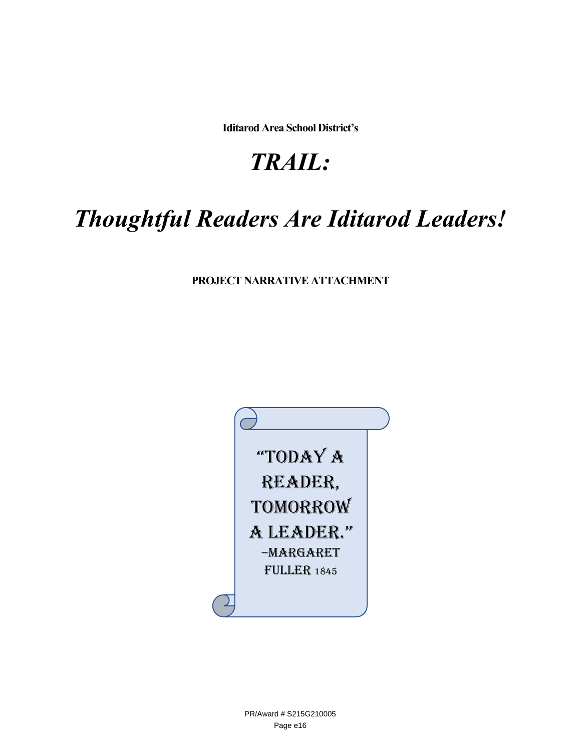**Iditarod Area School District's**

# *TRAIL:*

# *Thoughtful Readers Are Iditarod Leaders!*

**PROJECT NARRATIVE ATTACHMENT**

"TODAY A READER, TOMORROW A LEADER."
–MARGARET FULLER 1845

PR/Award # S215G210005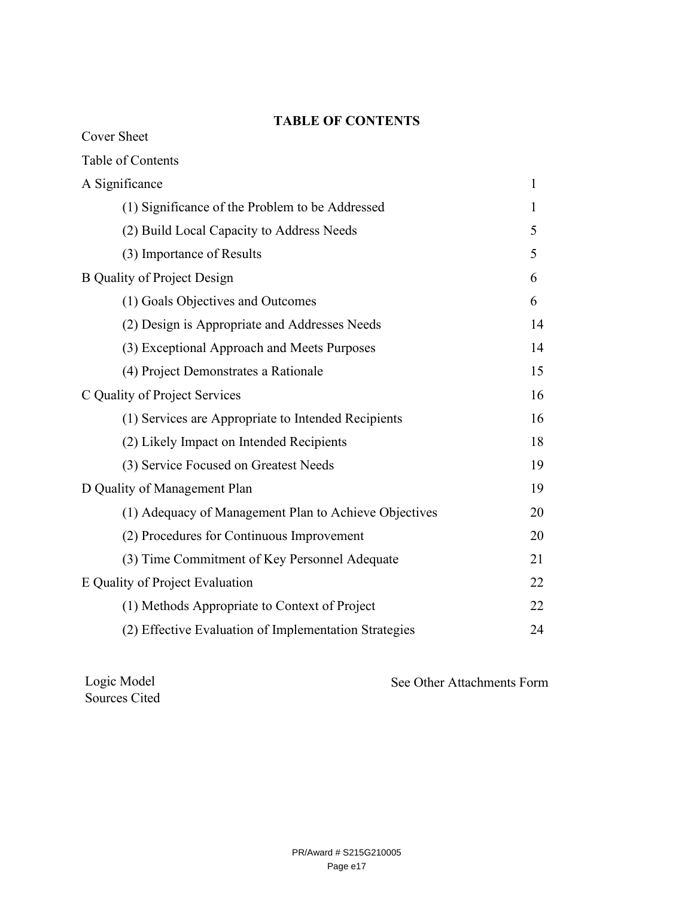## TABLE OF CONTENTS

| | |
|---|---|
| Cover Sheet | |
| Table of Contents | |
| A Significance | 1 |
| (1) Significance of the Problem to be Addressed | 1 |
| (2) Build Local Capacity to Address Needs | 5 |
| (3) Importance of Results | 5 |
| B Quality of Project Design | 6 |
| (1) Goals Objectives and Outcomes | 6 |
| (2) Design is Appropriate and Addresses Needs | 14 |
| (3) Exceptional Approach and Meets Purposes | 14 |
| (4) Project Demonstrates a Rationale | 15 |
| C Quality of Project Services | 16 |
| (1) Services are Appropriate to Intended Recipients | 16 |
| (2) Likely Impact on Intended Recipients | 18 |
| (3) Service Focused on Greatest Needs | 19 |
| D Quality of Management Plan | 19 |
| (1) Adequacy of Management Plan to Achieve Objectives | 20 |
| (2) Procedures for Continuous Improvement | 20 |
| (3) Time Commitment of Key Personnel Adequate | 21 |
| E Quality of Project Evaluation | 22 |
| (1) Methods Appropriate to Context of Project | 22 |
| (2) Effective Evaluation of Implementation Strategies | 24 |

Logic Model
Sources Cited

See Other Attachments Form

PR/Award # S215G210005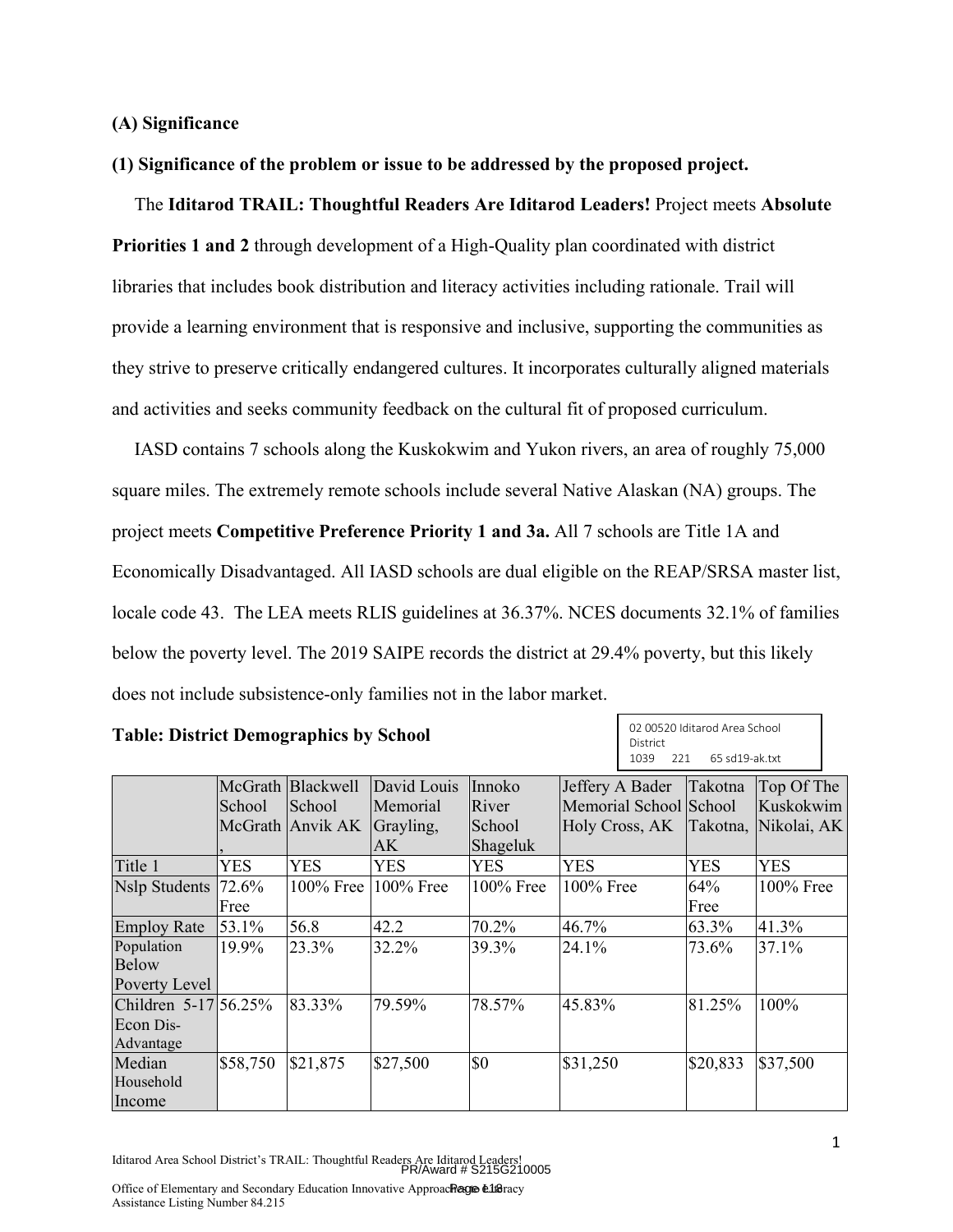**(A) Significance**

**(1) Significance of the problem or issue to be addressed by the proposed project.**

The **Iditarod TRAIL: Thoughtful Readers Are Iditarod Leaders!** Project meets **Absolute Priorities 1 and 2** through development of a High-Quality plan coordinated with district libraries that includes book distribution and literacy activities including rationale. Trail will provide a learning environment that is responsive and inclusive, supporting the communities as they strive to preserve critically endangered cultures. It incorporates culturally aligned materials and activities and seeks community feedback on the cultural fit of proposed curriculum.

IASD contains 7 schools along the Kuskokwim and Yukon rivers, an area of roughly 75,000 square miles. The extremely remote schools include several Native Alaskan (NA) groups. The project meets **Competitive Preference Priority 1 and 3a.** All 7 schools are Title 1A and Economically Disadvantaged. All IASD schools are dual eligible on the REAP/SRSA master list, locale code 43. The LEA meets RLIS guidelines at 36.37%. NCES documents 32.1% of families below the poverty level. The 2019 SAIPE records the district at 29.4% poverty, but this likely does not include subsistence-only families not in the labor market.

**Table: District Demographics by School**

02 00520 Iditarod Area School District
1039 221 65 sd19-ak.txt

| | McGrath School McGrath , | Blackwell School Anvik AK | David Louis Memorial Grayling, AK | Innoko River School Shageluk | Jeffery A Bader Memorial School Holy Cross, AK | Takotna School Takotna, | Top Of The Kuskokwim Nikolai, AK |
|---|---|---|---|---|---|---|---|
| Title 1 | YES | YES | YES | YES | YES | YES | YES |
| Nslp Students | 72.6% Free | 100% Free | 100% Free | 100% Free | 100% Free | 64% Free | 100% Free |
| Employ Rate | 53.1% | 56.8 | 42.2 | 70.2% | 46.7% | 63.3% | 41.3% |
| Population Below Poverty Level | 19.9% | 23.3% | 32.2% | 39.3% | 24.1% | 73.6% | 37.1% |
| Children 5-17 Econ Dis-Advantage | 56.25% | 83.33% | 79.59% | 78.57% | 45.83% | 81.25% | 100% |
| Median Household Income | $58,750 | $21,875 | $27,500 | $0 | $31,250 | $20,833 | $37,500 |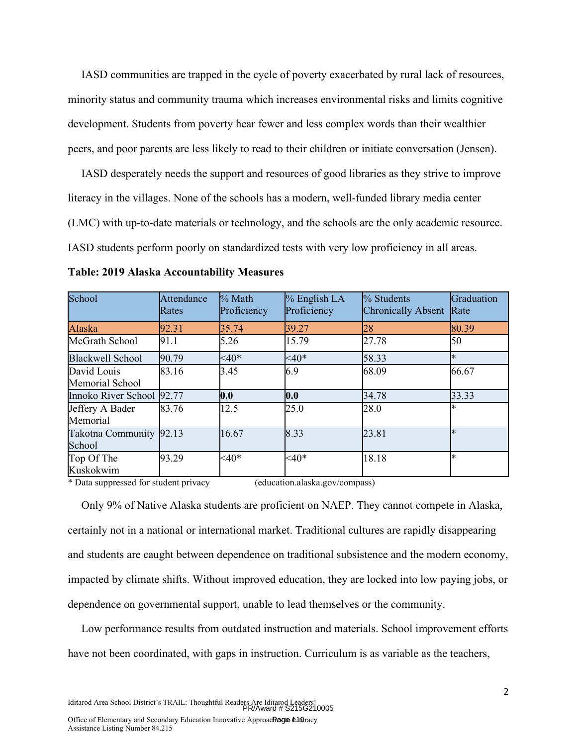IASD communities are trapped in the cycle of poverty exacerbated by rural lack of resources, minority status and community trauma which increases environmental risks and limits cognitive development. Students from poverty hear fewer and less complex words than their wealthier peers, and poor parents are less likely to read to their children or initiate conversation (Jensen).

IASD desperately needs the support and resources of good libraries as they strive to improve literacy in the villages. None of the schools has a modern, well-funded library media center (LMC) with up-to-date materials or technology, and the schools are the only academic resource. IASD students perform poorly on standardized tests with very low proficiency in all areas.

**Table: 2019 Alaska Accountability Measures**

| School | Attendance Rates | % Math Proficiency | % English LA Proficiency | % Students Chronically Absent | Graduation Rate |
|---|---|---|---|---|---|
| Alaska | 92.31 | 35.74 | 39.27 | 28 | 80.39 |
| McGrath School | 91.1 | 5.26 | 15.79 | 27.78 | 50 |
| Blackwell School | 90.79 | <40* | <40* | 58.33 | * |
| David Louis Memorial School | 83.16 | 3.45 | 6.9 | 68.09 | 66.67 |
| Innoko River School | 92.77 | **0.0** | **0.0** | 34.78 | 33.33 |
| Jeffery A Bader Memorial | 83.76 | 12.5 | 25.0 | 28.0 | * |
| Takotna Community School | 92.13 | 16.67 | 8.33 | 23.81 | * |
| Top Of The Kuskokwim | 93.29 | <40* | <40* | 18.18 | * |

* Data suppressed for student privacy (education.alaska.gov/compass)

Only 9% of Native Alaska students are proficient on NAEP. They cannot compete in Alaska, certainly not in a national or international market. Traditional cultures are rapidly disappearing and students are caught between dependence on traditional subsistence and the modern economy, impacted by climate shifts. Without improved education, they are locked into low paying jobs, or dependence on governmental support, unable to lead themselves or the community.

Low performance results from outdated instruction and materials. School improvement efforts have not been coordinated, with gaps in instruction. Curriculum is as variable as the teachers,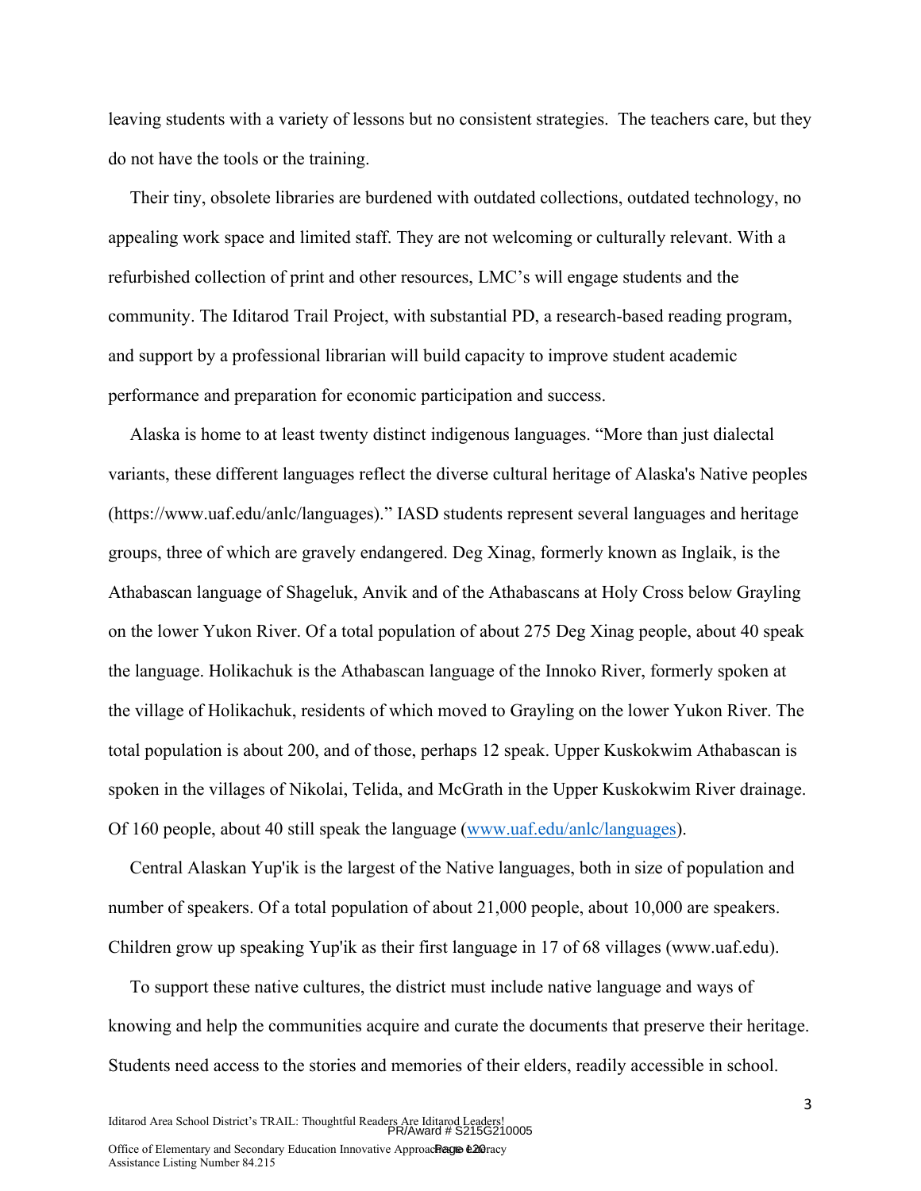leaving students with a variety of lessons but no consistent strategies. The teachers care, but they do not have the tools or the training.

Their tiny, obsolete libraries are burdened with outdated collections, outdated technology, no appealing work space and limited staff. They are not welcoming or culturally relevant. With a refurbished collection of print and other resources, LMC's will engage students and the community. The Iditarod Trail Project, with substantial PD, a research-based reading program, and support by a professional librarian will build capacity to improve student academic performance and preparation for economic participation and success.

Alaska is home to at least twenty distinct indigenous languages. "More than just dialectal variants, these different languages reflect the diverse cultural heritage of Alaska's Native peoples (https://www.uaf.edu/anlc/languages)." IASD students represent several languages and heritage groups, three of which are gravely endangered. Deg Xinag, formerly known as Inglaik, is the Athabascan language of Shageluk, Anvik and of the Athabascans at Holy Cross below Grayling on the lower Yukon River. Of a total population of about 275 Deg Xinag people, about 40 speak the language. Holikachuk is the Athabascan language of the Innoko River, formerly spoken at the village of Holikachuk, residents of which moved to Grayling on the lower Yukon River. The total population is about 200, and of those, perhaps 12 speak. Upper Kuskokwim Athabascan is spoken in the villages of Nikolai, Telida, and McGrath in the Upper Kuskokwim River drainage. Of 160 people, about 40 still speak the language (www.uaf.edu/anlc/languages).

Central Alaskan Yup'ik is the largest of the Native languages, both in size of population and number of speakers. Of a total population of about 21,000 people, about 10,000 are speakers. Children grow up speaking Yup'ik as their first language in 17 of 68 villages (www.uaf.edu).

To support these native cultures, the district must include native language and ways of knowing and help the communities acquire and curate the documents that preserve their heritage. Students need access to the stories and memories of their elders, readily accessible in school.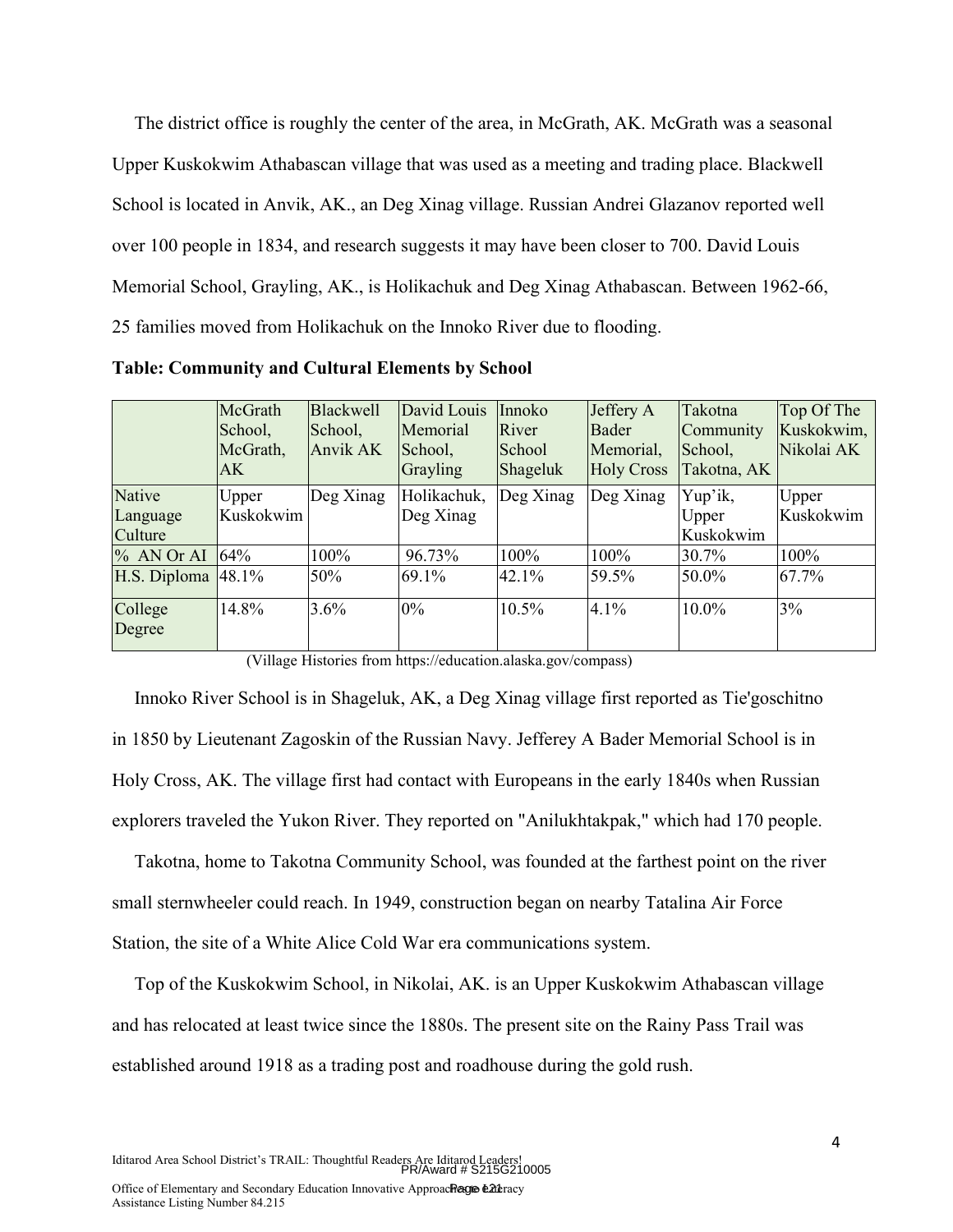The district office is roughly the center of the area, in McGrath, AK. McGrath was a seasonal Upper Kuskokwim Athabascan village that was used as a meeting and trading place. Blackwell School is located in Anvik, AK., an Deg Xinag village. Russian Andrei Glazanov reported well over 100 people in 1834, and research suggests it may have been closer to 700. David Louis Memorial School, Grayling, AK., is Holikachuk and Deg Xinag Athabascan. Between 1962-66, 25 families moved from Holikachuk on the Innoko River due to flooding.

**Table: Community and Cultural Elements by School**

| | McGrath School, McGrath, AK | Blackwell School, Anvik AK | David Louis Memorial School, Grayling | Innoko River School Shageluk | Jeffery A Bader Memorial, Holy Cross | Takotna Community School, Takotna, AK | Top Of The Kuskokwim, Nikolai AK |
|---|---|---|---|---|---|---|---|
| Native Language Culture | Upper Kuskokwim | Deg Xinag | Holikachuk, Deg Xinag | Deg Xinag | Deg Xinag | Yup'ik, Upper Kuskokwim | Upper Kuskokwim |
| % AN Or AI | 64% | 100% | 96.73% | 100% | 100% | 30.7% | 100% |
| H.S. Diploma | 48.1% | 50% | 69.1% | 42.1% | 59.5% | 50.0% | 67.7% |
| College Degree | 14.8% | 3.6% | 0% | 10.5% | 4.1% | 10.0% | 3% |

(Village Histories from https://education.alaska.gov/compass)

Innoko River School is in Shageluk, AK, a Deg Xinag village first reported as Tie'goschitno in 1850 by Lieutenant Zagoskin of the Russian Navy. Jefferey A Bader Memorial School is in Holy Cross, AK. The village first had contact with Europeans in the early 1840s when Russian explorers traveled the Yukon River. They reported on "Anilukhtakpak," which had 170 people.

Takotna, home to Takotna Community School, was founded at the farthest point on the river small sternwheeler could reach. In 1949, construction began on nearby Tatalina Air Force Station, the site of a White Alice Cold War era communications system.

Top of the Kuskokwim School, in Nikolai, AK. is an Upper Kuskokwim Athabascan village and has relocated at least twice since the 1880s. The present site on the Rainy Pass Trail was established around 1918 as a trading post and roadhouse during the gold rush.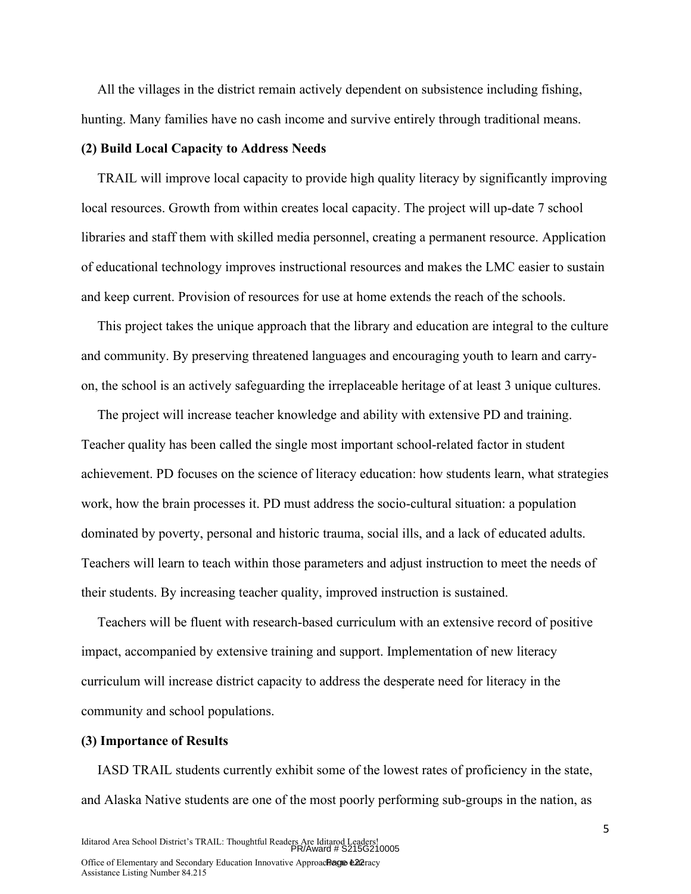All the villages in the district remain actively dependent on subsistence including fishing, hunting. Many families have no cash income and survive entirely through traditional means.

**(2) Build Local Capacity to Address Needs**

TRAIL will improve local capacity to provide high quality literacy by significantly improving local resources. Growth from within creates local capacity. The project will up-date 7 school libraries and staff them with skilled media personnel, creating a permanent resource. Application of educational technology improves instructional resources and makes the LMC easier to sustain and keep current. Provision of resources for use at home extends the reach of the schools.

This project takes the unique approach that the library and education are integral to the culture and community. By preserving threatened languages and encouraging youth to learn and carry-on, the school is an actively safeguarding the irreplaceable heritage of at least 3 unique cultures.

The project will increase teacher knowledge and ability with extensive PD and training. Teacher quality has been called the single most important school-related factor in student achievement. PD focuses on the science of literacy education: how students learn, what strategies work, how the brain processes it. PD must address the socio-cultural situation: a population dominated by poverty, personal and historic trauma, social ills, and a lack of educated adults. Teachers will learn to teach within those parameters and adjust instruction to meet the needs of their students. By increasing teacher quality, improved instruction is sustained.

Teachers will be fluent with research-based curriculum with an extensive record of positive impact, accompanied by extensive training and support. Implementation of new literacy curriculum will increase district capacity to address the desperate need for literacy in the community and school populations.

**(3) Importance of Results**

IASD TRAIL students currently exhibit some of the lowest rates of proficiency in the state, and Alaska Native students are one of the most poorly performing sub-groups in the nation, as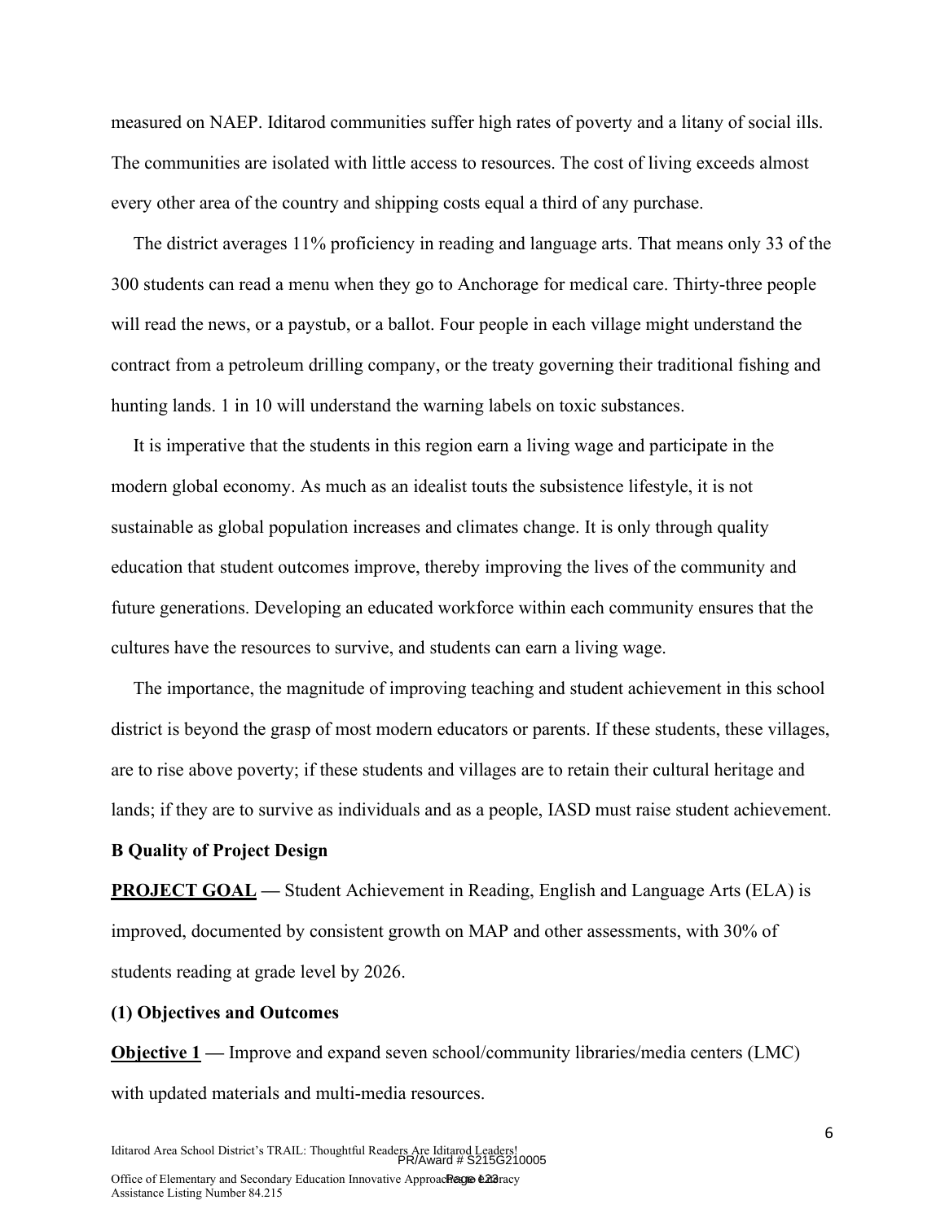measured on NAEP. Iditarod communities suffer high rates of poverty and a litany of social ills. The communities are isolated with little access to resources. The cost of living exceeds almost every other area of the country and shipping costs equal a third of any purchase.

The district averages 11% proficiency in reading and language arts. That means only 33 of the 300 students can read a menu when they go to Anchorage for medical care. Thirty-three people will read the news, or a paystub, or a ballot. Four people in each village might understand the contract from a petroleum drilling company, or the treaty governing their traditional fishing and hunting lands. 1 in 10 will understand the warning labels on toxic substances.

It is imperative that the students in this region earn a living wage and participate in the modern global economy. As much as an idealist touts the subsistence lifestyle, it is not sustainable as global population increases and climates change. It is only through quality education that student outcomes improve, thereby improving the lives of the community and future generations. Developing an educated workforce within each community ensures that the cultures have the resources to survive, and students can earn a living wage.

The importance, the magnitude of improving teaching and student achievement in this school district is beyond the grasp of most modern educators or parents. If these students, these villages, are to rise above poverty; if these students and villages are to retain their cultural heritage and lands; if they are to survive as individuals and as a people, IASD must raise student achievement.

**B Quality of Project Design**

**PROJECT GOAL —** Student Achievement in Reading, English and Language Arts (ELA) is improved, documented by consistent growth on MAP and other assessments, with 30% of students reading at grade level by 2026.

**(1) Objectives and Outcomes**

**Objective 1 —** Improve and expand seven school/community libraries/media centers (LMC) with updated materials and multi-media resources.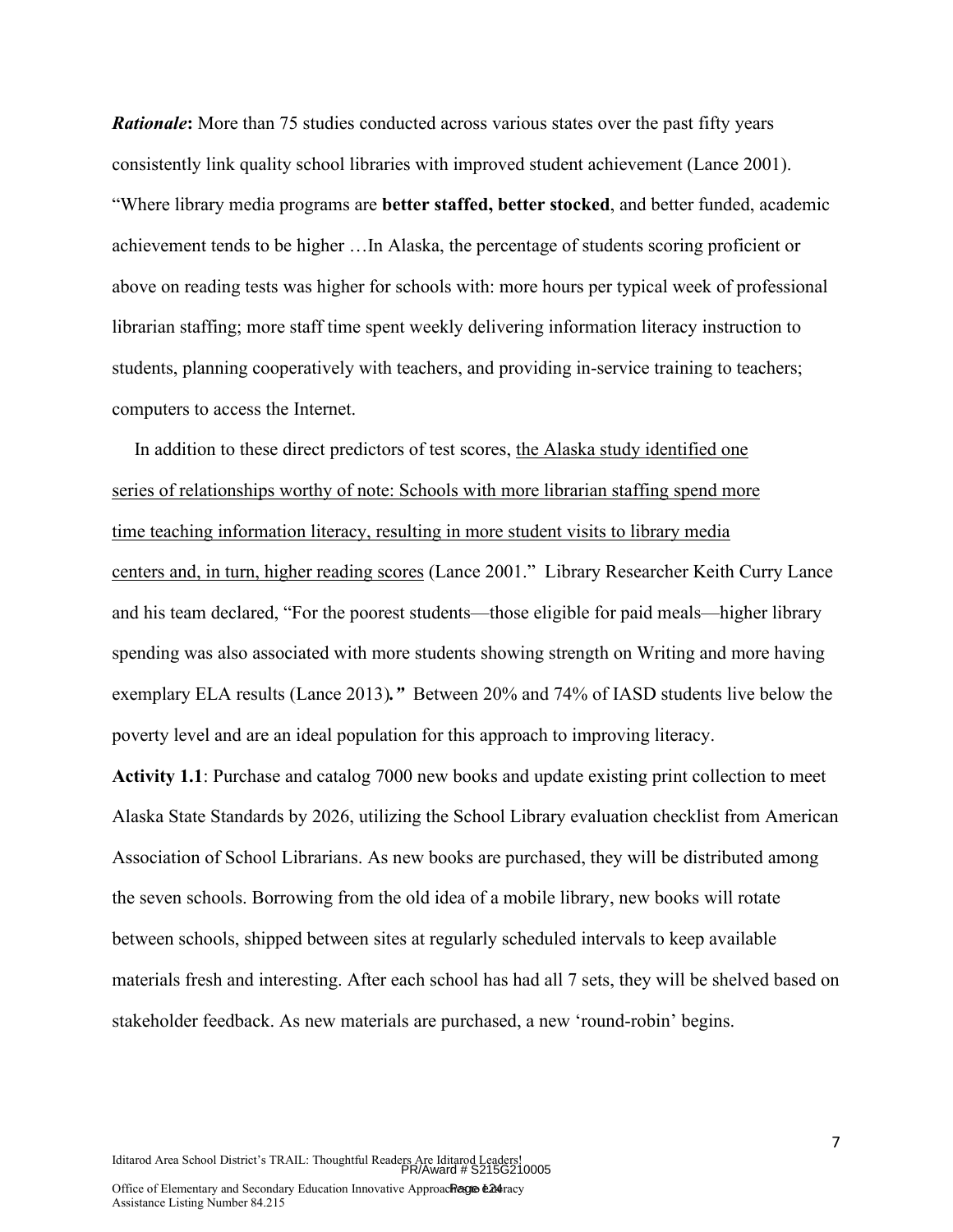***Rationale*****:** More than 75 studies conducted across various states over the past fifty years consistently link quality school libraries with improved student achievement (Lance 2001). "Where library media programs are **better staffed, better stocked**, and better funded, academic achievement tends to be higher …In Alaska, the percentage of students scoring proficient or above on reading tests was higher for schools with: more hours per typical week of professional librarian staffing; more staff time spent weekly delivering information literacy instruction to students, planning cooperatively with teachers, and providing in-service training to teachers; computers to access the Internet.

In addition to these direct predictors of test scores, <u>the Alaska study identified one series of relationships worthy of note: Schools with more librarian staffing spend more time teaching information literacy, resulting in more student visits to library media centers and, in turn, higher reading scores</u> (Lance 2001." Library Researcher Keith Curry Lance and his team declared, "For the poorest students—those eligible for paid meals—higher library spending was also associated with more students showing strength on Writing and more having exemplary ELA results (Lance 2013)***.*** ***"*** Between 20% and 74% of IASD students live below the poverty level and are an ideal population for this approach to improving literacy.

**Activity 1.1**: Purchase and catalog 7000 new books and update existing print collection to meet Alaska State Standards by 2026, utilizing the School Library evaluation checklist from American Association of School Librarians. As new books are purchased, they will be distributed among the seven schools. Borrowing from the old idea of a mobile library, new books will rotate between schools, shipped between sites at regularly scheduled intervals to keep available materials fresh and interesting. After each school has had all 7 sets, they will be shelved based on stakeholder feedback. As new materials are purchased, a new 'round-robin' begins.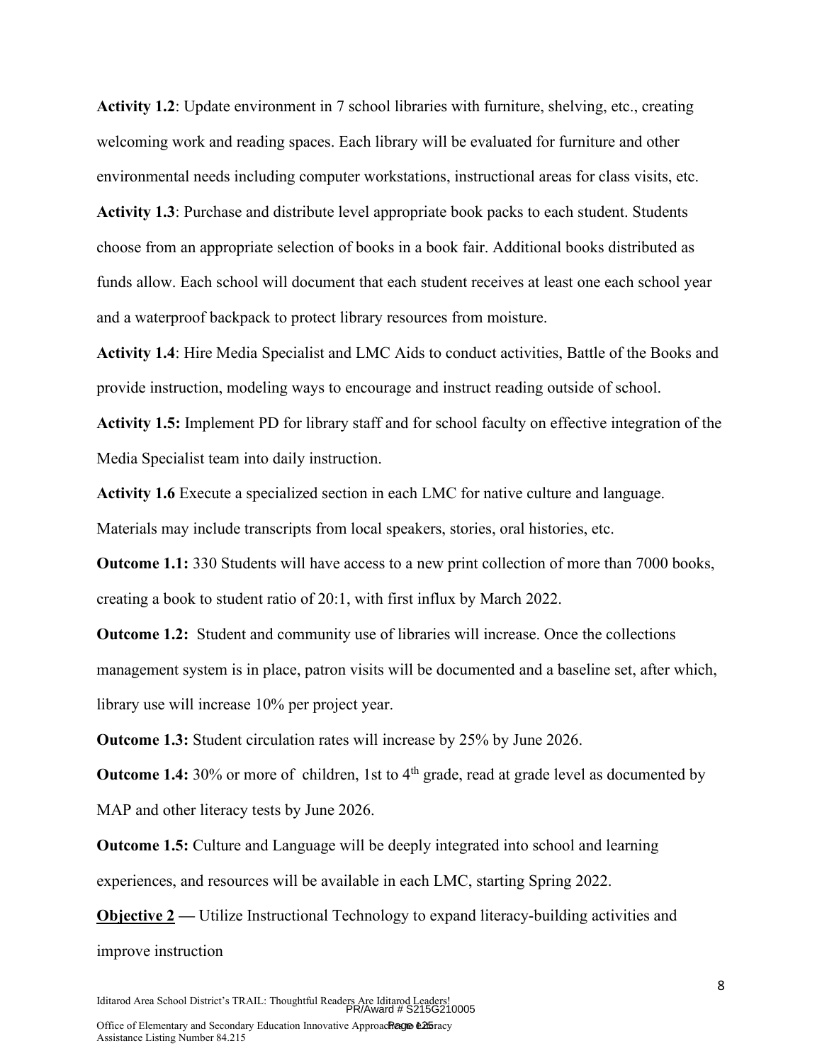**Activity 1.2**: Update environment in 7 school libraries with furniture, shelving, etc., creating welcoming work and reading spaces. Each library will be evaluated for furniture and other environmental needs including computer workstations, instructional areas for class visits, etc.

**Activity 1.3**: Purchase and distribute level appropriate book packs to each student. Students choose from an appropriate selection of books in a book fair. Additional books distributed as funds allow. Each school will document that each student receives at least one each school year and a waterproof backpack to protect library resources from moisture.

**Activity 1.4**: Hire Media Specialist and LMC Aids to conduct activities, Battle of the Books and provide instruction, modeling ways to encourage and instruct reading outside of school.

**Activity 1.5:** Implement PD for library staff and for school faculty on effective integration of the Media Specialist team into daily instruction.

**Activity 1.6** Execute a specialized section in each LMC for native culture and language. Materials may include transcripts from local speakers, stories, oral histories, etc.

**Outcome 1.1:** 330 Students will have access to a new print collection of more than 7000 books, creating a book to student ratio of 20:1, with first influx by March 2022.

**Outcome 1.2:** Student and community use of libraries will increase. Once the collections management system is in place, patron visits will be documented and a baseline set, after which, library use will increase 10% per project year.

**Outcome 1.3:** Student circulation rates will increase by 25% by June 2026.

**Outcome 1.4:** 30% or more of children, 1st to 4th grade, read at grade level as documented by MAP and other literacy tests by June 2026.

**Outcome 1.5:** Culture and Language will be deeply integrated into school and learning experiences, and resources will be available in each LMC, starting Spring 2022.

**Objective 2 —** Utilize Instructional Technology to expand literacy-building activities and improve instruction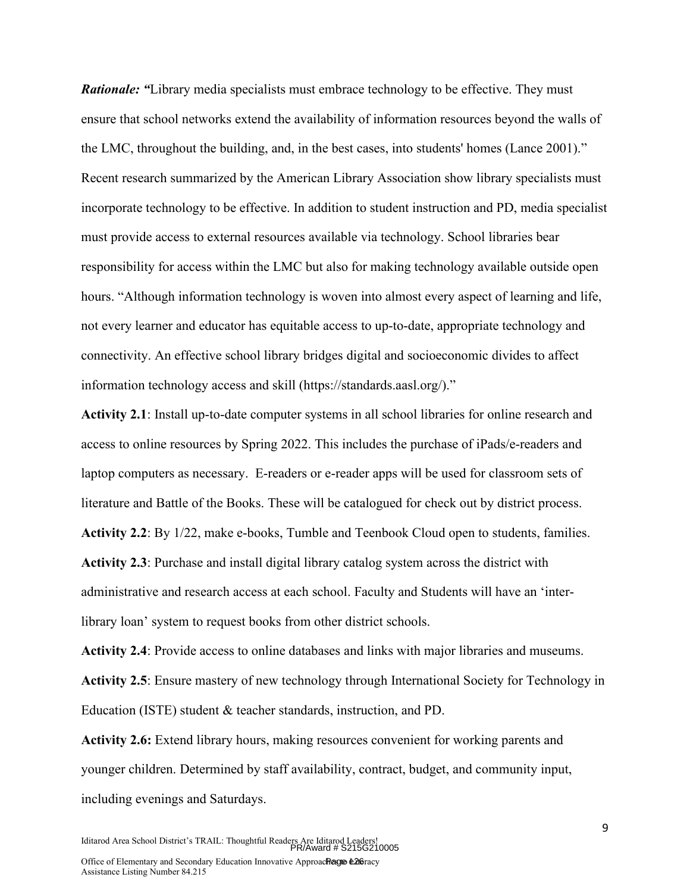***Rationale: "***Library media specialists must embrace technology to be effective. They must ensure that school networks extend the availability of information resources beyond the walls of the LMC, throughout the building, and, in the best cases, into students' homes (Lance 2001)." Recent research summarized by the American Library Association show library specialists must incorporate technology to be effective. In addition to student instruction and PD, media specialist must provide access to external resources available via technology. School libraries bear responsibility for access within the LMC but also for making technology available outside open hours. "Although information technology is woven into almost every aspect of learning and life, not every learner and educator has equitable access to up-to-date, appropriate technology and connectivity. An effective school library bridges digital and socioeconomic divides to affect information technology access and skill (https://standards.aasl.org/)."

**Activity 2.1**: Install up-to-date computer systems in all school libraries for online research and access to online resources by Spring 2022. This includes the purchase of iPads/e-readers and laptop computers as necessary. E-readers or e-reader apps will be used for classroom sets of literature and Battle of the Books. These will be catalogued for check out by district process.

**Activity 2.2**: By 1/22, make e-books, Tumble and Teenbook Cloud open to students, families.

**Activity 2.3**: Purchase and install digital library catalog system across the district with administrative and research access at each school. Faculty and Students will have an 'inter-library loan' system to request books from other district schools.

**Activity 2.4**: Provide access to online databases and links with major libraries and museums.

**Activity 2.5**: Ensure mastery of new technology through International Society for Technology in Education (ISTE) student & teacher standards, instruction, and PD.

**Activity 2.6:** Extend library hours, making resources convenient for working parents and younger children. Determined by staff availability, contract, budget, and community input, including evenings and Saturdays.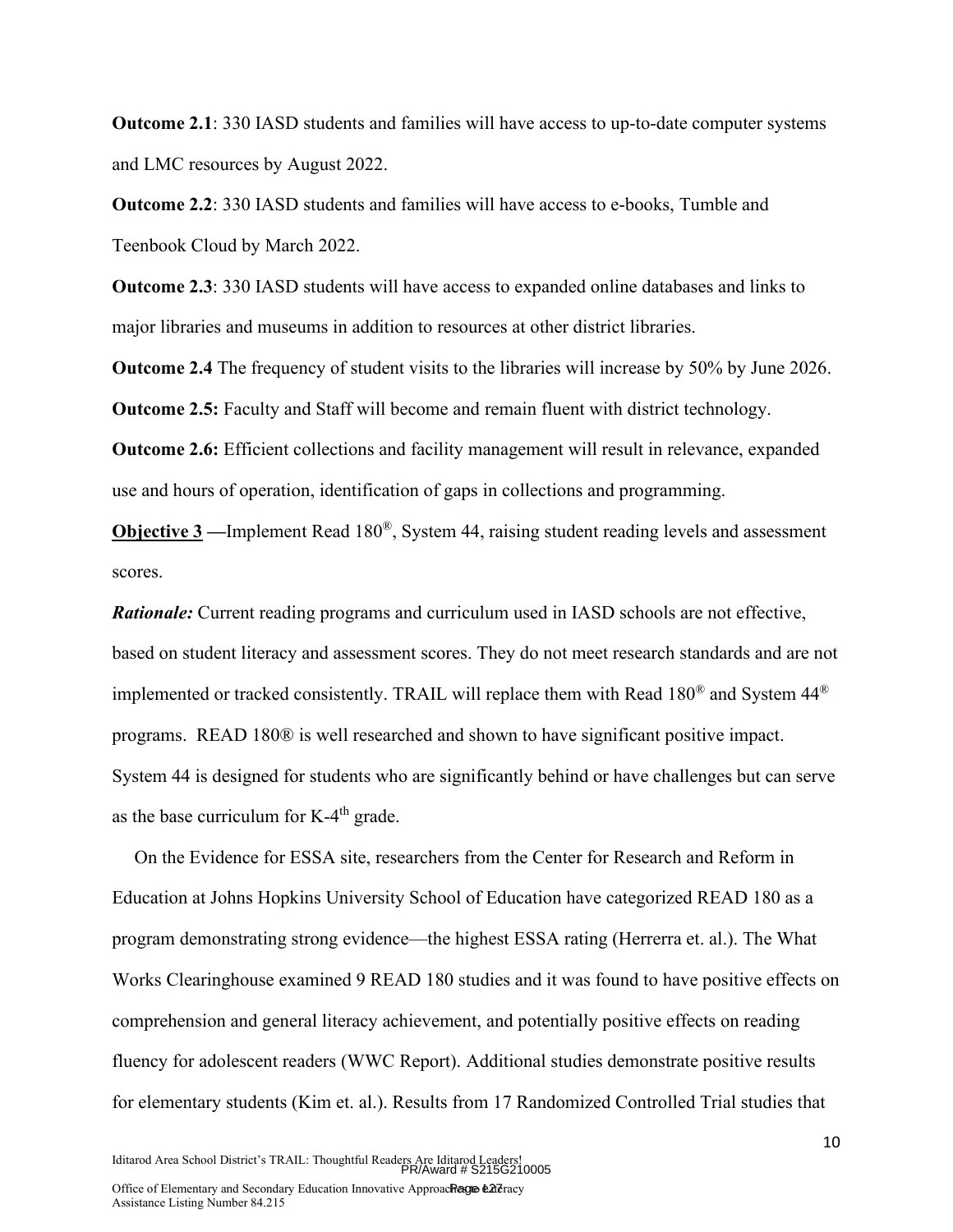**Outcome 2.1**: 330 IASD students and families will have access to up-to-date computer systems and LMC resources by August 2022.

**Outcome 2.2**: 330 IASD students and families will have access to e-books, Tumble and Teenbook Cloud by March 2022.

**Outcome 2.3**: 330 IASD students will have access to expanded online databases and links to major libraries and museums in addition to resources at other district libraries.

**Outcome 2.4** The frequency of student visits to the libraries will increase by 50% by June 2026.

**Outcome 2.5:** Faculty and Staff will become and remain fluent with district technology.

**Outcome 2.6:** Efficient collections and facility management will result in relevance, expanded use and hours of operation, identification of gaps in collections and programming.

**Objective 3** **—**Implement Read 180®, System 44, raising student reading levels and assessment scores.

***Rationale:*** Current reading programs and curriculum used in IASD schools are not effective, based on student literacy and assessment scores. They do not meet research standards and are not implemented or tracked consistently. TRAIL will replace them with Read 180® and System 44® programs. READ 180® is well researched and shown to have significant positive impact. System 44 is designed for students who are significantly behind or have challenges but can serve as the base curriculum for K-4th grade.

On the Evidence for ESSA site, researchers from the Center for Research and Reform in Education at Johns Hopkins University School of Education have categorized READ 180 as a program demonstrating strong evidence—the highest ESSA rating (Herrerra et. al.). The What Works Clearinghouse examined 9 READ 180 studies and it was found to have positive effects on comprehension and general literacy achievement, and potentially positive effects on reading fluency for adolescent readers (WWC Report). Additional studies demonstrate positive results for elementary students (Kim et. al.). Results from 17 Randomized Controlled Trial studies that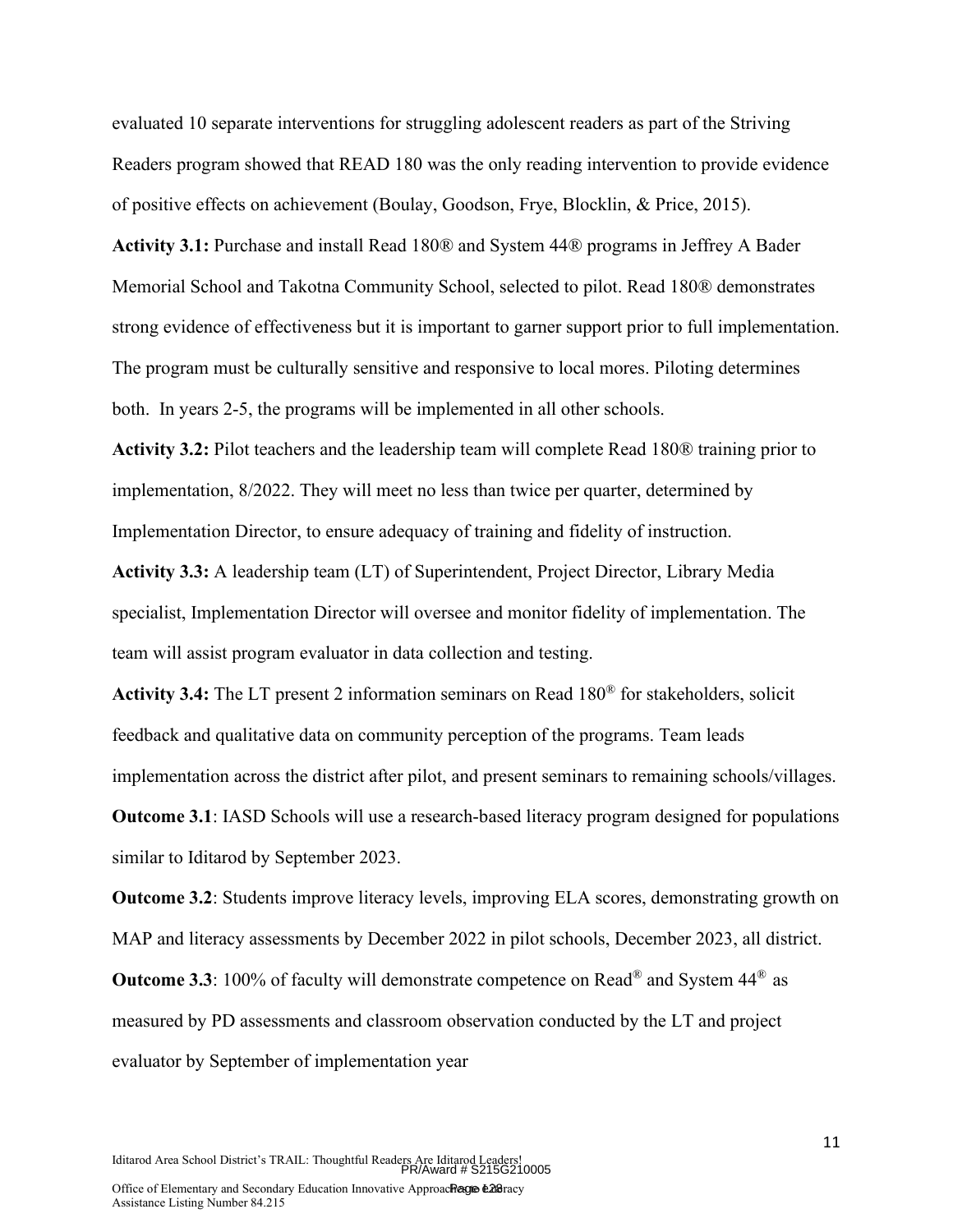evaluated 10 separate interventions for struggling adolescent readers as part of the Striving Readers program showed that READ 180 was the only reading intervention to provide evidence of positive effects on achievement (Boulay, Goodson, Frye, Blocklin, & Price, 2015).

**Activity 3.1:** Purchase and install Read 180® and System 44® programs in Jeffrey A Bader Memorial School and Takotna Community School, selected to pilot. Read 180® demonstrates strong evidence of effectiveness but it is important to garner support prior to full implementation. The program must be culturally sensitive and responsive to local mores. Piloting determines both. In years 2-5, the programs will be implemented in all other schools.

**Activity 3.2:** Pilot teachers and the leadership team will complete Read 180® training prior to implementation, 8/2022. They will meet no less than twice per quarter, determined by Implementation Director, to ensure adequacy of training and fidelity of instruction.

**Activity 3.3:** A leadership team (LT) of Superintendent, Project Director, Library Media specialist, Implementation Director will oversee and monitor fidelity of implementation. The team will assist program evaluator in data collection and testing.

**Activity 3.4:** The LT present 2 information seminars on Read 180® for stakeholders, solicit feedback and qualitative data on community perception of the programs. Team leads implementation across the district after pilot, and present seminars to remaining schools/villages.

**Outcome 3.1**: IASD Schools will use a research-based literacy program designed for populations similar to Iditarod by September 2023.

**Outcome 3.2**: Students improve literacy levels, improving ELA scores, demonstrating growth on MAP and literacy assessments by December 2022 in pilot schools, December 2023, all district.

**Outcome 3.3**: 100% of faculty will demonstrate competence on Read® and System 44® as measured by PD assessments and classroom observation conducted by the LT and project evaluator by September of implementation year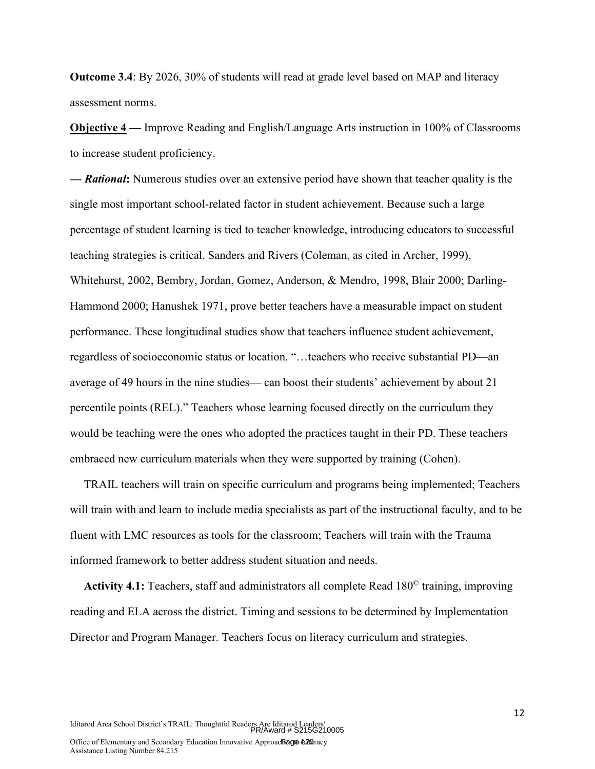**Outcome 3.4**: By 2026, 30% of students will read at grade level based on MAP and literacy assessment norms.

**Objective 4 —** Improve Reading and English/Language Arts instruction in 100% of Classrooms to increase student proficiency.

— ***Rational*****:** Numerous studies over an extensive period have shown that teacher quality is the single most important school-related factor in student achievement. Because such a large percentage of student learning is tied to teacher knowledge, introducing educators to successful teaching strategies is critical. Sanders and Rivers (Coleman, as cited in Archer, 1999), Whitehurst, 2002, Bembry, Jordan, Gomez, Anderson, & Mendro, 1998, Blair 2000; Darling-Hammond 2000; Hanushek 1971, prove better teachers have a measurable impact on student performance. These longitudinal studies show that teachers influence student achievement, regardless of socioeconomic status or location. "…teachers who receive substantial PD—an average of 49 hours in the nine studies— can boost their students' achievement by about 21 percentile points (REL)." Teachers whose learning focused directly on the curriculum they would be teaching were the ones who adopted the practices taught in their PD. These teachers embraced new curriculum materials when they were supported by training (Cohen).

TRAIL teachers will train on specific curriculum and programs being implemented; Teachers will train with and learn to include media specialists as part of the instructional faculty, and to be fluent with LMC resources as tools for the classroom; Teachers will train with the Trauma informed framework to better address student situation and needs.

**Activity 4.1:** Teachers, staff and administrators all complete Read 180© training, improving reading and ELA across the district. Timing and sessions to be determined by Implementation Director and Program Manager. Teachers focus on literacy curriculum and strategies.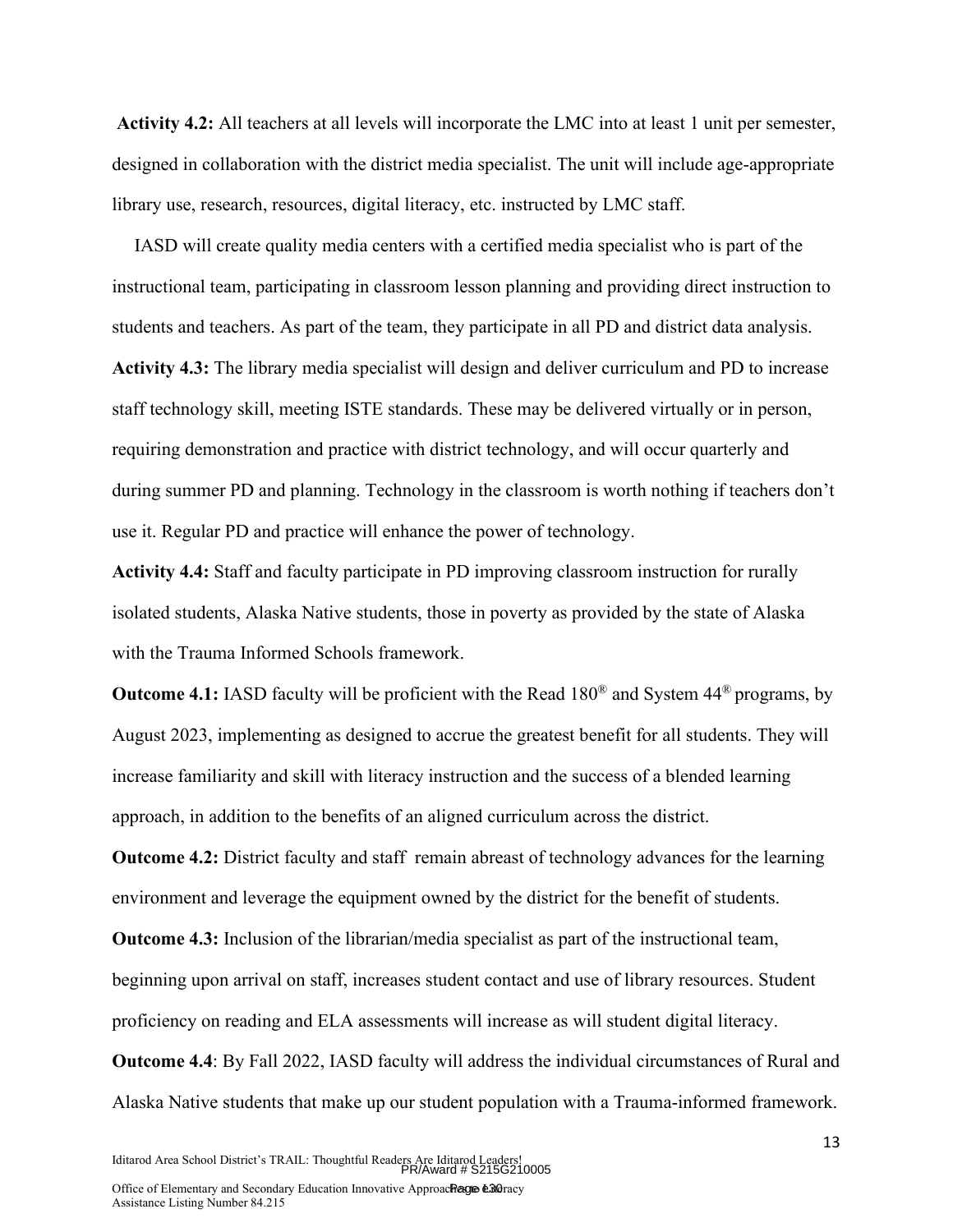**Activity 4.2:** All teachers at all levels will incorporate the LMC into at least 1 unit per semester, designed in collaboration with the district media specialist. The unit will include age-appropriate library use, research, resources, digital literacy, etc. instructed by LMC staff.

IASD will create quality media centers with a certified media specialist who is part of the instructional team, participating in classroom lesson planning and providing direct instruction to students and teachers. As part of the team, they participate in all PD and district data analysis.

**Activity 4.3:** The library media specialist will design and deliver curriculum and PD to increase staff technology skill, meeting ISTE standards. These may be delivered virtually or in person, requiring demonstration and practice with district technology, and will occur quarterly and during summer PD and planning. Technology in the classroom is worth nothing if teachers don't use it. Regular PD and practice will enhance the power of technology.

**Activity 4.4:** Staff and faculty participate in PD improving classroom instruction for rurally isolated students, Alaska Native students, those in poverty as provided by the state of Alaska with the Trauma Informed Schools framework.

**Outcome 4.1:** IASD faculty will be proficient with the Read 180® and System 44® programs, by August 2023, implementing as designed to accrue the greatest benefit for all students. They will increase familiarity and skill with literacy instruction and the success of a blended learning approach, in addition to the benefits of an aligned curriculum across the district.

**Outcome 4.2:** District faculty and staff remain abreast of technology advances for the learning environment and leverage the equipment owned by the district for the benefit of students.

**Outcome 4.3:** Inclusion of the librarian/media specialist as part of the instructional team, beginning upon arrival on staff, increases student contact and use of library resources. Student proficiency on reading and ELA assessments will increase as will student digital literacy.

**Outcome 4.4**: By Fall 2022, IASD faculty will address the individual circumstances of Rural and Alaska Native students that make up our student population with a Trauma-informed framework.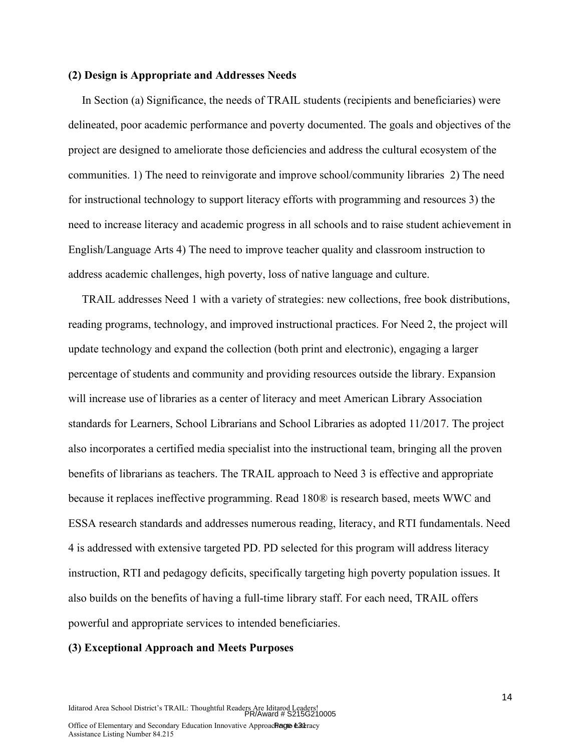**(2) Design is Appropriate and Addresses Needs**

In Section (a) Significance, the needs of TRAIL students (recipients and beneficiaries) were delineated, poor academic performance and poverty documented. The goals and objectives of the project are designed to ameliorate those deficiencies and address the cultural ecosystem of the communities. 1) The need to reinvigorate and improve school/community libraries 2) The need for instructional technology to support literacy efforts with programming and resources 3) the need to increase literacy and academic progress in all schools and to raise student achievement in English/Language Arts 4) The need to improve teacher quality and classroom instruction to address academic challenges, high poverty, loss of native language and culture.

TRAIL addresses Need 1 with a variety of strategies: new collections, free book distributions, reading programs, technology, and improved instructional practices. For Need 2, the project will update technology and expand the collection (both print and electronic), engaging a larger percentage of students and community and providing resources outside the library. Expansion will increase use of libraries as a center of literacy and meet American Library Association standards for Learners, School Librarians and School Libraries as adopted 11/2017. The project also incorporates a certified media specialist into the instructional team, bringing all the proven benefits of librarians as teachers. The TRAIL approach to Need 3 is effective and appropriate because it replaces ineffective programming. Read 180® is research based, meets WWC and ESSA research standards and addresses numerous reading, literacy, and RTI fundamentals. Need 4 is addressed with extensive targeted PD. PD selected for this program will address literacy instruction, RTI and pedagogy deficits, specifically targeting high poverty population issues. It also builds on the benefits of having a full-time library staff. For each need, TRAIL offers powerful and appropriate services to intended beneficiaries.

**(3) Exceptional Approach and Meets Purposes**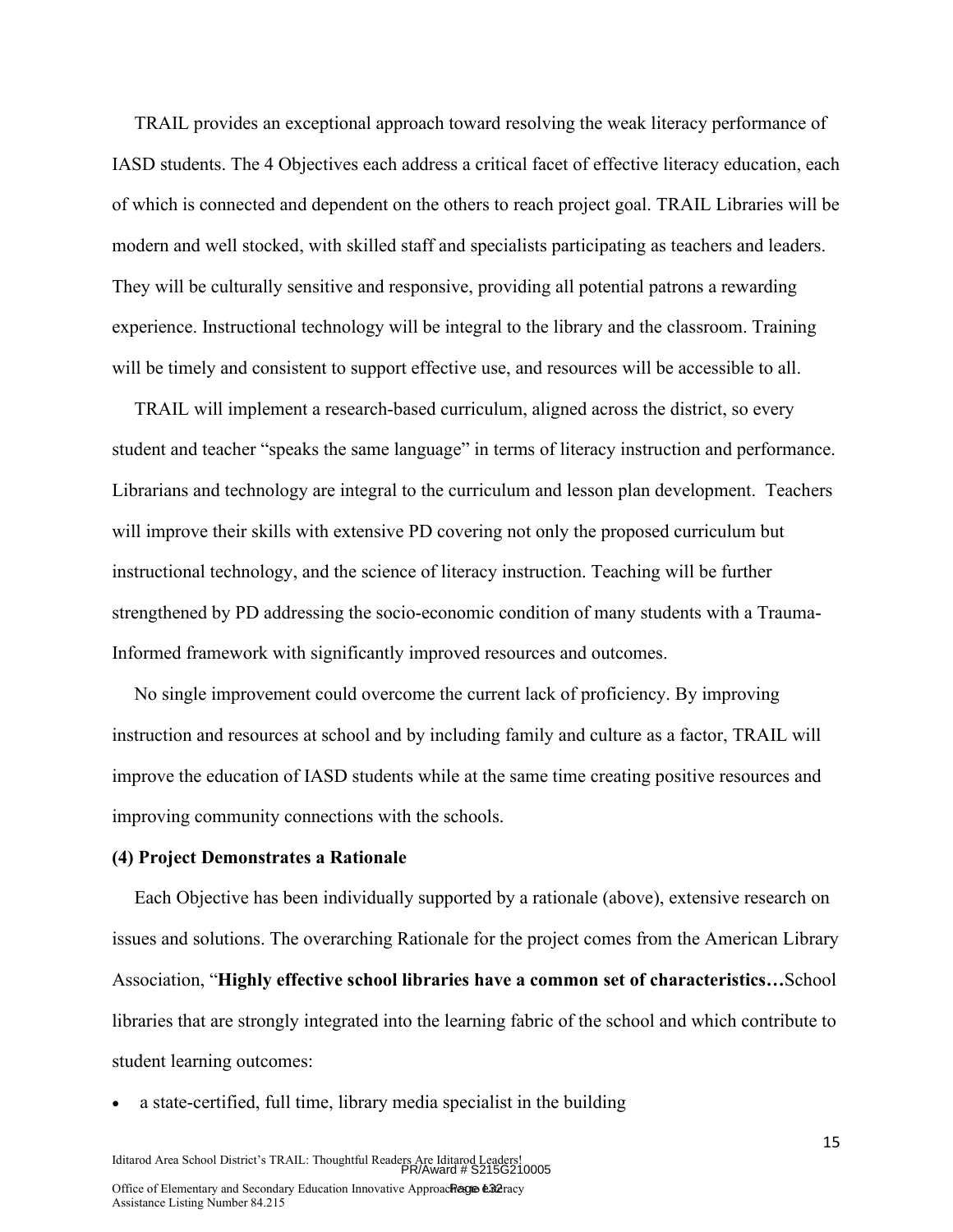TRAIL provides an exceptional approach toward resolving the weak literacy performance of IASD students. The 4 Objectives each address a critical facet of effective literacy education, each of which is connected and dependent on the others to reach project goal. TRAIL Libraries will be modern and well stocked, with skilled staff and specialists participating as teachers and leaders. They will be culturally sensitive and responsive, providing all potential patrons a rewarding experience. Instructional technology will be integral to the library and the classroom. Training will be timely and consistent to support effective use, and resources will be accessible to all.

TRAIL will implement a research-based curriculum, aligned across the district, so every student and teacher "speaks the same language" in terms of literacy instruction and performance. Librarians and technology are integral to the curriculum and lesson plan development. Teachers will improve their skills with extensive PD covering not only the proposed curriculum but instructional technology, and the science of literacy instruction. Teaching will be further strengthened by PD addressing the socio-economic condition of many students with a Trauma-Informed framework with significantly improved resources and outcomes.

No single improvement could overcome the current lack of proficiency. By improving instruction and resources at school and by including family and culture as a factor, TRAIL will improve the education of IASD students while at the same time creating positive resources and improving community connections with the schools.

**(4) Project Demonstrates a Rationale**

Each Objective has been individually supported by a rationale (above), extensive research on issues and solutions. The overarching Rationale for the project comes from the American Library Association, "**Highly effective school libraries have a common set of characteristics…**School libraries that are strongly integrated into the learning fabric of the school and which contribute to student learning outcomes:

- a state-certified, full time, library media specialist in the building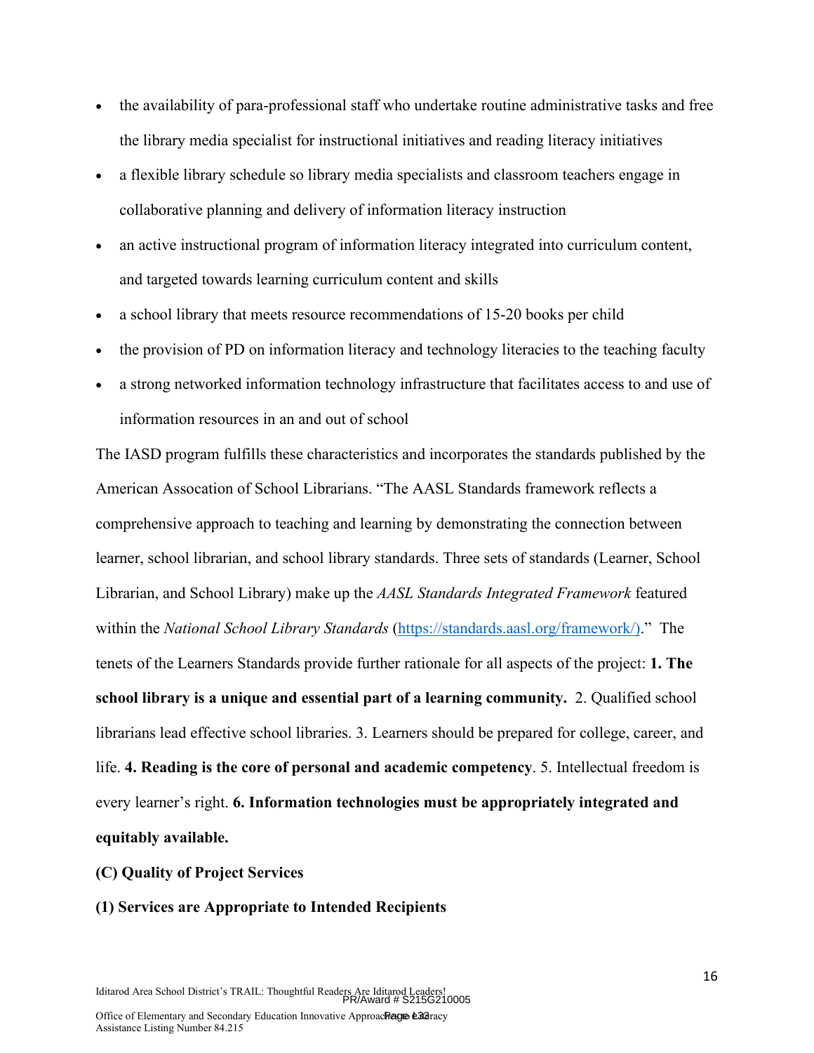- the availability of para-professional staff who undertake routine administrative tasks and free the library media specialist for instructional initiatives and reading literacy initiatives
- a flexible library schedule so library media specialists and classroom teachers engage in collaborative planning and delivery of information literacy instruction
- an active instructional program of information literacy integrated into curriculum content, and targeted towards learning curriculum content and skills
- a school library that meets resource recommendations of 15-20 books per child
- the provision of PD on information literacy and technology literacies to the teaching faculty
- a strong networked information technology infrastructure that facilitates access to and use of information resources in an and out of school

The IASD program fulfills these characteristics and incorporates the standards published by the American Assocation of School Librarians. "The AASL Standards framework reflects a comprehensive approach to teaching and learning by demonstrating the connection between learner, school librarian, and school library standards. Three sets of standards (Learner, School Librarian, and School Library) make up the *AASL Standards Integrated Framework* featured within the *National School Library Standards* (https://standards.aasl.org/framework/)." The tenets of the Learners Standards provide further rationale for all aspects of the project: **1. The school library is a unique and essential part of a learning community.** 2. Qualified school librarians lead effective school libraries. 3. Learners should be prepared for college, career, and life. **4. Reading is the core of personal and academic competency**. 5. Intellectual freedom is every learner's right. **6. Information technologies must be appropriately integrated and equitably available.**

**(C) Quality of Project Services**

**(1) Services are Appropriate to Intended Recipients**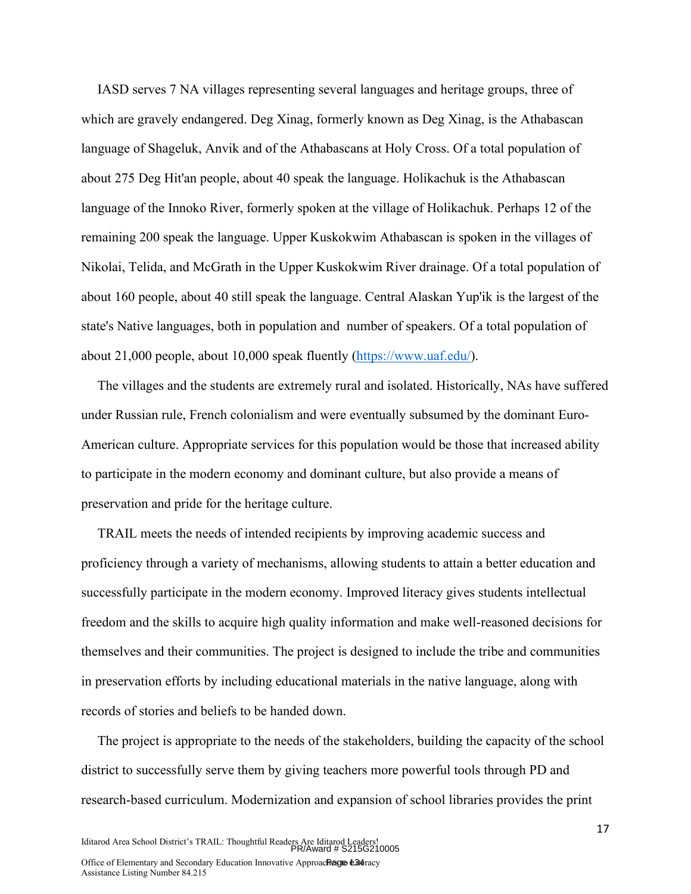IASD serves 7 NA villages representing several languages and heritage groups, three of which are gravely endangered. Deg Xinag, formerly known as Deg Xinag, is the Athabascan language of Shageluk, Anvik and of the Athabascans at Holy Cross. Of a total population of about 275 Deg Hit'an people, about 40 speak the language. Holikachuk is the Athabascan language of the Innoko River, formerly spoken at the village of Holikachuk. Perhaps 12 of the remaining 200 speak the language. Upper Kuskokwim Athabascan is spoken in the villages of Nikolai, Telida, and McGrath in the Upper Kuskokwim River drainage. Of a total population of about 160 people, about 40 still speak the language. Central Alaskan Yup'ik is the largest of the state's Native languages, both in population and number of speakers. Of a total population of about 21,000 people, about 10,000 speak fluently (https://www.uaf.edu/).

The villages and the students are extremely rural and isolated. Historically, NAs have suffered under Russian rule, French colonialism and were eventually subsumed by the dominant Euro-American culture. Appropriate services for this population would be those that increased ability to participate in the modern economy and dominant culture, but also provide a means of preservation and pride for the heritage culture.

TRAIL meets the needs of intended recipients by improving academic success and proficiency through a variety of mechanisms, allowing students to attain a better education and successfully participate in the modern economy. Improved literacy gives students intellectual freedom and the skills to acquire high quality information and make well-reasoned decisions for themselves and their communities. The project is designed to include the tribe and communities in preservation efforts by including educational materials in the native language, along with records of stories and beliefs to be handed down.

The project is appropriate to the needs of the stakeholders, building the capacity of the school district to successfully serve them by giving teachers more powerful tools through PD and research-based curriculum. Modernization and expansion of school libraries provides the print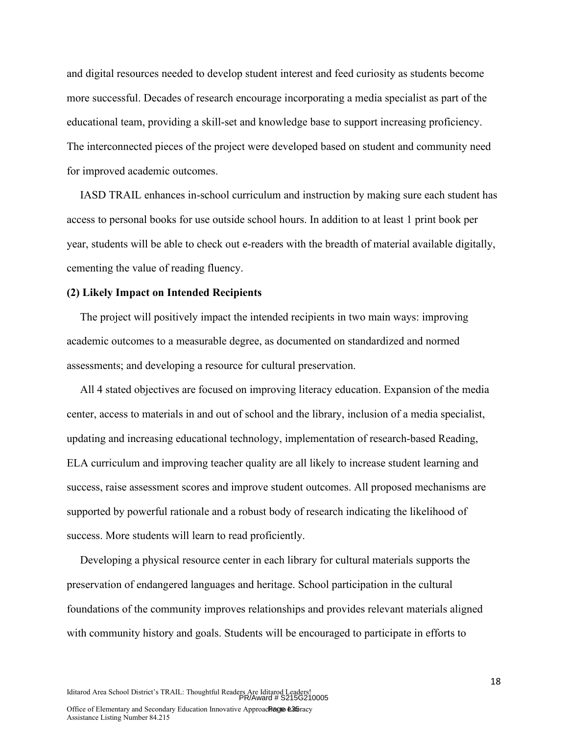and digital resources needed to develop student interest and feed curiosity as students become more successful. Decades of research encourage incorporating a media specialist as part of the educational team, providing a skill-set and knowledge base to support increasing proficiency. The interconnected pieces of the project were developed based on student and community need for improved academic outcomes.

IASD TRAIL enhances in-school curriculum and instruction by making sure each student has access to personal books for use outside school hours. In addition to at least 1 print book per year, students will be able to check out e-readers with the breadth of material available digitally, cementing the value of reading fluency.

**(2) Likely Impact on Intended Recipients**

The project will positively impact the intended recipients in two main ways: improving academic outcomes to a measurable degree, as documented on standardized and normed assessments; and developing a resource for cultural preservation.

All 4 stated objectives are focused on improving literacy education. Expansion of the media center, access to materials in and out of school and the library, inclusion of a media specialist, updating and increasing educational technology, implementation of research-based Reading, ELA curriculum and improving teacher quality are all likely to increase student learning and success, raise assessment scores and improve student outcomes. All proposed mechanisms are supported by powerful rationale and a robust body of research indicating the likelihood of success. More students will learn to read proficiently.

Developing a physical resource center in each library for cultural materials supports the preservation of endangered languages and heritage. School participation in the cultural foundations of the community improves relationships and provides relevant materials aligned with community history and goals. Students will be encouraged to participate in efforts to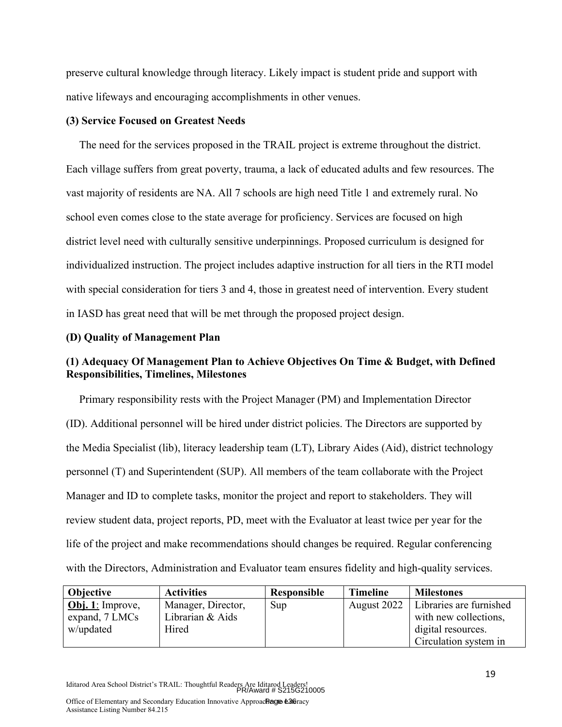preserve cultural knowledge through literacy. Likely impact is student pride and support with native lifeways and encouraging accomplishments in other venues.

**(3) Service Focused on Greatest Needs**

The need for the services proposed in the TRAIL project is extreme throughout the district. Each village suffers from great poverty, trauma, a lack of educated adults and few resources. The vast majority of residents are NA. All 7 schools are high need Title 1 and extremely rural. No school even comes close to the state average for proficiency. Services are focused on high district level need with culturally sensitive underpinnings. Proposed curriculum is designed for individualized instruction. The project includes adaptive instruction for all tiers in the RTI model with special consideration for tiers 3 and 4, those in greatest need of intervention. Every student in IASD has great need that will be met through the proposed project design.

## (D) Quality of Management Plan

**(1) Adequacy Of Management Plan to Achieve Objectives On Time & Budget, with Defined Responsibilities, Timelines, Milestones**

Primary responsibility rests with the Project Manager (PM) and Implementation Director (ID). Additional personnel will be hired under district policies. The Directors are supported by the Media Specialist (lib), literacy leadership team (LT), Library Aides (Aid), district technology personnel (T) and Superintendent (SUP). All members of the team collaborate with the Project Manager and ID to complete tasks, monitor the project and report to stakeholders. They will review student data, project reports, PD, meet with the Evaluator at least twice per year for the life of the project and make recommendations should changes be required. Regular conferencing with the Directors, Administration and Evaluator team ensures fidelity and high-quality services.

| Objective | Activities | Responsible | Timeline | Milestones |
|---|---|---|---|---|
| **Obj. 1**: Improve, expand, 7 LMCs w/updated | Manager, Director, Librarian & Aids Hired | Sup | August 2022 | Libraries are furnished with new collections, digital resources. Circulation system in |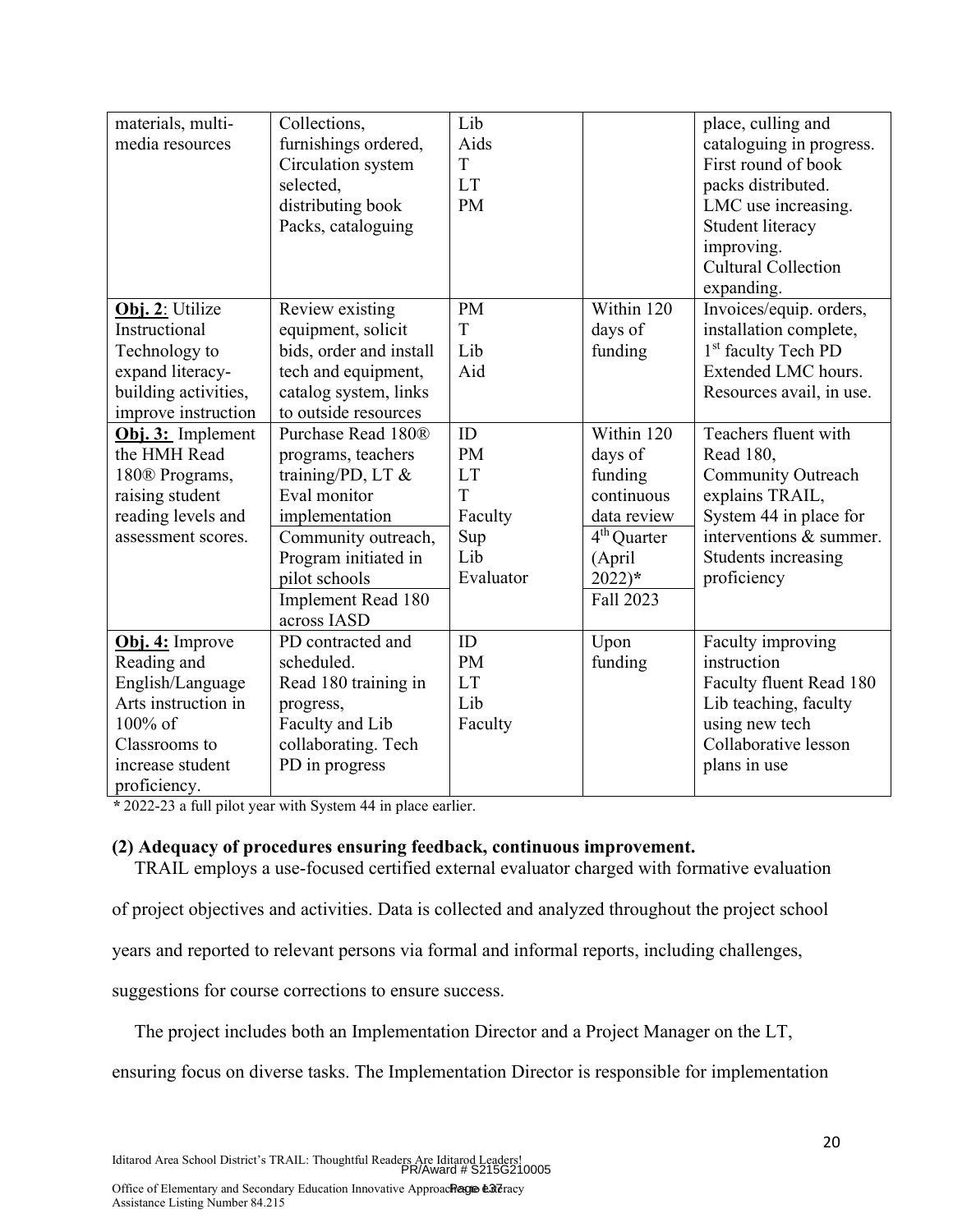| materials, multi-media resources | Collections, furnishings ordered, Circulation system selected, distributing book Packs, cataloguing | Lib Aids T LT PM | | place, culling and cataloguing in progress. First round of book packs distributed. LMC use increasing. Student literacy improving. Cultural Collection expanding. |
|---|---|---|---|---|
| **Obj. 2**: Utilize Instructional Technology to expand literacy-building activities, improve instruction | Review existing equipment, solicit bids, order and install tech and equipment, catalog system, links to outside resources | PM T Lib Aid | Within 120 days of funding | Invoices/equip. orders, installation complete, 1st faculty Tech PD Extended LMC hours. Resources avail, in use. |
| **Obj. 3:** Implement the HMH Read 180® Programs, raising student reading levels and assessment scores. | Purchase Read 180® programs, teachers training/PD, LT & Eval monitor implementation<br>Community outreach, Program initiated in pilot schools<br>Implement Read 180 across IASD | ID PM LT T Faculty Sup Lib Evaluator | Within 120 days of funding continuous data review<br>4th Quarter (April 2022)*<br>Fall 2023 | Teachers fluent with Read 180, Community Outreach explains TRAIL, System 44 in place for interventions & summer. Students increasing proficiency |
| **Obj. 4:** Improve Reading and English/Language Arts instruction in 100% of Classrooms to increase student proficiency. | PD contracted and scheduled. Read 180 training in progress, Faculty and Lib collaborating. Tech PD in progress | ID PM LT Lib Faculty | Upon funding | Faculty improving instruction Faculty fluent Read 180 Lib teaching, faculty using new tech Collaborative lesson plans in use |

* 2022-23 a full pilot year with System 44 in place earlier.

**(2) Adequacy of procedures ensuring feedback, continuous improvement.**

TRAIL employs a use-focused certified external evaluator charged with formative evaluation of project objectives and activities. Data is collected and analyzed throughout the project school years and reported to relevant persons via formal and informal reports, including challenges, suggestions for course corrections to ensure success.

The project includes both an Implementation Director and a Project Manager on the LT, ensuring focus on diverse tasks. The Implementation Director is responsible for implementation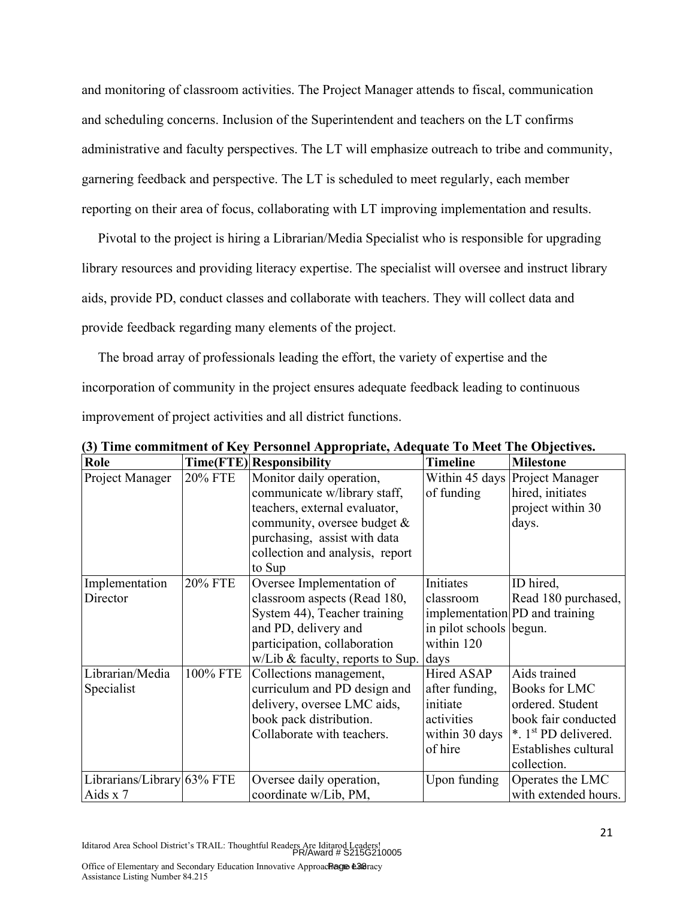and monitoring of classroom activities. The Project Manager attends to fiscal, communication and scheduling concerns. Inclusion of the Superintendent and teachers on the LT confirms administrative and faculty perspectives. The LT will emphasize outreach to tribe and community, garnering feedback and perspective. The LT is scheduled to meet regularly, each member reporting on their area of focus, collaborating with LT improving implementation and results.

Pivotal to the project is hiring a Librarian/Media Specialist who is responsible for upgrading library resources and providing literacy expertise. The specialist will oversee and instruct library aids, provide PD, conduct classes and collaborate with teachers. They will collect data and provide feedback regarding many elements of the project.

The broad array of professionals leading the effort, the variety of expertise and the incorporation of community in the project ensures adequate feedback leading to continuous improvement of project activities and all district functions.

**(3) Time commitment of Key Personnel Appropriate, Adequate To Meet The Objectives.**

| Role | Time(FTE) | Responsibility | Timeline | Milestone |
|---|---|---|---|---|
| Project Manager | 20% FTE | Monitor daily operation, communicate w/library staff, teachers, external evaluator, community, oversee budget & purchasing, assist with data collection and analysis, report to Sup | Within 45 days of funding | Project Manager hired, initiates project within 30 days. |
| Implementation Director | 20% FTE | Oversee Implementation of classroom aspects (Read 180, System 44), Teacher training and PD, delivery and participation, collaboration w/Lib & faculty, reports to Sup. | Initiates classroom implementation in pilot schools within 120 days | ID hired, Read 180 purchased, PD and training begun. |
| Librarian/Media Specialist | 100% FTE | Collections management, curriculum and PD design and delivery, oversee LMC aids, book pack distribution. Collaborate with teachers. | Hired ASAP after funding, initiate activities within 30 days of hire | Aids trained Books for LMC ordered. Student book fair conducted *. 1st PD delivered. Establishes cultural collection. |
| Librarians/Library Aids x 7 | 63% FTE | Oversee daily operation, coordinate w/Lib, PM, | Upon funding | Operates the LMC with extended hours. |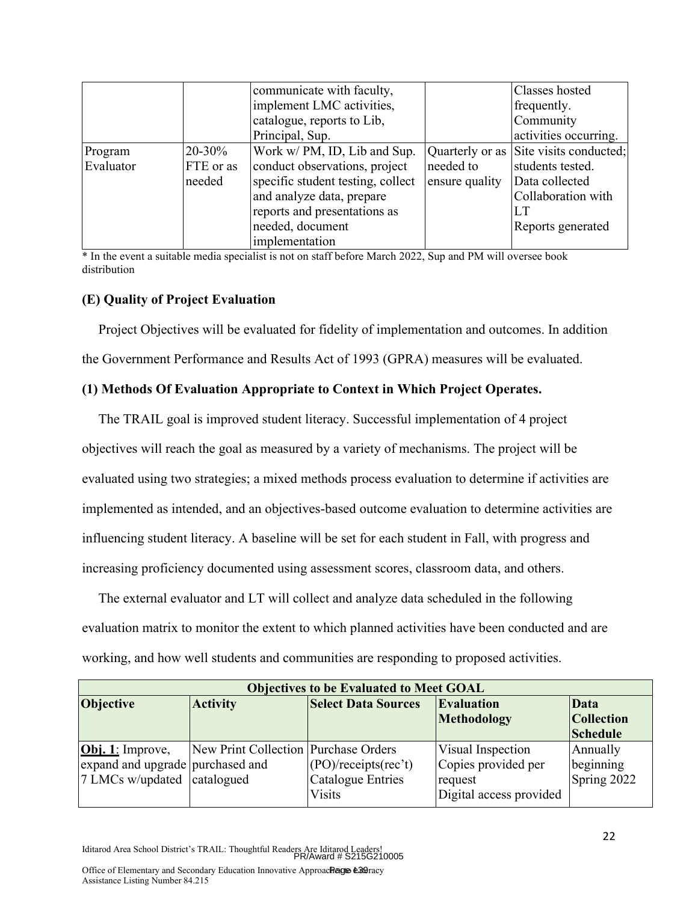| | | communicate with faculty, implement LMC activities, catalogue, reports to Lib, Principal, Sup. | | Classes hosted frequently. Community activities occurring. |
|---|---|---|---|---|
| Program Evaluator | 20-30% FTE or as needed | Work w/ PM, ID, Lib and Sup. conduct observations, project specific student testing, collect and analyze data, prepare reports and presentations as needed, document implementation | Quarterly or as needed to ensure quality | Site visits conducted; students tested. Data collected Collaboration with LT Reports generated |

* In the event a suitable media specialist is not on staff before March 2022, Sup and PM will oversee book distribution

### (E) Quality of Project Evaluation

Project Objectives will be evaluated for fidelity of implementation and outcomes. In addition the Government Performance and Results Act of 1993 (GPRA) measures will be evaluated.

### (1) Methods Of Evaluation Appropriate to Context in Which Project Operates.

The TRAIL goal is improved student literacy. Successful implementation of 4 project objectives will reach the goal as measured by a variety of mechanisms. The project will be evaluated using two strategies; a mixed methods process evaluation to determine if activities are implemented as intended, and an objectives-based outcome evaluation to determine activities are influencing student literacy. A baseline will be set for each student in Fall, with progress and increasing proficiency documented using assessment scores, classroom data, and others.

The external evaluator and LT will collect and analyze data scheduled in the following evaluation matrix to monitor the extent to which planned activities have been conducted and are working, and how well students and communities are responding to proposed activities.

| Objectives to be Evaluated to Meet GOAL | | | | |
|---|---|---|---|---|
| **Objective** | **Activity** | **Select Data Sources** | **Evaluation Methodology** | **Data Collection Schedule** |
| **Obj. 1**: Improve, expand and upgrade 7 LMCs w/updated | New Print Collection purchased and catalogued | Purchase Orders (PO)/receipts(rec't) Catalogue Entries Visits | Visual Inspection Copies provided per request Digital access provided | Annually beginning Spring 2022 |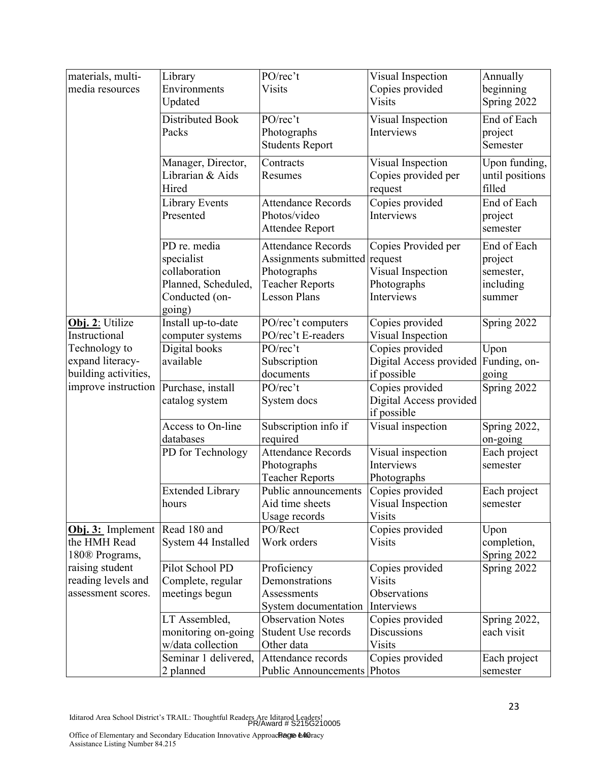| | | | | |
|---|---|---|---|---|
| materials, multi-media resources | Library Environments Updated | PO/rec't Visits | Visual Inspection Copies provided Visits | Annually beginning Spring 2022 |
| | Distributed Book Packs | PO/rec't Photographs Students Report | Visual Inspection Interviews | End of Each project Semester |
| | Manager, Director, Librarian & Aids Hired | Contracts Resumes | Visual Inspection Copies provided per request | Upon funding, until positions filled |
| | Library Events Presented | Attendance Records Photos/video Attendee Report | Copies provided Interviews | End of Each project semester |
| | PD re. media specialist collaboration Planned, Scheduled, Conducted (on-going) | Attendance Records Assignments submitted Photographs Teacher Reports Lesson Plans | Copies Provided per request Visual Inspection Photographs Interviews | End of Each project semester, including summer |
| **Obj. 2**: Utilize Instructional Technology to expand literacy-building activities, improve instruction | Install up-to-date computer systems | PO/rec't computers PO/rec't E-readers | Copies provided Visual Inspection | Spring 2022 |
| | Digital books available | PO/rec't Subscription documents | Copies provided Digital Access provided if possible | Upon Funding, on-going |
| | Purchase, install catalog system | PO/rec't System docs | Copies provided Digital Access provided if possible | Spring 2022 |
| | Access to On-line databases | Subscription info if required | Visual inspection | Spring 2022, on-going |
| | PD for Technology | Attendance Records Photographs Teacher Reports | Visual inspection Interviews Photographs | Each project semester |
| | Extended Library hours | Public announcements Aid time sheets Usage records | Copies provided Visual Inspection Visits | Each project semester |
| **Obj. 3:** Implement the HMH Read 180® Programs, raising student reading levels and assessment scores. | Read 180 and System 44 Installed | PO/Rect Work orders | Copies provided Visits | Upon completion, Spring 2022 |
| | Pilot School PD Complete, regular meetings begun | Proficiency Demonstrations Assessments System documentation | Copies provided Visits Observations Interviews | Spring 2022 |
| | LT Assembled, monitoring on-going w/data collection | Observation Notes Student Use records Other data | Copies provided Discussions Visits | Spring 2022, each visit |
| | Seminar 1 delivered, 2 planned | Attendance records Public Announcements | Copies provided Photos | Each project semester |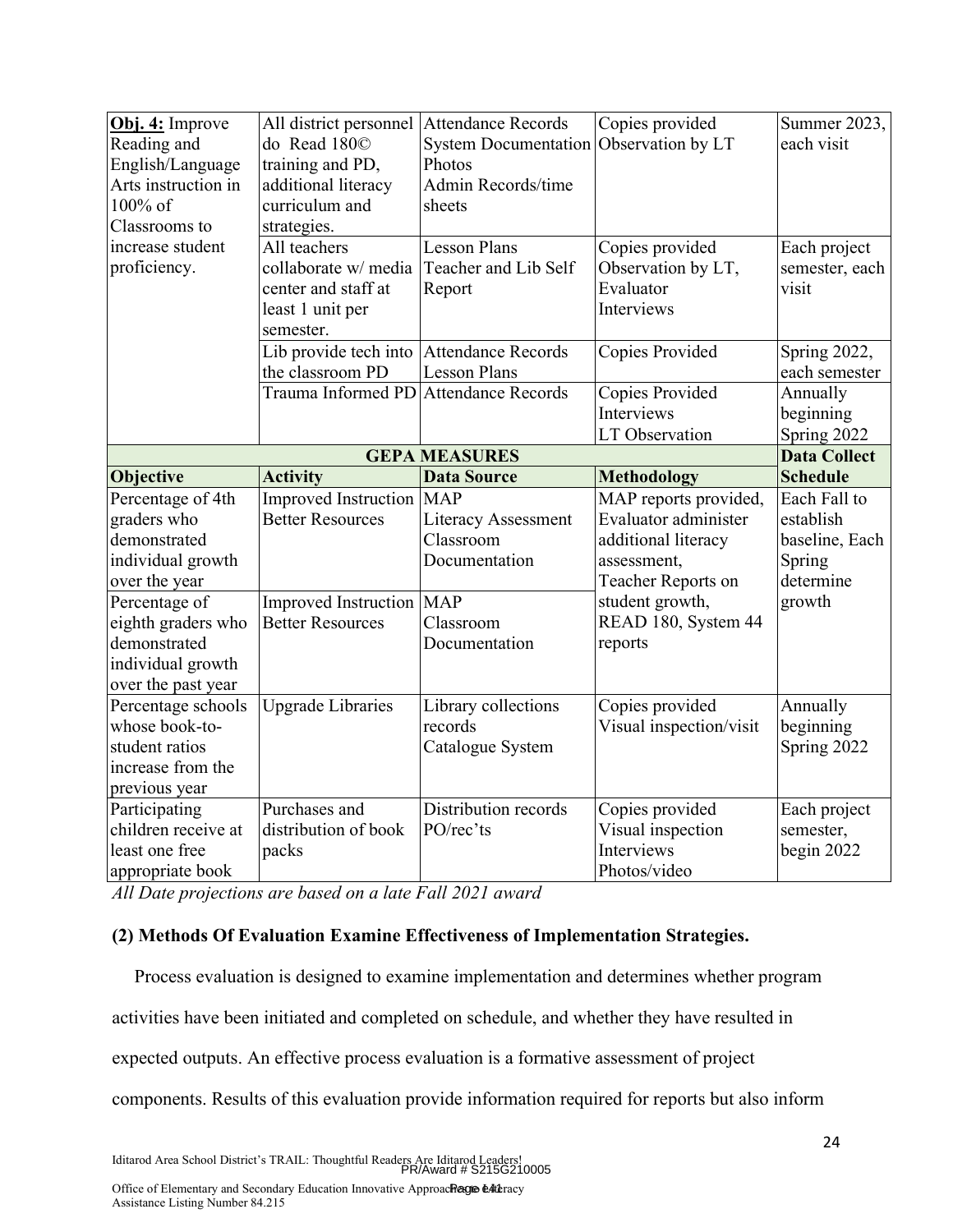| | | | | |
|---|---|---|---|---|
| **Obj. 4:** Improve Reading and English/Language Arts instruction in 100% of Classrooms to increase student proficiency. | All district personnel do Read 180© training and PD, additional literacy curriculum and strategies. | Attendance Records System Documentation Photos Admin Records/time sheets | Copies provided Observation by LT | Summer 2023, each visit |
| | All teachers collaborate w/ media center and staff at least 1 unit per semester. | Lesson Plans Teacher and Lib Self Report | Copies provided Observation by LT, Evaluator Interviews | Each project semester, each visit |
| | Lib provide tech into the classroom PD | Attendance Records Lesson Plans | Copies Provided | Spring 2022, each semester |
| | Trauma Informed PD | Attendance Records | Copies Provided Interviews LT Observation | Annually beginning Spring 2022 |
| **GEPA MEASURES** | | | | **Data Collect** |
| **Objective** | **Activity** | **Data Source** | **Methodology** | **Schedule** |
| Percentage of 4th graders who demonstrated individual growth over the year | Improved Instruction Better Resources | MAP Literacy Assessment Classroom Documentation | MAP reports provided, Evaluator administer additional literacy assessment, Teacher Reports on student growth, READ 180, System 44 reports | Each Fall to establish baseline, Each Spring determine growth |
| Percentage of eighth graders who demonstrated individual growth over the past year | Improved Instruction Better Resources | MAP Classroom Documentation | | |
| Percentage schools whose book-to-student ratios increase from the previous year | Upgrade Libraries | Library collections records Catalogue System | Copies provided Visual inspection/visit | Annually beginning Spring 2022 |
| Participating children receive at least one free appropriate book | Purchases and distribution of book packs | Distribution records PO/rec'ts | Copies provided Visual inspection Interviews Photos/video | Each project semester, begin 2022 |

*All Date projections are based on a late Fall 2021 award*

**(2) Methods Of Evaluation Examine Effectiveness of Implementation Strategies.**

Process evaluation is designed to examine implementation and determines whether program activities have been initiated and completed on schedule, and whether they have resulted in expected outputs. An effective process evaluation is a formative assessment of project components. Results of this evaluation provide information required for reports but also inform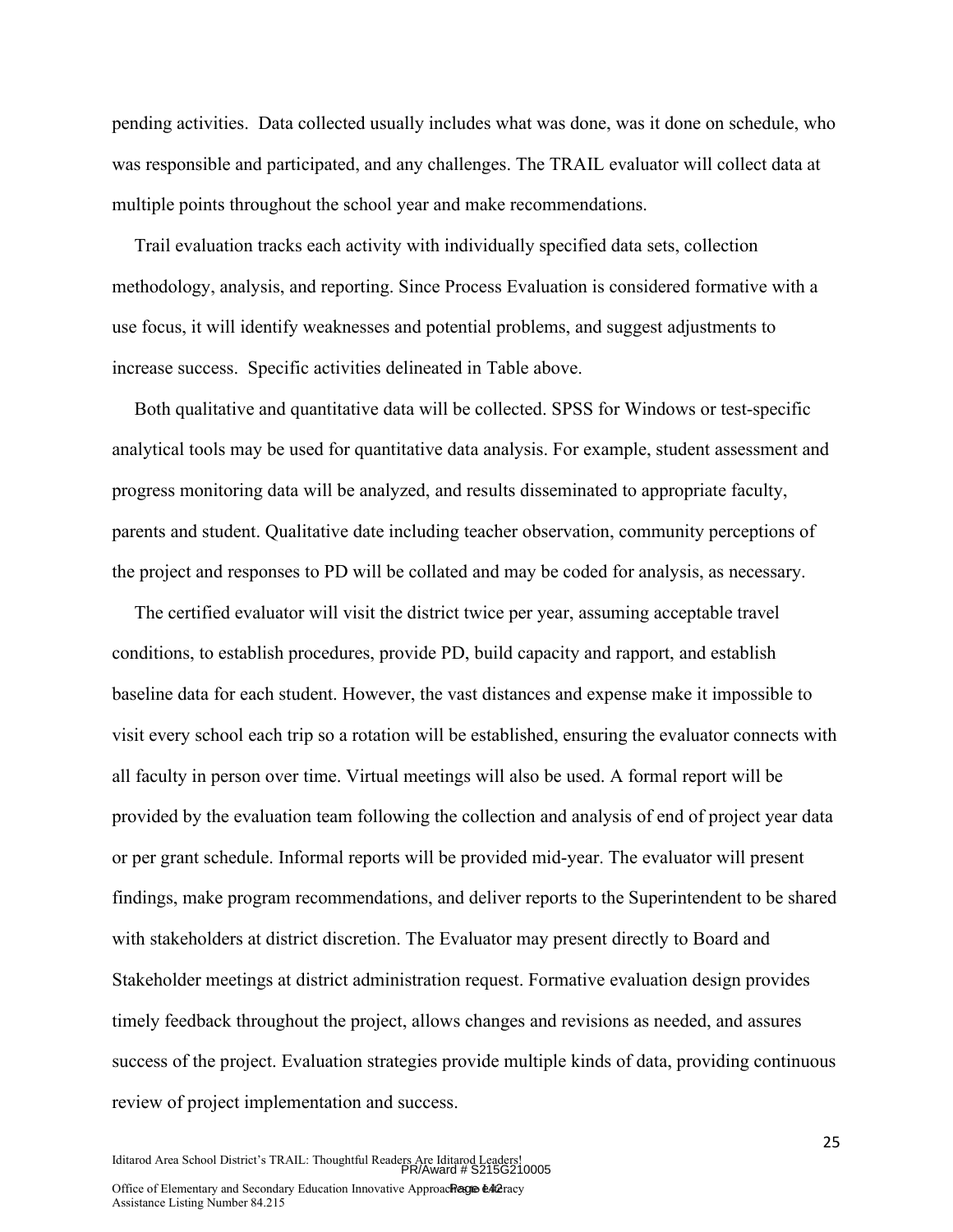pending activities. Data collected usually includes what was done, was it done on schedule, who was responsible and participated, and any challenges. The TRAIL evaluator will collect data at multiple points throughout the school year and make recommendations.

Trail evaluation tracks each activity with individually specified data sets, collection methodology, analysis, and reporting. Since Process Evaluation is considered formative with a use focus, it will identify weaknesses and potential problems, and suggest adjustments to increase success. Specific activities delineated in Table above.

Both qualitative and quantitative data will be collected. SPSS for Windows or test-specific analytical tools may be used for quantitative data analysis. For example, student assessment and progress monitoring data will be analyzed, and results disseminated to appropriate faculty, parents and student. Qualitative date including teacher observation, community perceptions of the project and responses to PD will be collated and may be coded for analysis, as necessary.

The certified evaluator will visit the district twice per year, assuming acceptable travel conditions, to establish procedures, provide PD, build capacity and rapport, and establish baseline data for each student. However, the vast distances and expense make it impossible to visit every school each trip so a rotation will be established, ensuring the evaluator connects with all faculty in person over time. Virtual meetings will also be used. A formal report will be provided by the evaluation team following the collection and analysis of end of project year data or per grant schedule. Informal reports will be provided mid-year. The evaluator will present findings, make program recommendations, and deliver reports to the Superintendent to be shared with stakeholders at district discretion. The Evaluator may present directly to Board and Stakeholder meetings at district administration request. Formative evaluation design provides timely feedback throughout the project, allows changes and revisions as needed, and assures success of the project. Evaluation strategies provide multiple kinds of data, providing continuous review of project implementation and success.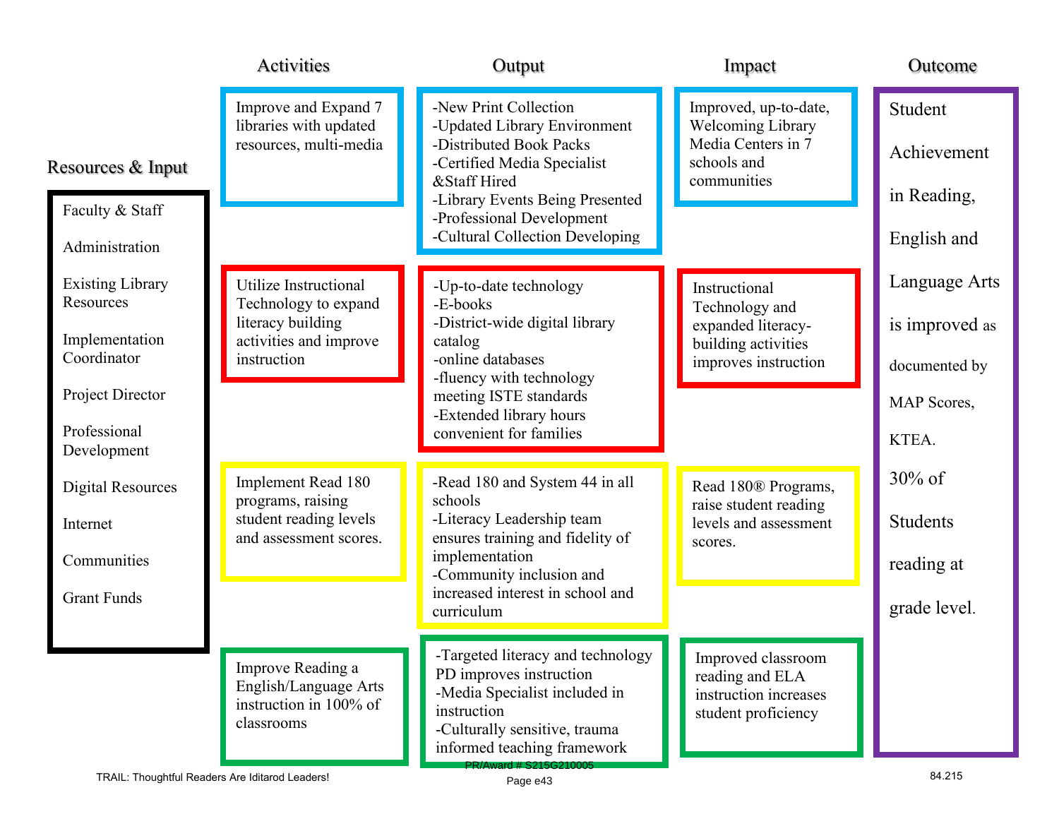## Resources & Input

- Faculty & Staff
- Administration
- Existing Library Resources
- Implementation Coordinator
- Project Director
- Professional Development
- Digital Resources
- Internet
- Communities
- Grant Funds

| Activities | Output | Impact |
|---|---|---|
| Improve and Expand 7 libraries with updated resources, multi-media | -New Print Collection<br>-Updated Library Environment<br>-Distributed Book Packs<br>-Certified Media Specialist &Staff Hired<br>-Library Events Being Presented<br>-Professional Development<br>-Cultural Collection Developing | Improved, up-to-date, Welcoming Library Media Centers in 7 schools and communities |
| Utilize Instructional Technology to expand literacy building activities and improve instruction | -Up-to-date technology<br>-E-books<br>-District-wide digital library catalog<br>-online databases<br>-fluency with technology meeting ISTE standards<br>-Extended library hours convenient for families | Instructional Technology and expanded literacy-building activities improves instruction |
| Implement Read 180 programs, raising student reading levels and assessment scores. | -Read 180 and System 44 in all schools<br>-Literacy Leadership team ensures training and fidelity of implementation<br>-Community inclusion and increased interest in school and curriculum | Read 180® Programs, raise student reading levels and assessment scores. |
| Improve Reading a English/Language Arts instruction in 100% of classrooms | -Targeted literacy and technology PD improves instruction<br>-Media Specialist included in instruction<br>-Culturally sensitive, trauma informed teaching framework | Improved classroom reading and ELA instruction increases student proficiency |

## Outcome

Student Achievement in Reading, English and Language Arts is improved as documented by MAP Scores, KTEA.

30% of Students reading at grade level.

TRAIL: Thoughtful Readers Are Iditarod Leaders!

84.215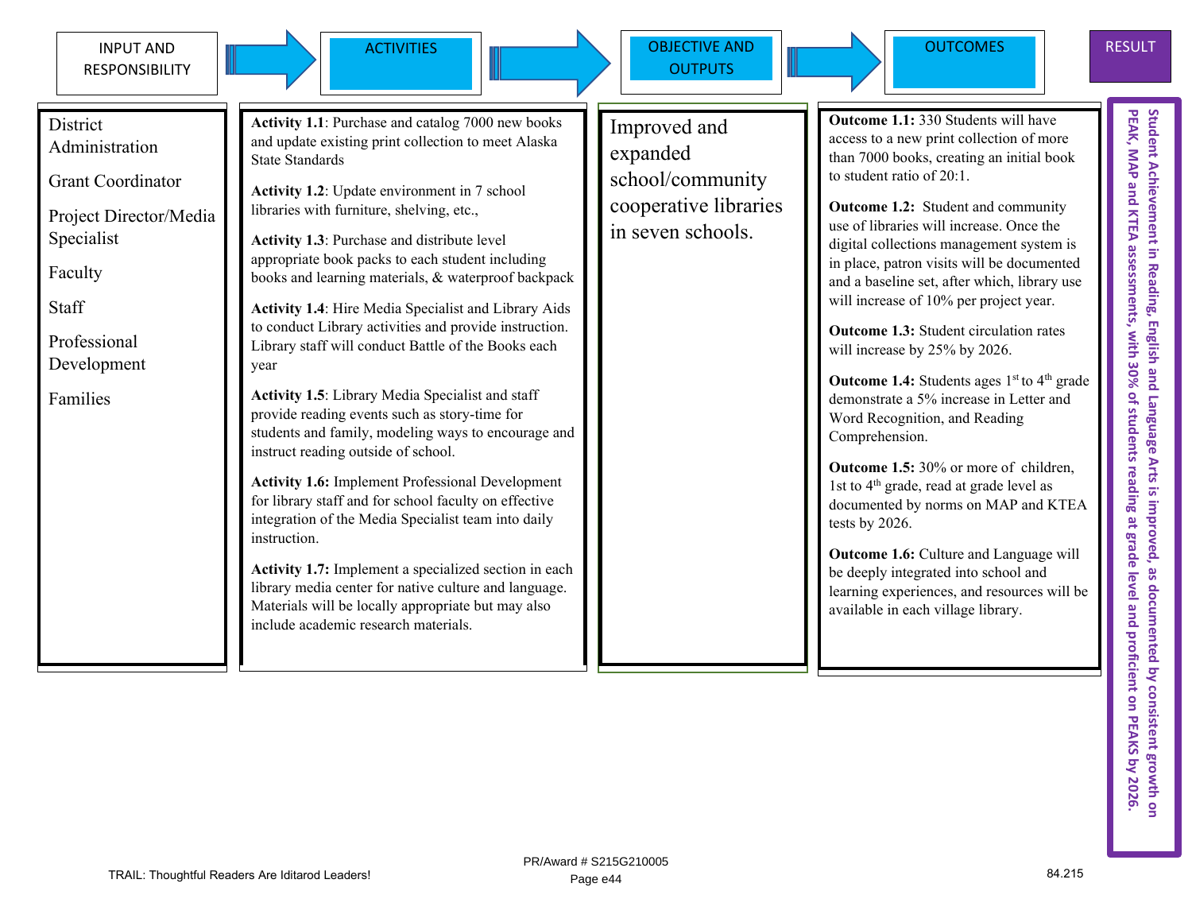| INPUT AND RESPONSIBILITY | ACTIVITIES | OBJECTIVE AND OUTPUTS | OUTCOMES | RESULT |
|---|---|---|---|---|
| District Administration<br><br>Grant Coordinator<br><br>Project Director/Media Specialist<br><br>Faculty<br><br>Staff<br><br>Professional Development<br><br>Families | **Activity 1.1**: Purchase and catalog 7000 new books and update existing print collection to meet Alaska State Standards<br><br>**Activity 1.2**: Update environment in 7 school libraries with furniture, shelving, etc.,<br><br>**Activity 1.3**: Purchase and distribute level appropriate book packs to each student including books and learning materials, & waterproof backpack<br><br>**Activity 1.4**: Hire Media Specialist and Library Aids to conduct Library activities and provide instruction. Library staff will conduct Battle of the Books each year<br><br>**Activity 1.5**: Library Media Specialist and staff provide reading events such as story-time for students and family, modeling ways to encourage and instruct reading outside of school.<br><br>**Activity 1.6:** Implement Professional Development for library staff and for school faculty on effective integration of the Media Specialist team into daily instruction.<br><br>**Activity 1.7:** Implement a specialized section in each library media center for native culture and language. Materials will be locally appropriate but may also include academic research materials. | Improved and expanded school/community cooperative libraries in seven schools. | **Outcome 1.1:** 330 Students will have access to a new print collection of more than 7000 books, creating an initial book to student ratio of 20:1.<br><br>**Outcome 1.2:** Student and community use of libraries will increase. Once the digital collections management system is in place, patron visits will be documented and a baseline set, after which, library use will increase of 10% per project year.<br><br>**Outcome 1.3:** Student circulation rates will increase by 25% by 2026.<br><br>**Outcome 1.4:** Students ages 1st to 4th grade demonstrate a 5% increase in Letter and Word Recognition, and Reading Comprehension.<br><br>**Outcome 1.5:** 30% or more of children, 1st to 4th grade, read at grade level as documented by norms on MAP and KTEA tests by 2026.<br><br>**Outcome 1.6:** Culture and Language will be deeply integrated into school and learning experiences, and resources will be available in each village library. | **Student Achievement in Reading, English and Language Arts is improved, as documented by consistent growth on PEAK, MAP and KTEA assessments, with 30% of students reading at grade level and proficient on PEAKS by 2026.** |

TRAIL: Thoughtful Readers Are Iditarod Leaders!

PR/Award # S215G210005

84.215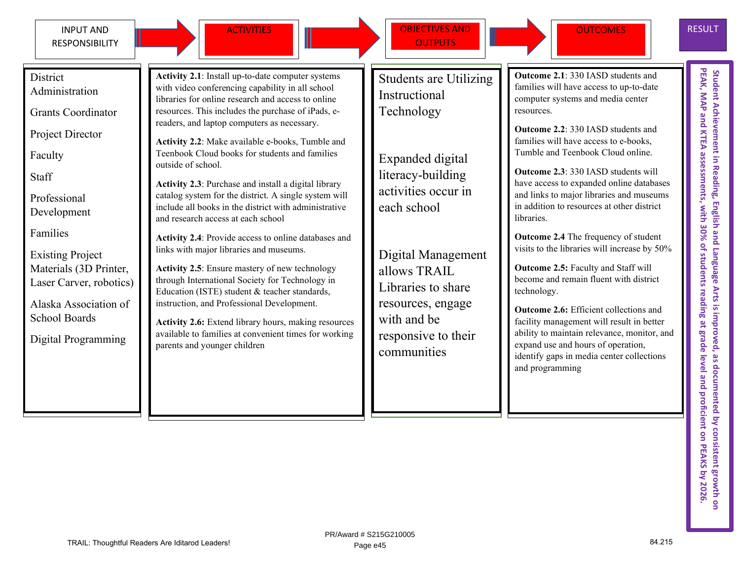| INPUT AND RESPONSIBILITY | ACTIVITIES | OBJECTIVES AND OUTPUTS | OUTCOMES | RESULT |
|---|---|---|---|---|
| District Administration<br><br>Grants Coordinator<br><br>Project Director<br><br>Faculty<br><br>Staff<br><br>Professional Development<br><br>Families<br><br>Existing Project Materials (3D Printer, Laser Carver, robotics)<br><br>Alaska Association of School Boards<br><br>Digital Programming | **Activity 2.1**: Install up-to-date computer systems with video conferencing capability in all school libraries for online research and access to online resources. This includes the purchase of iPads, e-readers, and laptop computers as necessary.<br><br>**Activity 2.2**: Make available e-books, Tumble and Teenbook Cloud books for students and families outside of school.<br><br>**Activity 2.3**: Purchase and install a digital library catalog system for the district. A single system will include all books in the district with administrative and research access at each school<br><br>**Activity 2.4**: Provide access to online databases and links with major libraries and museums.<br><br>**Activity 2.5**: Ensure mastery of new technology through International Society for Technology in Education (ISTE) student & teacher standards, instruction, and Professional Development.<br><br>**Activity 2.6:** Extend library hours, making resources available to families at convenient times for working parents and younger children | Students are Utilizing Instructional Technology<br><br>Expanded digital literacy-building activities occur in each school<br><br>Digital Management allows TRAIL Libraries to share resources, engage with and be responsive to their communities | **Outcome 2.1**: 330 IASD students and families will have access to up-to-date computer systems and media center resources.<br><br>**Outcome 2.2**: 330 IASD students and families will have access to e-books, Tumble and Teenbook Cloud online.<br><br>**Outcome 2.3**: 330 IASD students will have access to expanded online databases and links to major libraries and museums in addition to resources at other district libraries.<br><br>**Outcome 2.4** The frequency of student visits to the libraries will increase by 50%<br><br>**Outcome 2.5:** Faculty and Staff will become and remain fluent with district technology.<br><br>**Outcome 2.6:** Efficient collections and facility management will result in better ability to maintain relevance, monitor, and expand use and hours of operation, identify gaps in media center collections and programming | Student Achievement in Reading, English and Language Arts is improved, as documented by consistent growth on PEAK, MAP and KTEA assessments, with 30% of students reading at grade level and proficient on PEAKS by 2026. |

TRAIL: Thoughtful Readers Are Iditarod Leaders!

PR/Award # S215G210005

84.215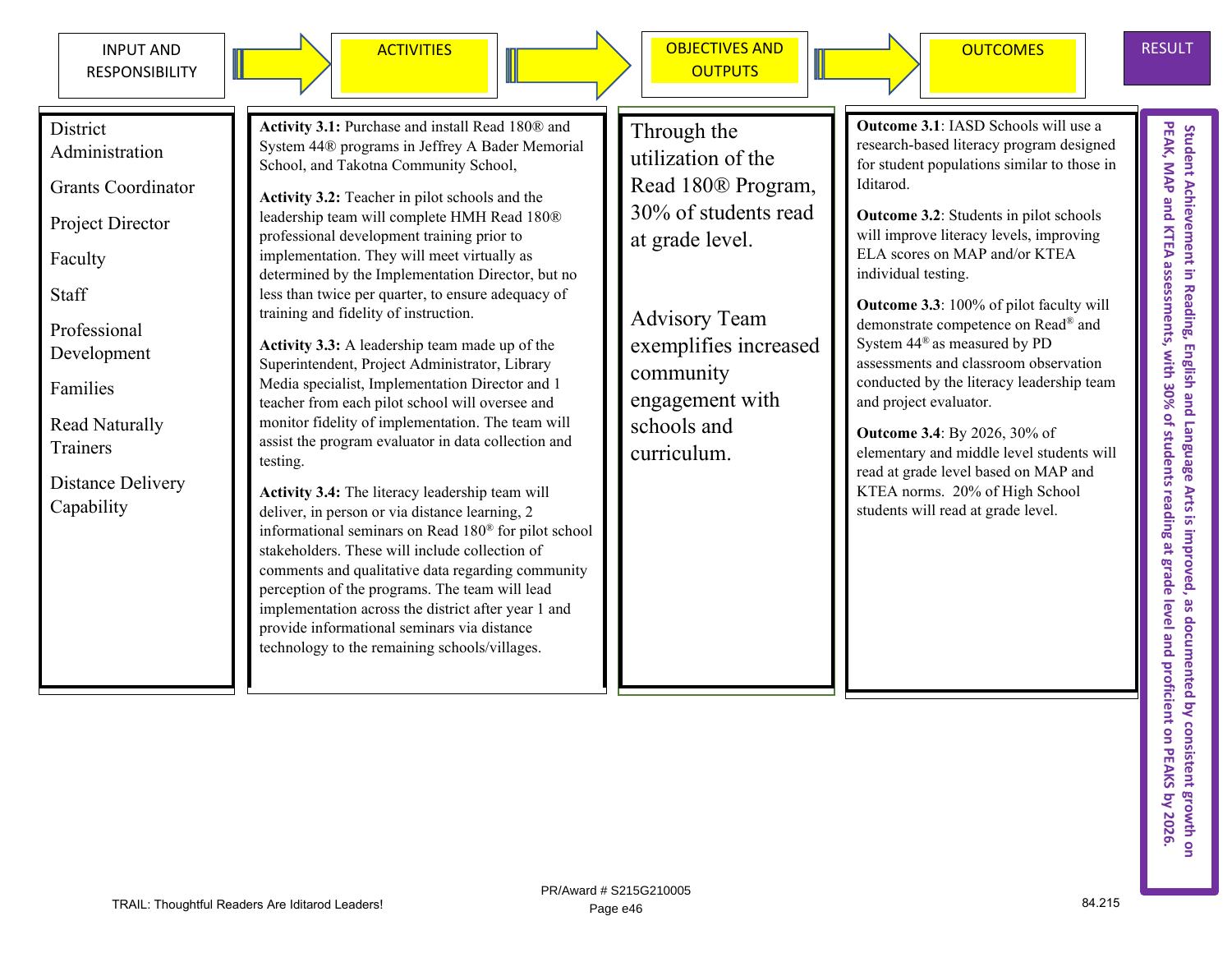| INPUT AND RESPONSIBILITY | ACTIVITIES | OBJECTIVES AND OUTPUTS | OUTCOMES | RESULT |
|---|---|---|---|---|
| District Administration<br><br>Grants Coordinator<br><br>Project Director<br><br>Faculty<br><br>Staff<br><br>Professional Development<br><br>Families<br><br>Read Naturally Trainers<br><br>Distance Delivery Capability | **Activity 3.1:** Purchase and install Read 180® and System 44® programs in Jeffrey A Bader Memorial School, and Takotna Community School,<br><br>**Activity 3.2:** Teacher in pilot schools and the leadership team will complete HMH Read 180® professional development training prior to implementation. They will meet virtually as determined by the Implementation Director, but no less than twice per quarter, to ensure adequacy of training and fidelity of instruction.<br><br>**Activity 3.3:** A leadership team made up of the Superintendent, Project Administrator, Library Media specialist, Implementation Director and 1 teacher from each pilot school will oversee and monitor fidelity of implementation. The team will assist the program evaluator in data collection and testing.<br><br>**Activity 3.4:** The literacy leadership team will deliver, in person or via distance learning, 2 informational seminars on Read 180® for pilot school stakeholders. These will include collection of comments and qualitative data regarding community perception of the programs. The team will lead implementation across the district after year 1 and provide informational seminars via distance technology to the remaining schools/villages. | Through the utilization of the Read 180® Program, 30% of students read at grade level.<br><br>Advisory Team exemplifies increased community engagement with schools and curriculum. | **Outcome 3.1**: IASD Schools will use a research-based literacy program designed for student populations similar to those in Iditarod.<br><br>**Outcome 3.2**: Students in pilot schools will improve literacy levels, improving ELA scores on MAP and/or KTEA individual testing.<br><br>**Outcome 3.3**: 100% of pilot faculty will demonstrate competence on Read® and System 44® as measured by PD assessments and classroom observation conducted by the literacy leadership team and project evaluator.<br><br>**Outcome 3.4**: By 2026, 30% of elementary and middle level students will read at grade level based on MAP and KTEA norms. 20% of High School students will read at grade level. | Student Achievement in Reading, English and Language Arts is improved, as documented by consistent growth on PEAK, MAP and KTEA assessments, with 30% of students reading at grade level and proficient on PEAKS by 2026. |

TRAIL: Thoughtful Readers Are Iditarod Leaders!

PR/Award # S215G210005

84.215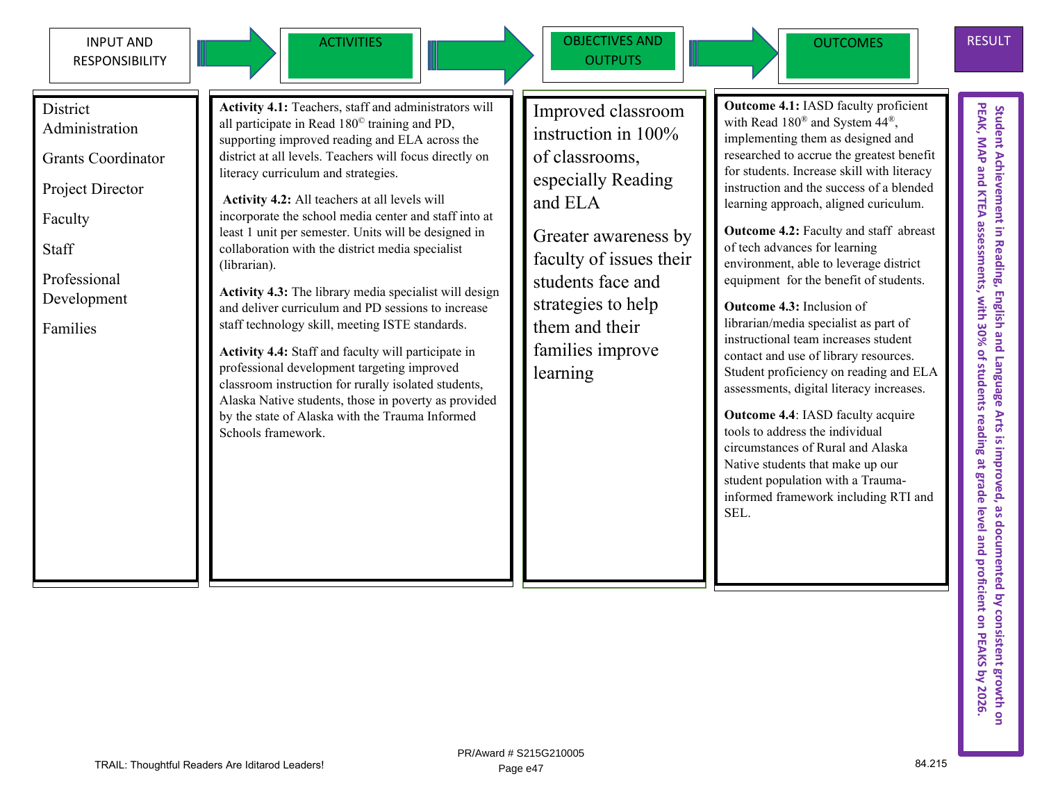| INPUT AND RESPONSIBILITY | ACTIVITIES | OBJECTIVES AND OUTPUTS | OUTCOMES | RESULT |
|---|---|---|---|---|
| District Administration<br><br>Grants Coordinator<br><br>Project Director<br><br>Faculty<br><br>Staff<br><br>Professional Development<br><br>Families | **Activity 4.1:** Teachers, staff and administrators will all participate in Read 180© training and PD, supporting improved reading and ELA across the district at all levels. Teachers will focus directly on literacy curriculum and strategies.<br><br>**Activity 4.2:** All teachers at all levels will incorporate the school media center and staff into at least 1 unit per semester. Units will be designed in collaboration with the district media specialist (librarian).<br><br>**Activity 4.3:** The library media specialist will design and deliver curriculum and PD sessions to increase staff technology skill, meeting ISTE standards.<br><br>**Activity 4.4:** Staff and faculty will participate in professional development targeting improved classroom instruction for rurally isolated students, Alaska Native students, those in poverty as provided by the state of Alaska with the Trauma Informed Schools framework. | Improved classroom instruction in 100% of classrooms, especially Reading and ELA<br><br>Greater awareness by faculty of issues their students face and strategies to help them and their families improve learning | **Outcome 4.1:** IASD faculty proficient with Read 180® and System 44®, implementing them as designed and researched to accrue the greatest benefit for students. Increase skill with literacy instruction and the success of a blended learning approach, aligned curiculum.<br><br>**Outcome 4.2:** Faculty and staff abreast of tech advances for learning environment, able to leverage district equipment for the benefit of students.<br><br>**Outcome 4.3:** Inclusion of librarian/media specialist as part of instructional team increases student contact and use of library resources. Student proficiency on reading and ELA assessments, digital literacy increases.<br><br>**Outcome 4.4**: IASD faculty acquire tools to address the individual circumstances of Rural and Alaska Native students that make up our student population with a Trauma-informed framework including RTI and SEL. | **Student Achievement in Reading, English and Language Arts is improved, as documented by consistent growth on PEAK, MAP and KTEA assessments, with 30% of students reading at grade level and proficient on PEAKS by 2026.** |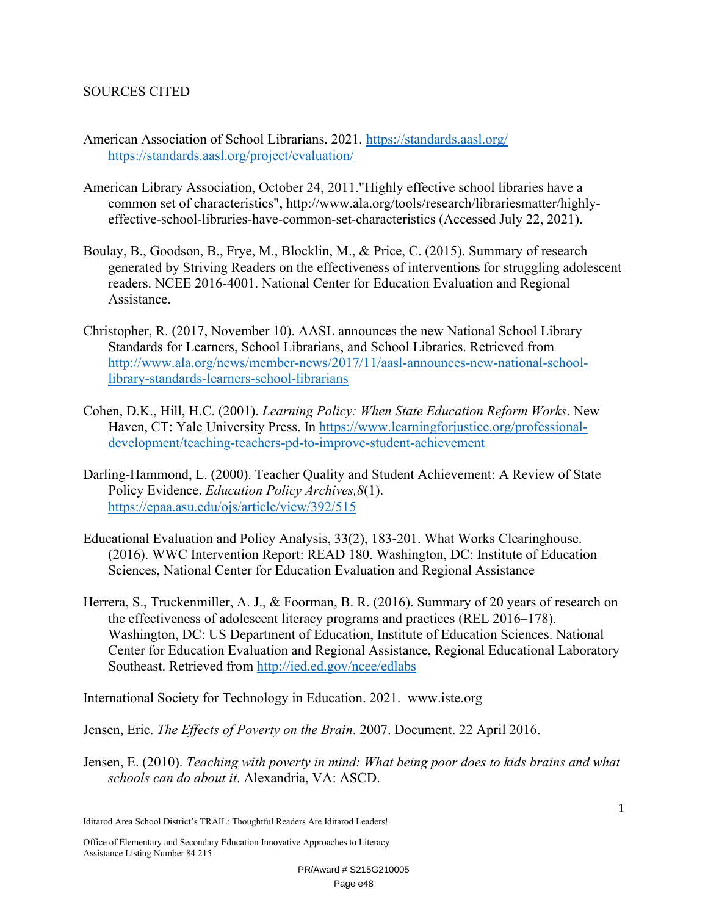SOURCES CITED

American Association of School Librarians. 2021. https://standards.aasl.org/ https://standards.aasl.org/project/evaluation/

American Library Association, October 24, 2011."Highly effective school libraries have a common set of characteristics", http://www.ala.org/tools/research/librariesmatter/highly-effective-school-libraries-have-common-set-characteristics (Accessed July 22, 2021).

Boulay, B., Goodson, B., Frye, M., Blocklin, M., & Price, C. (2015). Summary of research generated by Striving Readers on the effectiveness of interventions for struggling adolescent readers. NCEE 2016-4001. National Center for Education Evaluation and Regional Assistance.

Christopher, R. (2017, November 10). AASL announces the new National School Library Standards for Learners, School Librarians, and School Libraries. Retrieved from http://www.ala.org/news/member-news/2017/11/aasl-announces-new-national-school-library-standards-learners-school-librarians

Cohen, D.K., Hill, H.C. (2001). *Learning Policy: When State Education Reform Works*. New Haven, CT: Yale University Press. In https://www.learningforjustice.org/professional-development/teaching-teachers-pd-to-improve-student-achievement

Darling-Hammond, L. (2000). Teacher Quality and Student Achievement: A Review of State Policy Evidence. *Education Policy Archives,8*(1). https://epaa.asu.edu/ojs/article/view/392/515

Educational Evaluation and Policy Analysis, 33(2), 183-201. What Works Clearinghouse. (2016). WWC Intervention Report: READ 180. Washington, DC: Institute of Education Sciences, National Center for Education Evaluation and Regional Assistance

Herrera, S., Truckenmiller, A. J., & Foorman, B. R. (2016). Summary of 20 years of research on the effectiveness of adolescent literacy programs and practices (REL 2016–178). Washington, DC: US Department of Education, Institute of Education Sciences. National Center for Education Evaluation and Regional Assistance, Regional Educational Laboratory Southeast. Retrieved from http://ied.ed.gov/ncee/edlabs

International Society for Technology in Education. 2021. www.iste.org

Jensen, Eric. *The Effects of Poverty on the Brain*. 2007. Document. 22 April 2016.

Jensen, E. (2010). *Teaching with poverty in mind: What being poor does to kids brains and what schools can do about it*. Alexandria, VA: ASCD.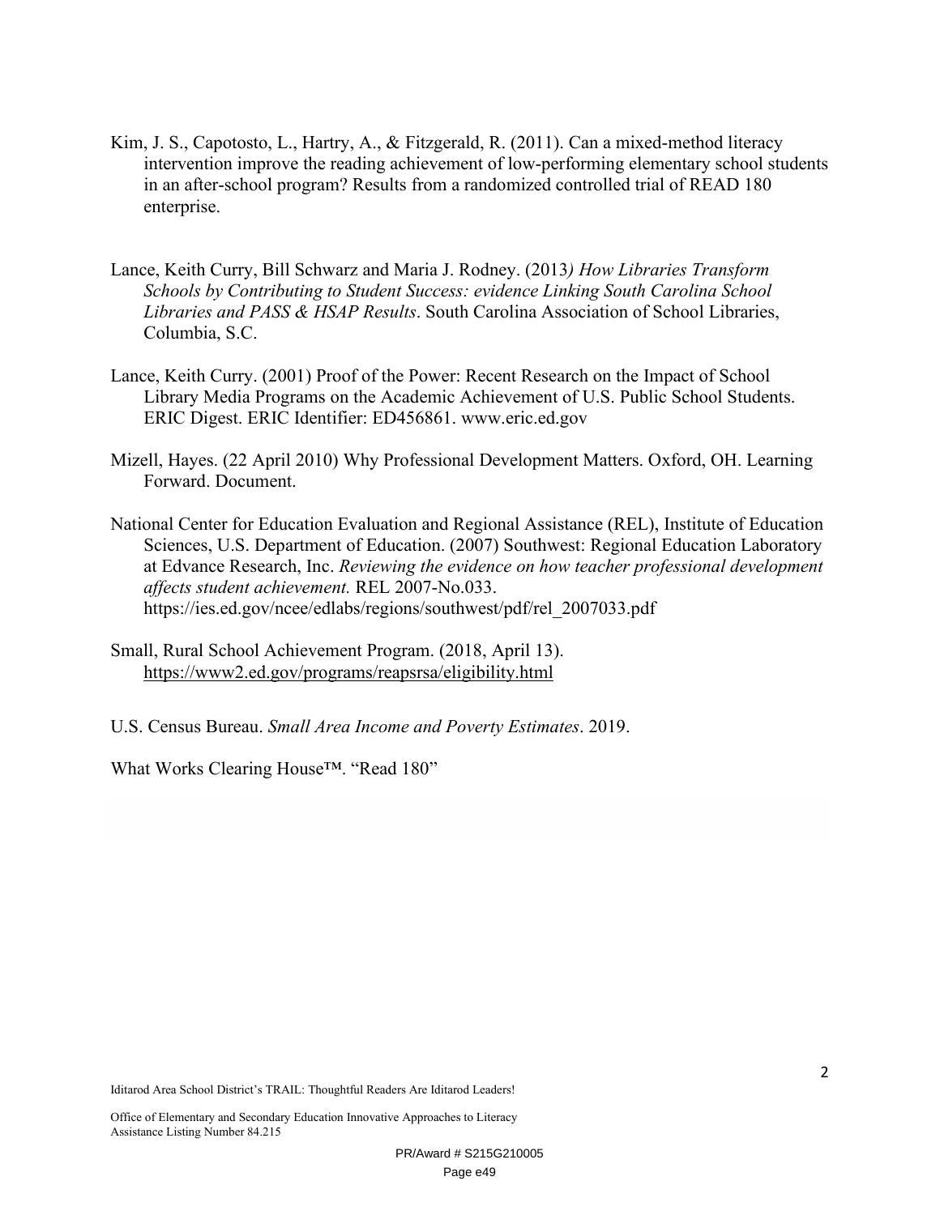Kim, J. S., Capotosto, L., Hartry, A., & Fitzgerald, R. (2011). Can a mixed-method literacy intervention improve the reading achievement of low-performing elementary school students in an after-school program? Results from a randomized controlled trial of READ 180 enterprise.

Lance, Keith Curry, Bill Schwarz and Maria J. Rodney. (2013*) How Libraries Transform Schools by Contributing to Student Success: evidence Linking South Carolina School Libraries and PASS & HSAP Results*. South Carolina Association of School Libraries, Columbia, S.C.

Lance, Keith Curry. (2001) Proof of the Power: Recent Research on the Impact of School Library Media Programs on the Academic Achievement of U.S. Public School Students. ERIC Digest. ERIC Identifier: ED456861. www.eric.ed.gov

Mizell, Hayes. (22 April 2010) Why Professional Development Matters. Oxford, OH. Learning Forward. Document.

National Center for Education Evaluation and Regional Assistance (REL), Institute of Education Sciences, U.S. Department of Education. (2007) Southwest: Regional Education Laboratory at Edvance Research, Inc. *Reviewing the evidence on how teacher professional development affects student achievement.* REL 2007-No.033. https://ies.ed.gov/ncee/edlabs/regions/southwest/pdf/rel_2007033.pdf

Small, Rural School Achievement Program. (2018, April 13). https://www2.ed.gov/programs/reapsrsa/eligibility.html

U.S. Census Bureau. *Small Area Income and Poverty Estimates*. 2019.

What Works Clearing House™. "Read 180"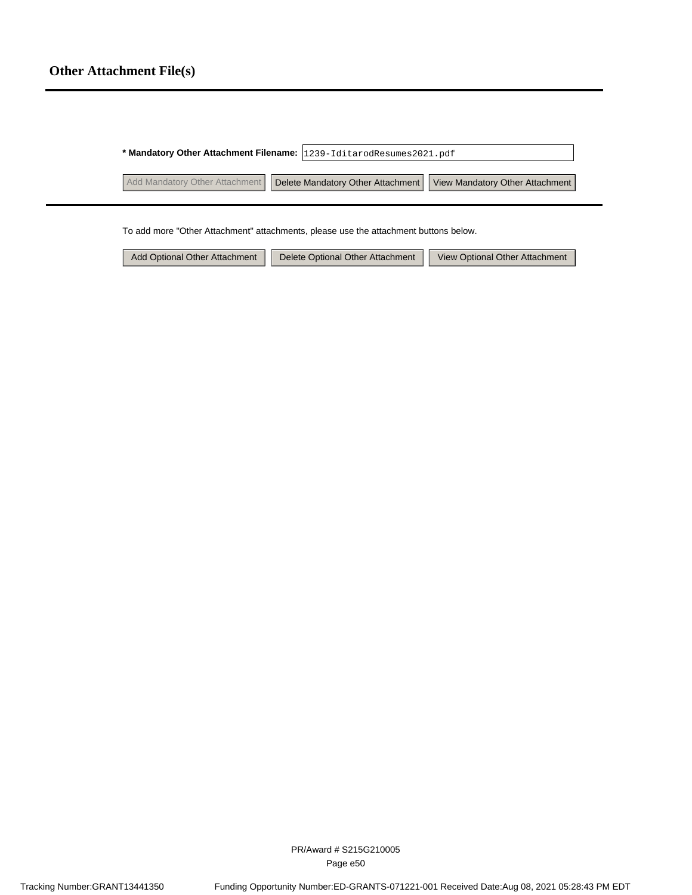## Other Attachment File(s)

**\* Mandatory Other Attachment Filename:** 1239-IditarodResumes2021.pdf

Add Mandatory Other Attachment | Delete Mandatory Other Attachment | View Mandatory Other Attachment

To add more "Other Attachment" attachments, please use the attachment buttons below.

Add Optional Other Attachment | Delete Optional Other Attachment | View Optional Other Attachment

PR/Award # S215G210005

Tracking Number:GRANT13441350 Funding Opportunity Number:ED-GRANTS-071221-001 Received Date:Aug 08, 2021 05:28:43 PM EDT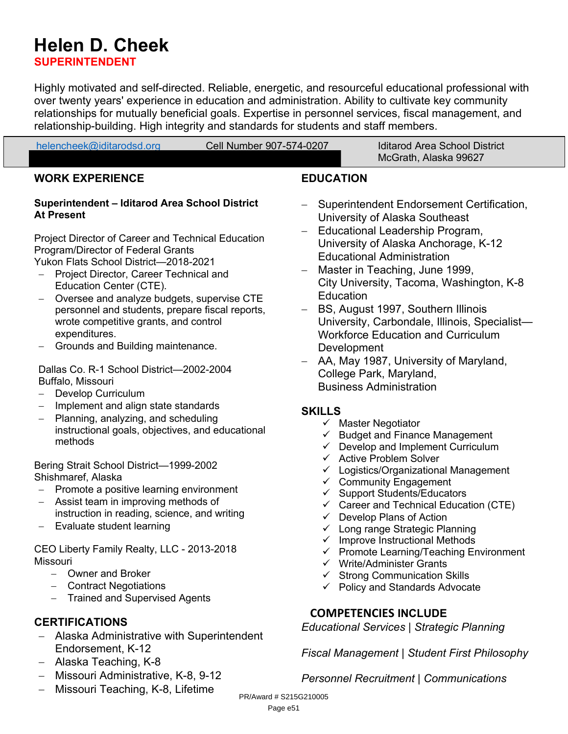# Helen D. Cheek

**SUPERINTENDENT**

Highly motivated and self-directed. Reliable, energetic, and resourceful educational professional with over twenty years' experience in education and administration. Ability to cultivate key community relationships for mutually beneficial goals. Expertise in personnel services, fiscal management, and relationship-building. High integrity and standards for students and staff members.

helencheek@iditarodsd.org | Cell Number 907-574-0207 | Iditarod Area School District, McGrath, Alaska 99627

## WORK EXPERIENCE

**Superintendent – Iditarod Area School District**
**At Present**

Project Director of Career and Technical Education Program/Director of Federal Grants
Yukon Flats School District—2018-2021

- Project Director, Career Technical and Education Center (CTE).
- Oversee and analyze budgets, supervise CTE personnel and students, prepare fiscal reports, wrote competitive grants, and control expenditures.
- Grounds and Building maintenance.

Dallas Co. R-1 School District—2002-2004
Buffalo, Missouri

- Develop Curriculum
- Implement and align state standards
- Planning, analyzing, and scheduling instructional goals, objectives, and educational methods

Bering Strait School District—1999-2002
Shishmaref, Alaska

- Promote a positive learning environment
- Assist team in improving methods of instruction in reading, science, and writing
- Evaluate student learning

CEO Liberty Family Realty, LLC - 2013-2018
Missouri

- Owner and Broker
- Contract Negotiations
- Trained and Supervised Agents

## CERTIFICATIONS

- Alaska Administrative with Superintendent Endorsement, K-12
- Alaska Teaching, K-8
- Missouri Administrative, K-8, 9-12
- Missouri Teaching, K-8, Lifetime

## EDUCATION

- Superintendent Endorsement Certification, University of Alaska Southeast
- Educational Leadership Program, University of Alaska Anchorage, K-12 Educational Administration
- Master in Teaching, June 1999, City University, Tacoma, Washington, K-8 Education
- BS, August 1997, Southern Illinois University, Carbondale, Illinois, Specialist—Workforce Education and Curriculum Development
- AA, May 1987, University of Maryland, College Park, Maryland, Business Administration

## SKILLS

- ✓ Master Negotiator
- ✓ Budget and Finance Management
- ✓ Develop and Implement Curriculum
- ✓ Active Problem Solver
- ✓ Logistics/Organizational Management
- ✓ Community Engagement
- ✓ Support Students/Educators
- ✓ Career and Technical Education (CTE)
- ✓ Develop Plans of Action
- ✓ Long range Strategic Planning
- ✓ Improve Instructional Methods
- ✓ Promote Learning/Teaching Environment
- ✓ Write/Administer Grants
- ✓ Strong Communication Skills
- ✓ Policy and Standards Advocate

## COMPETENCIES INCLUDE

*Educational Services* | *Strategic Planning*

*Fiscal Management* | *Student First Philosophy*

*Personnel Recruitment* | *Communications*

PR/Award # S215G210005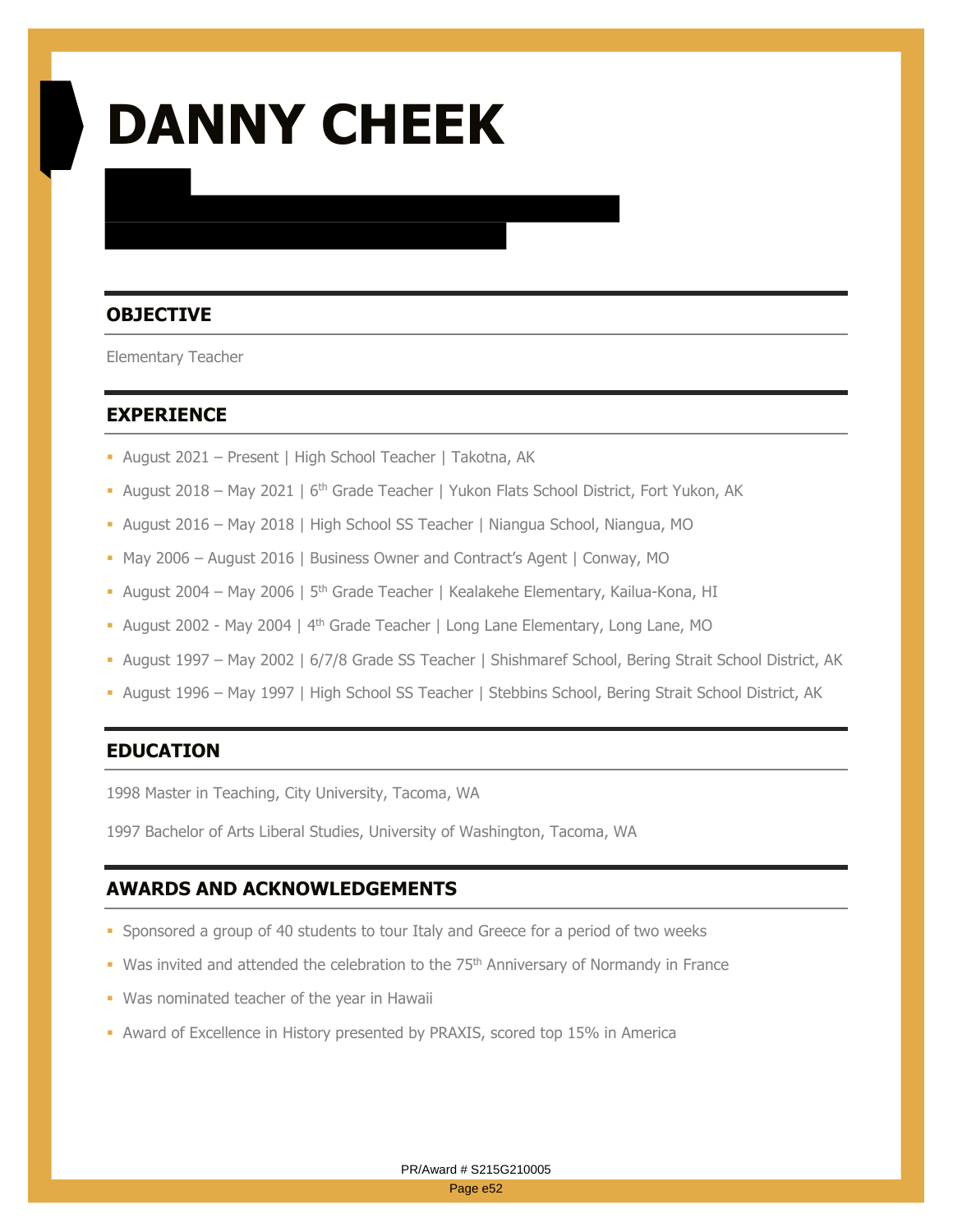# DANNY CHEEK

## OBJECTIVE

Elementary Teacher

## EXPERIENCE

- August 2021 – Present | High School Teacher | Takotna, AK
- August 2018 – May 2021 | 6th Grade Teacher | Yukon Flats School District, Fort Yukon, AK
- August 2016 – May 2018 | High School SS Teacher | Niangua School, Niangua, MO
- May 2006 – August 2016 | Business Owner and Contract's Agent | Conway, MO
- August 2004 – May 2006 | 5th Grade Teacher | Kealakehe Elementary, Kailua-Kona, HI
- August 2002 - May 2004 | 4th Grade Teacher | Long Lane Elementary, Long Lane, MO
- August 1997 – May 2002 | 6/7/8 Grade SS Teacher | Shishmaref School, Bering Strait School District, AK
- August 1996 – May 1997 | High School SS Teacher | Stebbins School, Bering Strait School District, AK

## EDUCATION

1998 Master in Teaching, City University, Tacoma, WA

1997 Bachelor of Arts Liberal Studies, University of Washington, Tacoma, WA

## AWARDS AND ACKNOWLEDGEMENTS

- Sponsored a group of 40 students to tour Italy and Greece for a period of two weeks
- Was invited and attended the celebration to the 75th Anniversary of Normandy in France
- Was nominated teacher of the year in Hawaii
- Award of Excellence in History presented by PRAXIS, scored top 15% in America

PR/Award # S215G210005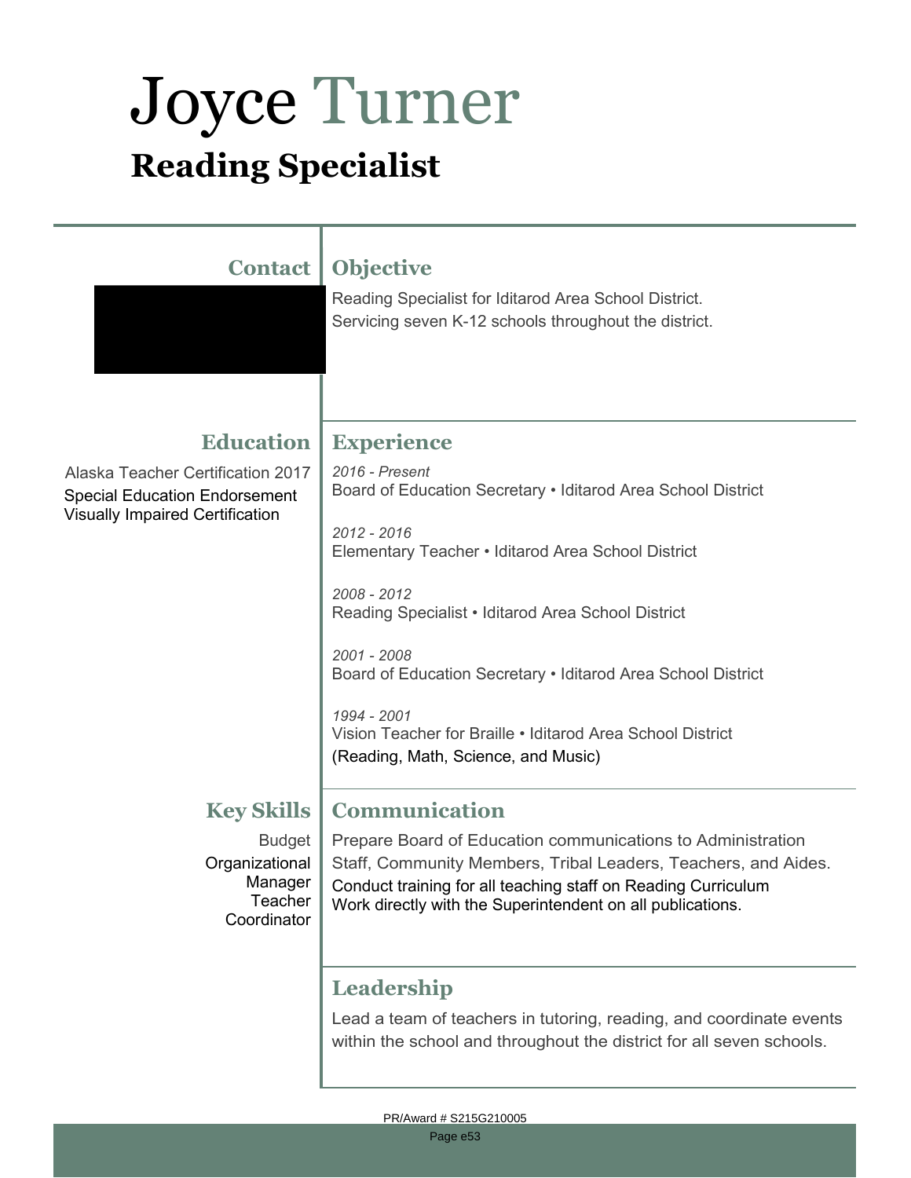# Joyce Turner

## Reading Specialist

### Contact

### Objective

Reading Specialist for Iditarod Area School District.
Servicing seven K-12 schools throughout the district.

### Education

Alaska Teacher Certification 2017
Special Education Endorsement
Visually Impaired Certification

### Experience

*2016 - Present*
Board of Education Secretary • Iditarod Area School District

*2012 - 2016*
Elementary Teacher • Iditarod Area School District

*2008 - 2012*
Reading Specialist • Iditarod Area School District

*2001 - 2008*
Board of Education Secretary • Iditarod Area School District

*1994 - 2001*
Vision Teacher for Braille • Iditarod Area School District
(Reading, Math, Science, and Music)

### Key Skills

Budget
Organizational
Manager
Teacher
Coordinator

### Communication

Prepare Board of Education communications to Administration Staff, Community Members, Tribal Leaders, Teachers, and Aides.
Conduct training for all teaching staff on Reading Curriculum
Work directly with the Superintendent on all publications.

### Leadership

Lead a team of teachers in tutoring, reading, and coordinate events within the school and throughout the district for all seven schools.

PR/Award # S215G210005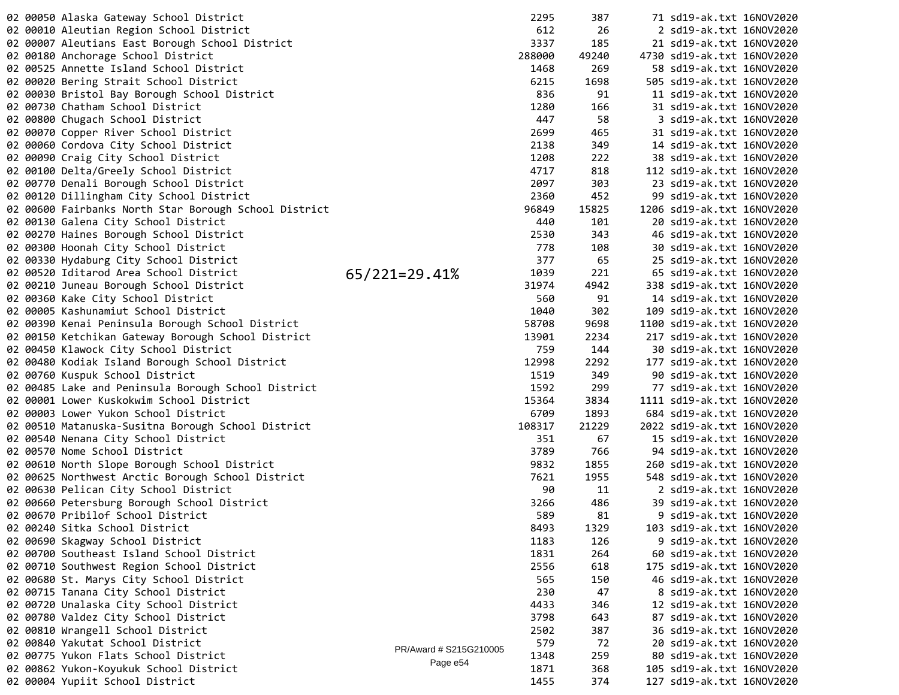| | | | | | | | |
|---|---|---|---|---|---|---|---|
| 02 | 00050 | Alaska Gateway School District | 2295 | 387 | 71 | sd19-ak.txt | 16NOV2020 |
| 02 | 00010 | Aleutian Region School District | 612 | 26 | 2 | sd19-ak.txt | 16NOV2020 |
| 02 | 00007 | Aleutians East Borough School District | 3337 | 185 | 21 | sd19-ak.txt | 16NOV2020 |
| 02 | 00180 | Anchorage School District | 288000 | 49240 | 4730 | sd19-ak.txt | 16NOV2020 |
| 02 | 00525 | Annette Island School District | 1468 | 269 | 58 | sd19-ak.txt | 16NOV2020 |
| 02 | 00020 | Bering Strait School District | 6215 | 1698 | 505 | sd19-ak.txt | 16NOV2020 |
| 02 | 00030 | Bristol Bay Borough School District | 836 | 91 | 11 | sd19-ak.txt | 16NOV2020 |
| 02 | 00730 | Chatham School District | 1280 | 166 | 31 | sd19-ak.txt | 16NOV2020 |
| 02 | 00800 | Chugach School District | 447 | 58 | 3 | sd19-ak.txt | 16NOV2020 |
| 02 | 00070 | Copper River School District | 2699 | 465 | 31 | sd19-ak.txt | 16NOV2020 |
| 02 | 00060 | Cordova City School District | 2138 | 349 | 14 | sd19-ak.txt | 16NOV2020 |
| 02 | 00090 | Craig City School District | 1208 | 222 | 38 | sd19-ak.txt | 16NOV2020 |
| 02 | 00100 | Delta/Greely School District | 4717 | 818 | 112 | sd19-ak.txt | 16NOV2020 |
| 02 | 00770 | Denali Borough School District | 2097 | 303 | 23 | sd19-ak.txt | 16NOV2020 |
| 02 | 00120 | Dillingham City School District | 2360 | 452 | 99 | sd19-ak.txt | 16NOV2020 |
| 02 | 00600 | Fairbanks North Star Borough School District | 96849 | 15825 | 1206 | sd19-ak.txt | 16NOV2020 |
| 02 | 00130 | Galena City School District | 440 | 101 | 20 | sd19-ak.txt | 16NOV2020 |
| 02 | 00270 | Haines Borough School District | 2530 | 343 | 46 | sd19-ak.txt | 16NOV2020 |
| 02 | 00300 | Hoonah City School District | 778 | 108 | 30 | sd19-ak.txt | 16NOV2020 |
| 02 | 00330 | Hydaburg City School District | 377 | 65 | 25 | sd19-ak.txt | 16NOV2020 |
| 02 | 00520 | Iditarod Area School District 65/221=29.41% | 1039 | 221 | 65 | sd19-ak.txt | 16NOV2020 |
| 02 | 00210 | Juneau Borough School District | 31974 | 4942 | 338 | sd19-ak.txt | 16NOV2020 |
| 02 | 00360 | Kake City School District | 560 | 91 | 14 | sd19-ak.txt | 16NOV2020 |
| 02 | 00005 | Kashunamiut School District | 1040 | 302 | 109 | sd19-ak.txt | 16NOV2020 |
| 02 | 00390 | Kenai Peninsula Borough School District | 58708 | 9698 | 1100 | sd19-ak.txt | 16NOV2020 |
| 02 | 00150 | Ketchikan Gateway Borough School District | 13901 | 2234 | 217 | sd19-ak.txt | 16NOV2020 |
| 02 | 00450 | Klawock City School District | 759 | 144 | 30 | sd19-ak.txt | 16NOV2020 |
| 02 | 00480 | Kodiak Island Borough School District | 12998 | 2292 | 177 | sd19-ak.txt | 16NOV2020 |
| 02 | 00760 | Kuspuk School District | 1519 | 349 | 90 | sd19-ak.txt | 16NOV2020 |
| 02 | 00485 | Lake and Peninsula Borough School District | 1592 | 299 | 77 | sd19-ak.txt | 16NOV2020 |
| 02 | 00001 | Lower Kuskokwim School District | 15364 | 3834 | 1111 | sd19-ak.txt | 16NOV2020 |
| 02 | 00003 | Lower Yukon School District | 6709 | 1893 | 684 | sd19-ak.txt | 16NOV2020 |
| 02 | 00510 | Matanuska-Susitna Borough School District | 108317 | 21229 | 2022 | sd19-ak.txt | 16NOV2020 |
| 02 | 00540 | Nenana City School District | 351 | 67 | 15 | sd19-ak.txt | 16NOV2020 |
| 02 | 00570 | Nome School District | 3789 | 766 | 94 | sd19-ak.txt | 16NOV2020 |
| 02 | 00610 | North Slope Borough School District | 9832 | 1855 | 260 | sd19-ak.txt | 16NOV2020 |
| 02 | 00625 | Northwest Arctic Borough School District | 7621 | 1955 | 548 | sd19-ak.txt | 16NOV2020 |
| 02 | 00630 | Pelican City School District | 90 | 11 | 2 | sd19-ak.txt | 16NOV2020 |
| 02 | 00660 | Petersburg Borough School District | 3266 | 486 | 39 | sd19-ak.txt | 16NOV2020 |
| 02 | 00670 | Pribilof School District | 589 | 81 | 9 | sd19-ak.txt | 16NOV2020 |
| 02 | 00240 | Sitka School District | 8493 | 1329 | 103 | sd19-ak.txt | 16NOV2020 |
| 02 | 00690 | Skagway School District | 1183 | 126 | 9 | sd19-ak.txt | 16NOV2020 |
| 02 | 00700 | Southeast Island School District | 1831 | 264 | 60 | sd19-ak.txt | 16NOV2020 |
| 02 | 00710 | Southwest Region School District | 2556 | 618 | 175 | sd19-ak.txt | 16NOV2020 |
| 02 | 00680 | St. Marys City School District | 565 | 150 | 46 | sd19-ak.txt | 16NOV2020 |
| 02 | 00715 | Tanana City School District | 230 | 47 | 8 | sd19-ak.txt | 16NOV2020 |
| 02 | 00720 | Unalaska City School District | 4433 | 346 | 12 | sd19-ak.txt | 16NOV2020 |
| 02 | 00780 | Valdez City School District | 3798 | 643 | 87 | sd19-ak.txt | 16NOV2020 |
| 02 | 00810 | Wrangell School District | 2502 | 387 | 36 | sd19-ak.txt | 16NOV2020 |
| 02 | 00840 | Yakutat School District | 579 | 72 | 20 | sd19-ak.txt | 16NOV2020 |
| 02 | 00775 | Yukon Flats School District | 1348 | 259 | 80 | sd19-ak.txt | 16NOV2020 |
| 02 | 00862 | Yukon-Koyukuk School District | 1871 | 368 | 105 | sd19-ak.txt | 16NOV2020 |
| 02 | 00004 | Yupiit School District | 1455 | 374 | 127 | sd19-ak.txt | 16NOV2020 |

PR/Award # S215G210005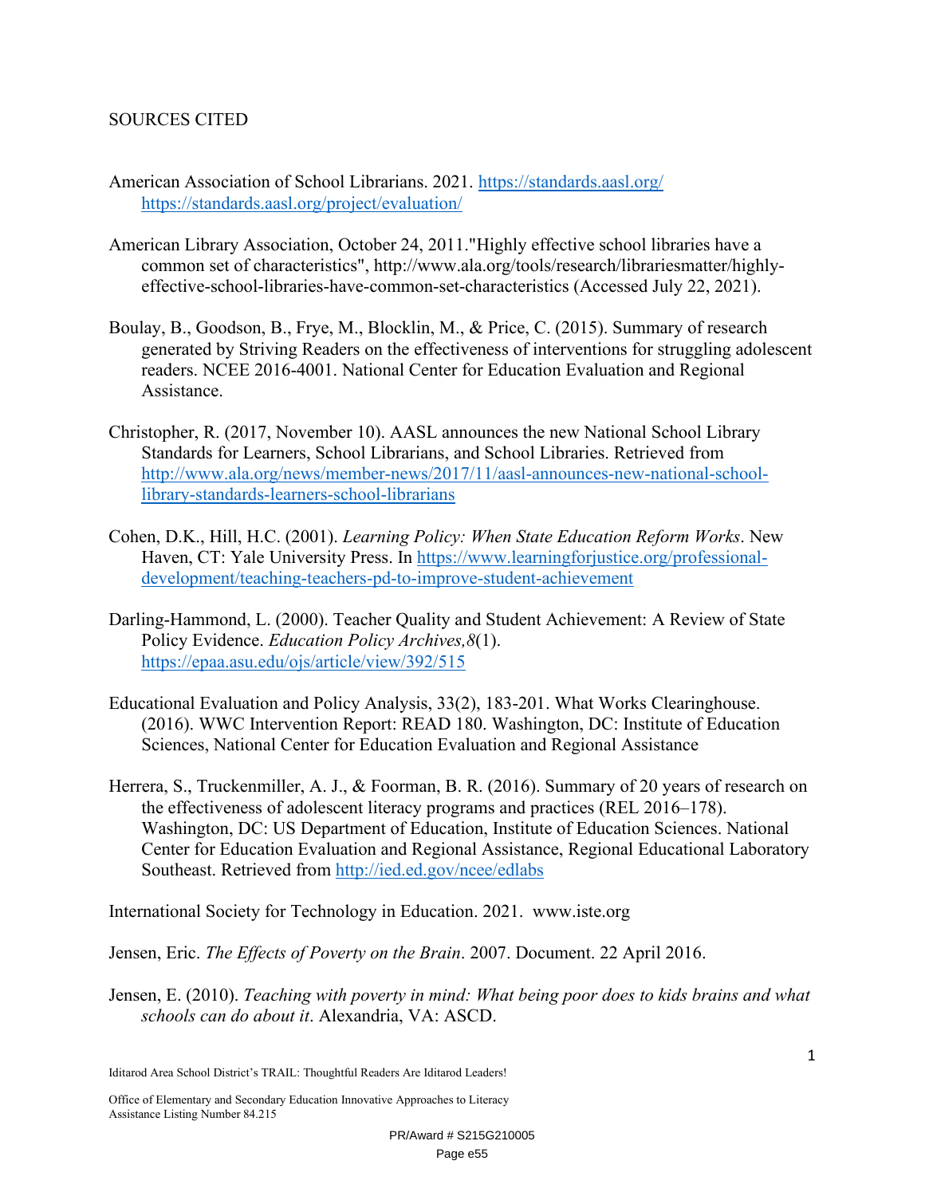SOURCES CITED

American Association of School Librarians. 2021. https://standards.aasl.org/ https://standards.aasl.org/project/evaluation/

American Library Association, October 24, 2011."Highly effective school libraries have a common set of characteristics", http://www.ala.org/tools/research/librariesmatter/highly-effective-school-libraries-have-common-set-characteristics (Accessed July 22, 2021).

Boulay, B., Goodson, B., Frye, M., Blocklin, M., & Price, C. (2015). Summary of research generated by Striving Readers on the effectiveness of interventions for struggling adolescent readers. NCEE 2016-4001. National Center for Education Evaluation and Regional Assistance.

Christopher, R. (2017, November 10). AASL announces the new National School Library Standards for Learners, School Librarians, and School Libraries. Retrieved from http://www.ala.org/news/member-news/2017/11/aasl-announces-new-national-school-library-standards-learners-school-librarians

Cohen, D.K., Hill, H.C. (2001). *Learning Policy: When State Education Reform Works*. New Haven, CT: Yale University Press. In https://www.learningforjustice.org/professional-development/teaching-teachers-pd-to-improve-student-achievement

Darling-Hammond, L. (2000). Teacher Quality and Student Achievement: A Review of State Policy Evidence. *Education Policy Archives,8*(1). https://epaa.asu.edu/ojs/article/view/392/515

Educational Evaluation and Policy Analysis, 33(2), 183-201. What Works Clearinghouse. (2016). WWC Intervention Report: READ 180. Washington, DC: Institute of Education Sciences, National Center for Education Evaluation and Regional Assistance

Herrera, S., Truckenmiller, A. J., & Foorman, B. R. (2016). Summary of 20 years of research on the effectiveness of adolescent literacy programs and practices (REL 2016–178). Washington, DC: US Department of Education, Institute of Education Sciences. National Center for Education Evaluation and Regional Assistance, Regional Educational Laboratory Southeast. Retrieved from http://ied.ed.gov/ncee/edlabs

International Society for Technology in Education. 2021. www.iste.org

Jensen, Eric. *The Effects of Poverty on the Brain*. 2007. Document. 22 April 2016.

Jensen, E. (2010). *Teaching with poverty in mind: What being poor does to kids brains and what schools can do about it*. Alexandria, VA: ASCD.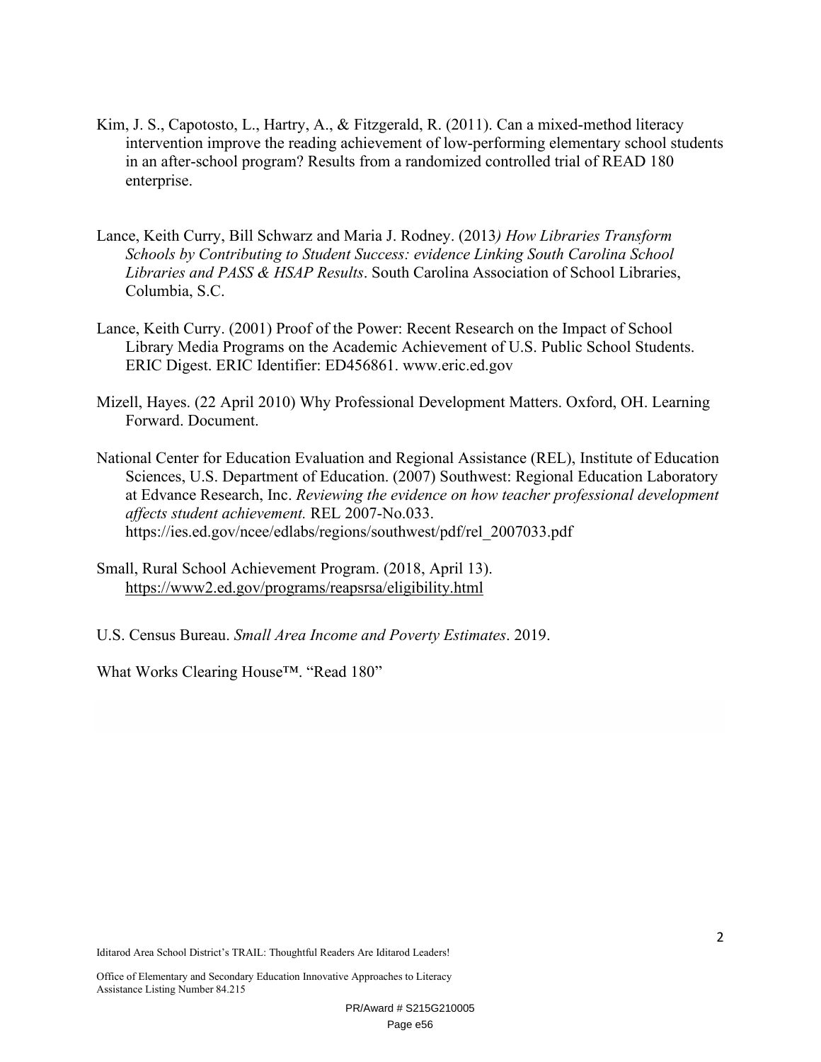Kim, J. S., Capotosto, L., Hartry, A., & Fitzgerald, R. (2011). Can a mixed-method literacy intervention improve the reading achievement of low-performing elementary school students in an after-school program? Results from a randomized controlled trial of READ 180 enterprise.

Lance, Keith Curry, Bill Schwarz and Maria J. Rodney. (2013*) How Libraries Transform Schools by Contributing to Student Success: evidence Linking South Carolina School Libraries and PASS & HSAP Results*. South Carolina Association of School Libraries, Columbia, S.C.

Lance, Keith Curry. (2001) Proof of the Power: Recent Research on the Impact of School Library Media Programs on the Academic Achievement of U.S. Public School Students. ERIC Digest. ERIC Identifier: ED456861. www.eric.ed.gov

Mizell, Hayes. (22 April 2010) Why Professional Development Matters. Oxford, OH. Learning Forward. Document.

National Center for Education Evaluation and Regional Assistance (REL), Institute of Education Sciences, U.S. Department of Education. (2007) Southwest: Regional Education Laboratory at Edvance Research, Inc. *Reviewing the evidence on how teacher professional development affects student achievement.* REL 2007-No.033. https://ies.ed.gov/ncee/edlabs/regions/southwest/pdf/rel_2007033.pdf

Small, Rural School Achievement Program. (2018, April 13). https://www2.ed.gov/programs/reapsrsa/eligibility.html

U.S. Census Bureau. *Small Area Income and Poverty Estimates*. 2019.

What Works Clearing House™. "Read 180"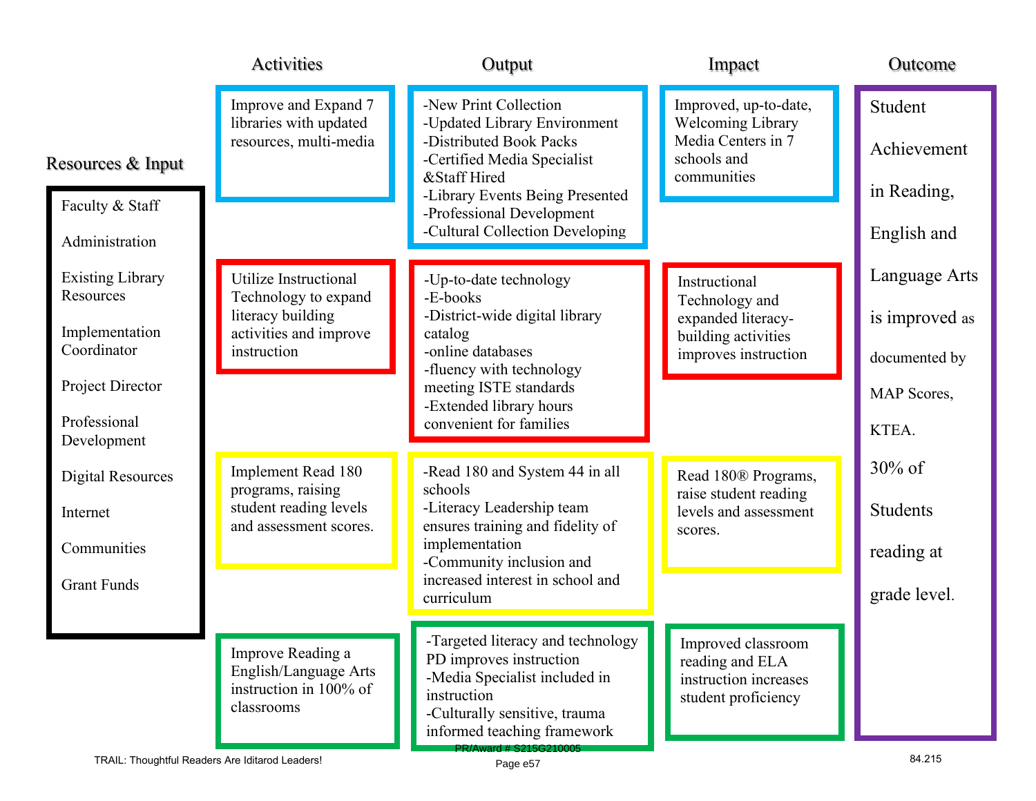## Resources & Input

- Faculty & Staff
- Administration
- Existing Library Resources
- Implementation Coordinator
- Project Director
- Professional Development
- Digital Resources
- Internet
- Communities
- Grant Funds

| Activities | Output | Impact |
|---|---|---|
| Improve and Expand 7 libraries with updated resources, multi-media | -New Print Collection<br>-Updated Library Environment<br>-Distributed Book Packs<br>-Certified Media Specialist &Staff Hired<br>-Library Events Being Presented<br>-Professional Development<br>-Cultural Collection Developing | Improved, up-to-date, Welcoming Library Media Centers in 7 schools and communities |
| Utilize Instructional Technology to expand literacy building activities and improve instruction | -Up-to-date technology<br>-E-books<br>-District-wide digital library catalog<br>-online databases<br>-fluency with technology meeting ISTE standards<br>-Extended library hours convenient for families | Instructional Technology and expanded literacy-building activities improves instruction |
| Implement Read 180 programs, raising student reading levels and assessment scores. | -Read 180 and System 44 in all schools<br>-Literacy Leadership team ensures training and fidelity of implementation<br>-Community inclusion and increased interest in school and curriculum | Read 180® Programs, raise student reading levels and assessment scores. |
| Improve Reading a English/Language Arts instruction in 100% of classrooms | -Targeted literacy and technology PD improves instruction<br>-Media Specialist included in instruction<br>-Culturally sensitive, trauma informed teaching framework | Improved classroom reading and ELA instruction increases student proficiency |

## Outcome

Student Achievement in Reading, English and Language Arts is improved as documented by MAP Scores, KTEA.

30% of Students reading at grade level.

TRAIL: Thoughtful Readers Are Iditarod Leaders!

84.215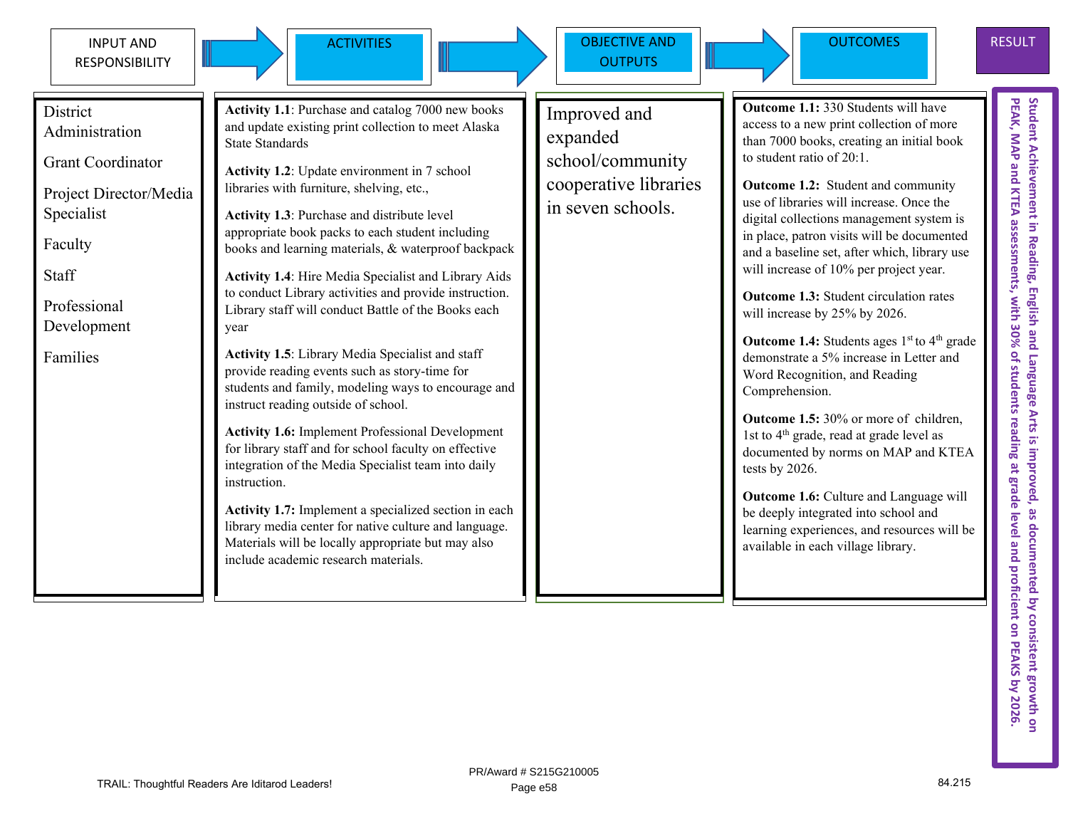| INPUT AND RESPONSIBILITY | ACTIVITIES | OBJECTIVE AND OUTPUTS | OUTCOMES | RESULT |
|---|---|---|---|---|
| District Administration<br><br>Grant Coordinator<br><br>Project Director/Media Specialist<br><br>Faculty<br><br>Staff<br><br>Professional Development<br><br>Families | **Activity 1.1**: Purchase and catalog 7000 new books and update existing print collection to meet Alaska State Standards<br><br>**Activity 1.2**: Update environment in 7 school libraries with furniture, shelving, etc.,<br><br>**Activity 1.3**: Purchase and distribute level appropriate book packs to each student including books and learning materials, & waterproof backpack<br><br>**Activity 1.4**: Hire Media Specialist and Library Aids to conduct Library activities and provide instruction. Library staff will conduct Battle of the Books each year<br><br>**Activity 1.5**: Library Media Specialist and staff provide reading events such as story-time for students and family, modeling ways to encourage and instruct reading outside of school.<br><br>**Activity 1.6:** Implement Professional Development for library staff and for school faculty on effective integration of the Media Specialist team into daily instruction.<br><br>**Activity 1.7:** Implement a specialized section in each library media center for native culture and language. Materials will be locally appropriate but may also include academic research materials. | Improved and expanded school/community cooperative libraries in seven schools. | **Outcome 1.1:** 330 Students will have access to a new print collection of more than 7000 books, creating an initial book to student ratio of 20:1.<br><br>**Outcome 1.2:** Student and community use of libraries will increase. Once the digital collections management system is in place, patron visits will be documented and a baseline set, after which, library use will increase of 10% per project year.<br><br>**Outcome 1.3:** Student circulation rates will increase by 25% by 2026.<br><br>**Outcome 1.4:** Students ages 1st to 4th grade demonstrate a 5% increase in Letter and Word Recognition, and Reading Comprehension.<br><br>**Outcome 1.5:** 30% or more of children, 1st to 4th grade, read at grade level as documented by norms on MAP and KTEA tests by 2026.<br><br>**Outcome 1.6:** Culture and Language will be deeply integrated into school and learning experiences, and resources will be available in each village library. | Student Achievement in Reading, English and Language Arts is improved, as documented by consistent growth on PEAK, MAP and KTEA assessments, with 30% of students reading at grade level and proficient on PEAKS by 2026. |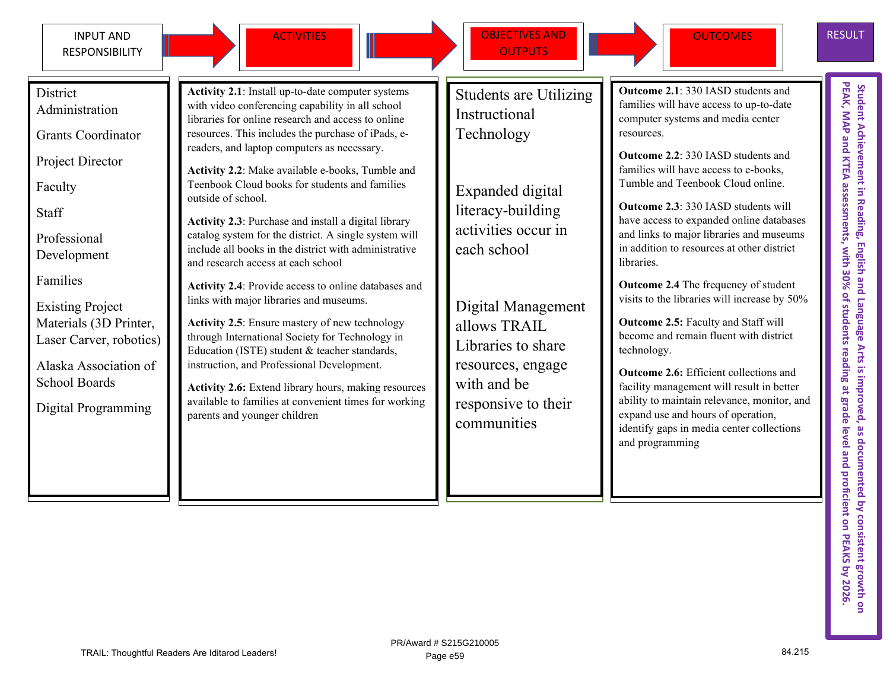| INPUT AND RESPONSIBILITY | ACTIVITIES | OBJECTIVES AND OUTPUTS | OUTCOMES | RESULT |
|---|---|---|---|---|
| District Administration<br><br>Grants Coordinator<br><br>Project Director<br><br>Faculty<br><br>Staff<br><br>Professional Development<br><br>Families<br><br>Existing Project Materials (3D Printer, Laser Carver, robotics)<br><br>Alaska Association of School Boards<br><br>Digital Programming | **Activity 2.1**: Install up-to-date computer systems with video conferencing capability in all school libraries for online research and access to online resources. This includes the purchase of iPads, e-readers, and laptop computers as necessary.<br><br>**Activity 2.2**: Make available e-books, Tumble and Teenbook Cloud books for students and families outside of school.<br><br>**Activity 2.3**: Purchase and install a digital library catalog system for the district. A single system will include all books in the district with administrative and research access at each school<br><br>**Activity 2.4**: Provide access to online databases and links with major libraries and museums.<br><br>**Activity 2.5**: Ensure mastery of new technology through International Society for Technology in Education (ISTE) student & teacher standards, instruction, and Professional Development.<br><br>**Activity 2.6:** Extend library hours, making resources available to families at convenient times for working parents and younger children | Students are Utilizing Instructional Technology<br><br>Expanded digital literacy-building activities occur in each school<br><br>Digital Management allows TRAIL Libraries to share resources, engage with and be responsive to their communities | **Outcome 2.1**: 330 IASD students and families will have access to up-to-date computer systems and media center resources.<br><br>**Outcome 2.2**: 330 IASD students and families will have access to e-books, Tumble and Teenbook Cloud online.<br><br>**Outcome 2.3**: 330 IASD students will have access to expanded online databases and links to major libraries and museums in addition to resources at other district libraries.<br><br>**Outcome 2.4** The frequency of student visits to the libraries will increase by 50%<br><br>**Outcome 2.5:** Faculty and Staff will become and remain fluent with district technology.<br><br>**Outcome 2.6:** Efficient collections and facility management will result in better ability to maintain relevance, monitor, and expand use and hours of operation, identify gaps in media center collections and programming | **Student Achievement in Reading, English and Language Arts is improved, as documented by consistent growth on PEAK, MAP and KTEA assessments, with 30% of students reading at grade level and proficient on PEAKS by 2026.** |

TRAIL: Thoughtful Readers Are Iditarod Leaders!

PR/Award # S215G210005

84.215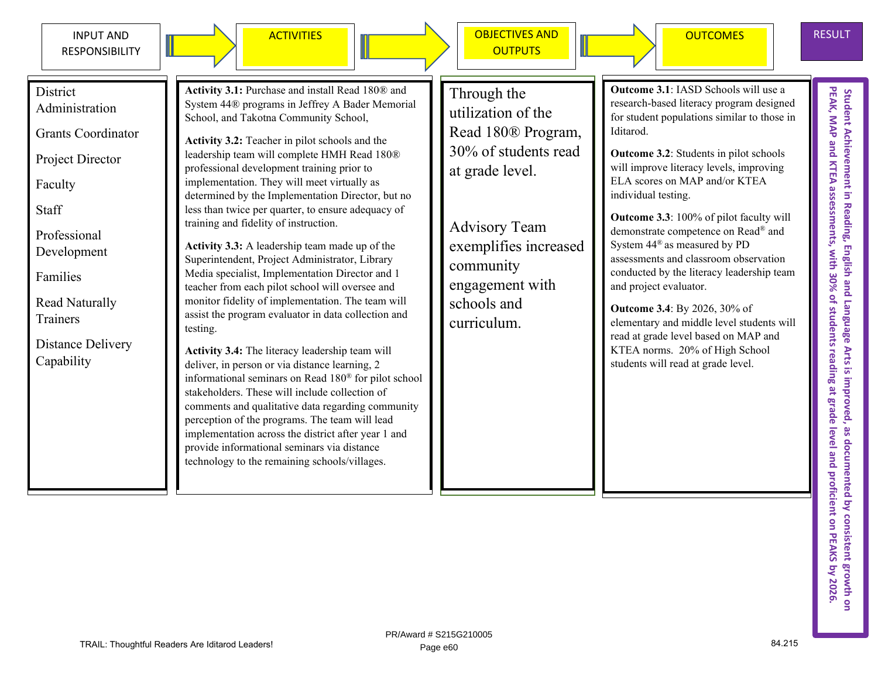| INPUT AND RESPONSIBILITY | ACTIVITIES | OBJECTIVES AND OUTPUTS | OUTCOMES | RESULT |
|---|---|---|---|---|
| District Administration<br><br>Grants Coordinator<br><br>Project Director<br><br>Faculty<br><br>Staff<br><br>Professional Development<br><br>Families<br><br>Read Naturally Trainers<br><br>Distance Delivery Capability | **Activity 3.1:** Purchase and install Read 180® and System 44® programs in Jeffrey A Bader Memorial School, and Takotna Community School,<br><br>**Activity 3.2:** Teacher in pilot schools and the leadership team will complete HMH Read 180® professional development training prior to implementation. They will meet virtually as determined by the Implementation Director, but no less than twice per quarter, to ensure adequacy of training and fidelity of instruction.<br><br>**Activity 3.3:** A leadership team made up of the Superintendent, Project Administrator, Library Media specialist, Implementation Director and 1 teacher from each pilot school will oversee and monitor fidelity of implementation. The team will assist the program evaluator in data collection and testing.<br><br>**Activity 3.4:** The literacy leadership team will deliver, in person or via distance learning, 2 informational seminars on Read 180® for pilot school stakeholders. These will include collection of comments and qualitative data regarding community perception of the programs. The team will lead implementation across the district after year 1 and provide informational seminars via distance technology to the remaining schools/villages. | Through the utilization of the Read 180® Program, 30% of students read at grade level.<br><br>Advisory Team exemplifies increased community engagement with schools and curriculum. | **Outcome 3.1**: IASD Schools will use a research-based literacy program designed for student populations similar to those in Iditarod.<br><br>**Outcome 3.2**: Students in pilot schools will improve literacy levels, improving ELA scores on MAP and/or KTEA individual testing.<br><br>**Outcome 3.3**: 100% of pilot faculty will demonstrate competence on Read® and System 44® as measured by PD assessments and classroom observation conducted by the literacy leadership team and project evaluator.<br><br>**Outcome 3.4**: By 2026, 30% of elementary and middle level students will read at grade level based on MAP and KTEA norms. 20% of High School students will read at grade level. | Student Achievement in Reading, English and Language Arts is improved, as documented by consistent growth on PEAK, MAP and KTEA assessments, with 30% of students reading at grade level and proficient on PEAKS by 2026. |

TRAIL: Thoughtful Readers Are Iditarod Leaders!

PR/Award # S215G210005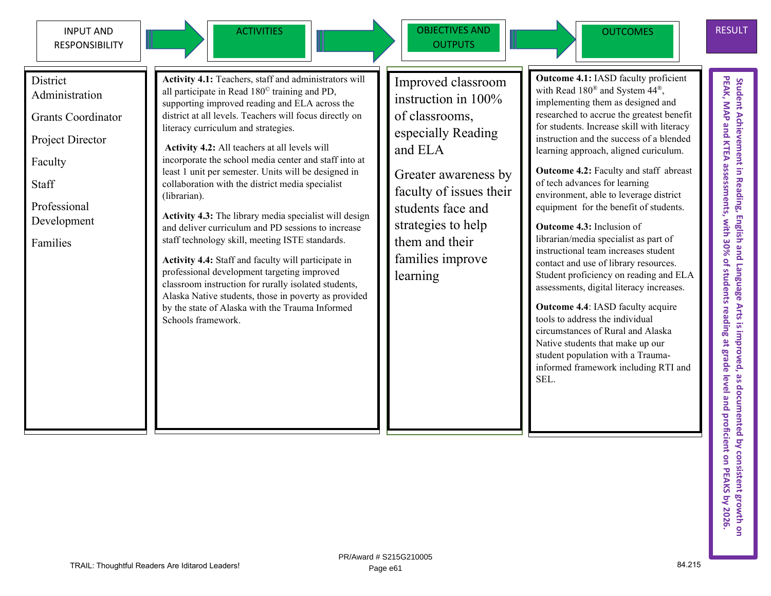| INPUT AND RESPONSIBILITY | ACTIVITIES | OBJECTIVES AND OUTPUTS | OUTCOMES | RESULT |
|---|---|---|---|---|
| District Administration<br><br>Grants Coordinator<br><br>Project Director<br><br>Faculty<br><br>Staff<br><br>Professional Development<br><br>Families | **Activity 4.1:** Teachers, staff and administrators will all participate in Read 180© training and PD, supporting improved reading and ELA across the district at all levels. Teachers will focus directly on literacy curriculum and strategies.<br><br>**Activity 4.2:** All teachers at all levels will incorporate the school media center and staff into at least 1 unit per semester. Units will be designed in collaboration with the district media specialist (librarian).<br><br>**Activity 4.3:** The library media specialist will design and deliver curriculum and PD sessions to increase staff technology skill, meeting ISTE standards.<br><br>**Activity 4.4:** Staff and faculty will participate in professional development targeting improved classroom instruction for rurally isolated students, Alaska Native students, those in poverty as provided by the state of Alaska with the Trauma Informed Schools framework. | Improved classroom instruction in 100% of classrooms, especially Reading and ELA<br><br>Greater awareness by faculty of issues their students face and strategies to help them and their families improve learning | **Outcome 4.1:** IASD faculty proficient with Read 180® and System 44®, implementing them as designed and researched to accrue the greatest benefit for students. Increase skill with literacy instruction and the success of a blended learning approach, aligned curiculum.<br><br>**Outcome 4.2:** Faculty and staff abreast of tech advances for learning environment, able to leverage district equipment for the benefit of students.<br><br>**Outcome 4.3:** Inclusion of librarian/media specialist as part of instructional team increases student contact and use of library resources. Student proficiency on reading and ELA assessments, digital literacy increases.<br><br>**Outcome 4.4**: IASD faculty acquire tools to address the individual circumstances of Rural and Alaska Native students that make up our student population with a Trauma-informed framework including RTI and SEL. | **Student Achievement in Reading, English and Language Arts is improved, as documented by consistent growth on PEAK, MAP and KTEA assessments, with 30% of students reading at grade level and proficient on PEAKS by 2026.** |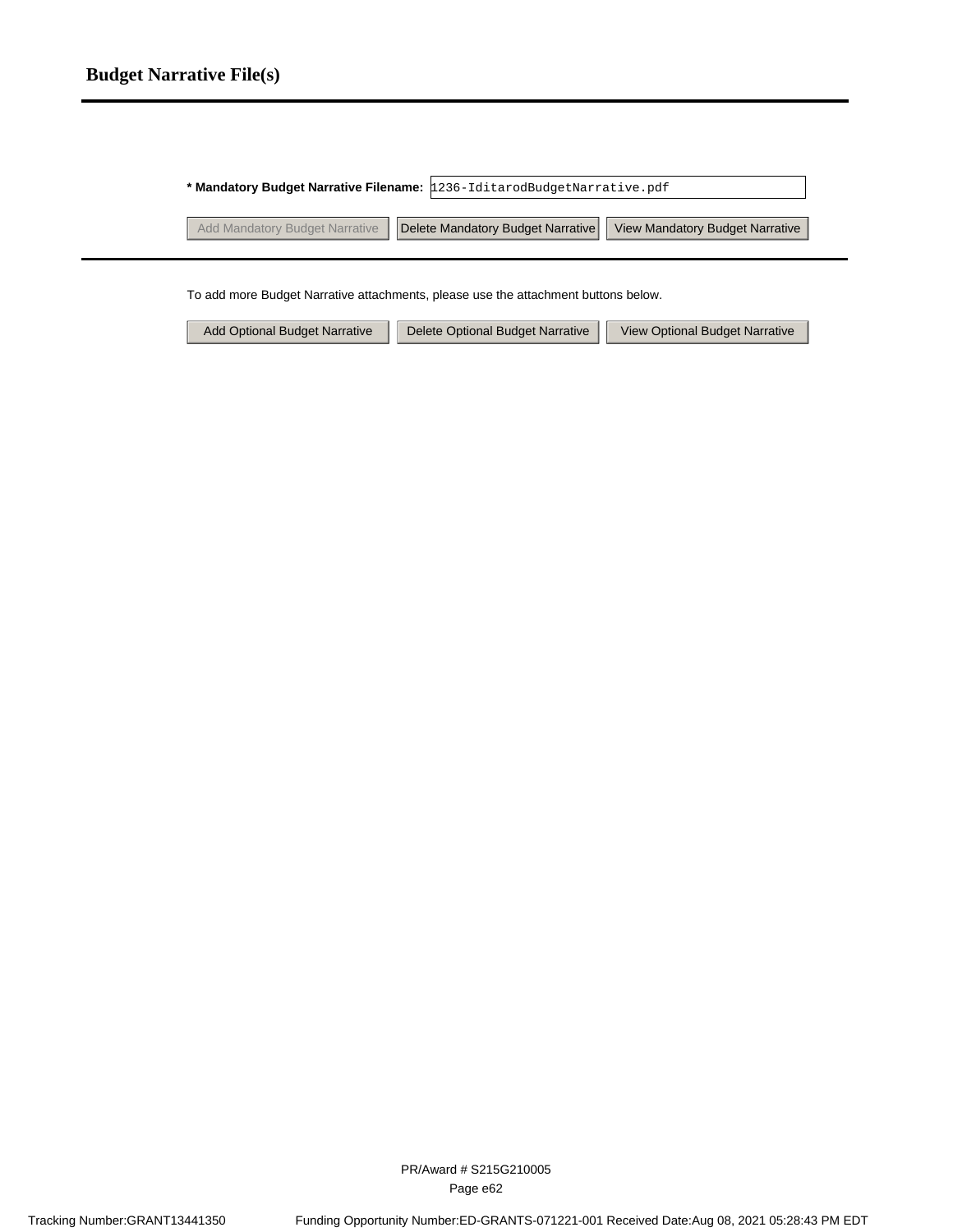## Budget Narrative File(s)

**\* Mandatory Budget Narrative Filename:** 1236-IditarodBudgetNarrative.pdf

Add Mandatory Budget Narrative | Delete Mandatory Budget Narrative | View Mandatory Budget Narrative

To add more Budget Narrative attachments, please use the attachment buttons below.

Add Optional Budget Narrative | Delete Optional Budget Narrative | View Optional Budget Narrative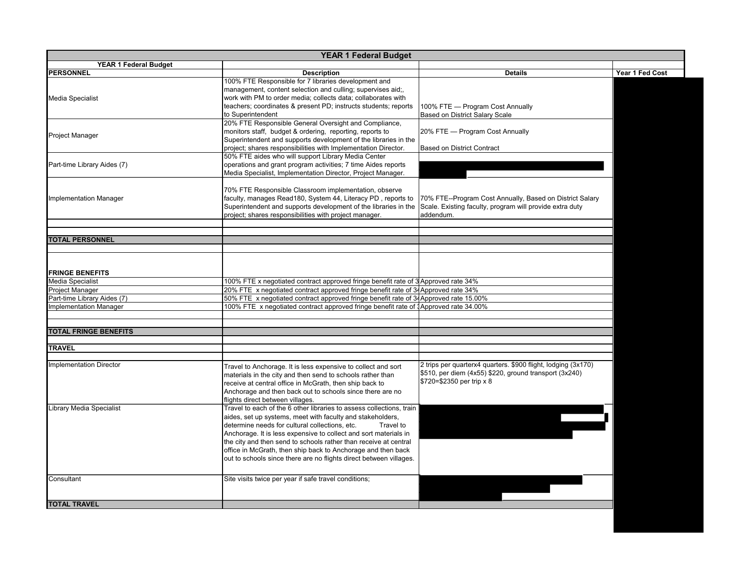| YEAR 1 Federal Budget | | | |
|---|---|---|---|
| **YEAR 1 Federal Budget** | | | |
| **PERSONNEL** | **Description** | **Details** | **Year 1 Fed Cost** |
| Media Specialist | 100% FTE Responsible for 7 libraries development and management, content selection and culling; supervises aid;, work with PM to order media; collects data; collaborates with teachers; coordinates & present PD; instructs students; reports to Superintendent | 100% FTE — Program Cost Annually Based on District Salary Scale | |
| Project Manager | 20% FTE Responsible General Oversight and Compliance, monitors staff, budget & ordering, reporting, reports to Superintendent and supports development of the libraries in the project; shares responsibilities with Implementation Director. | 20% FTE — Program Cost Annually Based on District Contract | |
| Part-time Library Aides (7) | 50% FTE aides who will support Library Media Center operations and grant program activities; 7 time Aides reports Media Specialist, Implementation Director, Project Manager. | | |
| Implementation Manager | 70% FTE Responsible Classroom implementation, observe faculty, manages Read180, System 44, Literacy PD , reports to Superintendent and supports development of the libraries in the project; shares responsibilities with project manager. | 70% FTE--Program Cost Annually, Based on District Salary Scale. Existing faculty, program will provide extra duty addendum. | |
| | | | |
| | | | |
| **TOTAL PERSONNEL** | | | |
| | | | |
| **FRINGE BENEFITS** | | | |
| Media Specialist | 100% FTE x negotiated contract approved fringe benefit rate of 3 | Approved rate 34% | |
| Project Manager | 20% FTE x negotiated contract approved fringe benefit rate of 34 | Approved rate 34% | |
| Part-time Library Aides (7) | 50% FTE x negotiated contract approved fringe benefit rate of 34 | Approved rate 15.00% | |
| Implementation Manager | 100% FTE x negotiated contract approved fringe benefit rate of 3 | Approved rate 34.00% | |
| | | | |
| | | | |
| **TOTAL FRINGE BENEFITS** | | | |
| | | | |
| **TRAVEL** | | | |
| | | | |
| Implementation Director | Travel to Anchorage. It is less expensive to collect and sort materials in the city and then send to schools rather than receive at central office in McGrath, then ship back to Anchorage and then back out to schools since there are no flights direct between villages. | 2 trips per quarterx4 quarters. $900 flight, lodging (3x170) $510, per diem (4x55) $220, ground transport (3x240) $720=$2350 per trip x 8 | |
| Library Media Specialist | Travel to each of the 6 other libraries to assess collections, train aides, set up systems, meet with faculty and stakeholders, determine needs for cultural collections, etc. Travel to Anchorage. It is less expensive to collect and sort materials in the city and then send to schools rather than receive at central office in McGrath, then ship back to Anchorage and then back out to schools since there are no flights direct between villages. | | |
| Consultant | Site visits twice per year if safe travel conditions; | | |
| **TOTAL TRAVEL** | | | |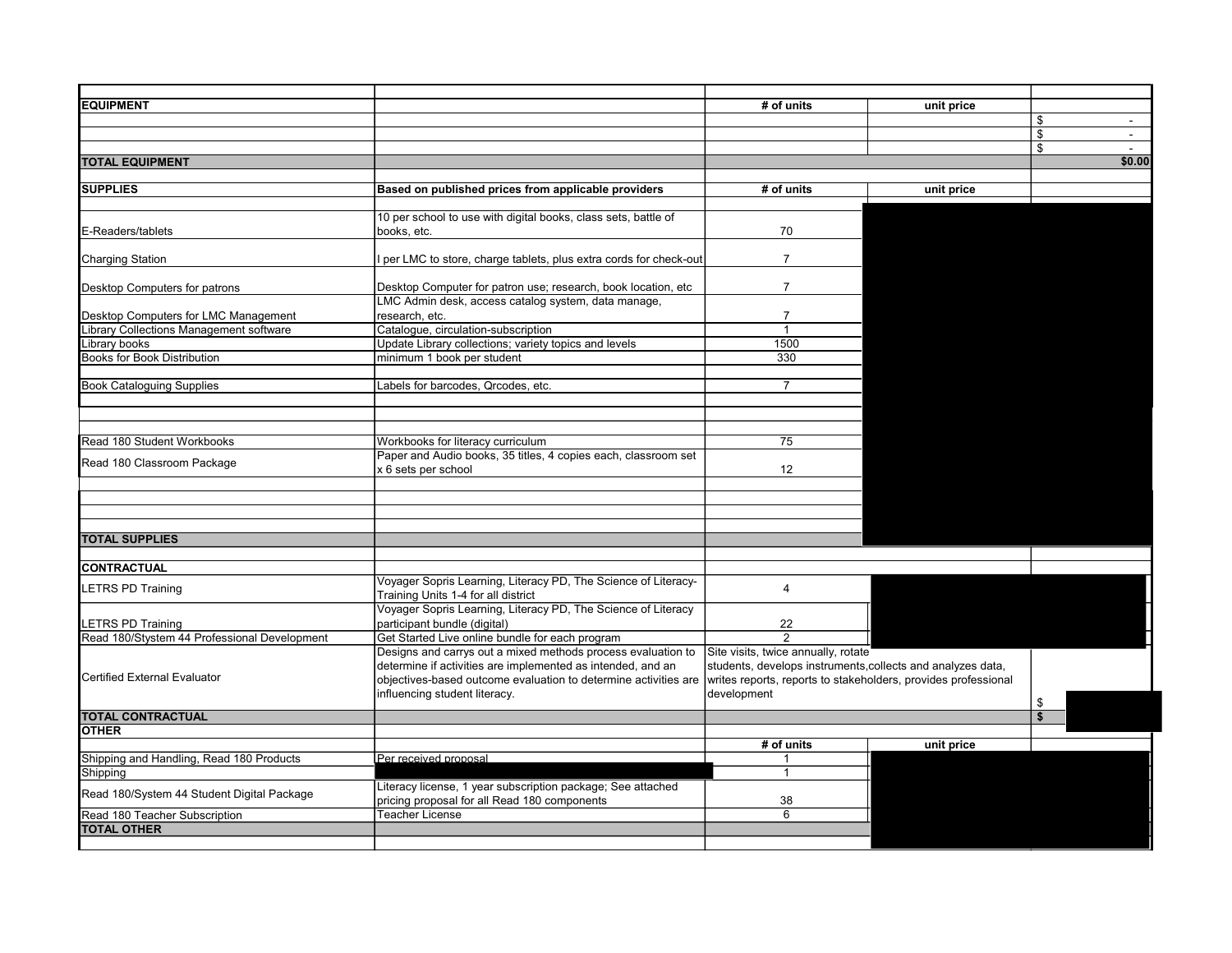| | | | | |
|---|---|---|---|---|
| **EQUIPMENT** | | **# of units** | **unit price** | |
| | | | | $ - |
| | | | | $ - |
| | | | | $ - |
| **TOTAL EQUIPMENT** | | | | **$0.00** |
| | | | | |
| **SUPPLIES** | **Based on published prices from applicable providers** | **# of units** | **unit price** | |
| | | | | |
| E-Readers/tablets | 10 per school to use with digital books, class sets, battle of books, etc. | 70 | | |
| Charging Station | I per LMC to store, charge tablets, plus extra cords for check-out | 7 | | |
| Desktop Computers for patrons | Desktop Computer for patron use; research, book location, etc | 7 | | |
| Desktop Computers for LMC Management | LMC Admin desk, access catalog system, data manage, research, etc. | 7 | | |
| Library Collections Management software | Catalogue, circulation-subscription | 1 | | |
| Library books | Update Library collections; variety topics and levels | 1500 | | |
| Books for Book Distribution | minimum 1 book per student | 330 | | |
| | | | | |
| Book Cataloguing Supplies | Labels for barcodes, Qrcodes, etc. | 7 | | |
| | | | | |
| | | | | |
| Read 180 Student Workbooks | Workbooks for literacy curriculum | 75 | | |
| Read 180 Classroom Package | Paper and Audio books, 35 titles, 4 copies each, classroom set x 6 sets per school | 12 | | |
| | | | | |
| | | | | |
| | | | | |
| **TOTAL SUPPLIES** | | | | |
| | | | | |
| **CONTRACTUAL** | | | | |
| LETRS PD Training | Voyager Sopris Learning, Literacy PD, The Science of Literacy-Training Units 1-4 for all district | 4 | | |
| LETRS PD Training | Voyager Sopris Learning, Literacy PD, The Science of Literacy participant bundle (digital) | 22 | | |
| Read 180/System 44 Professional Development | Get Started Live online bundle for each program | 2 | | |
| Certified External Evaluator | Designs and carrys out a mixed methods process evaluation to determine if activities are implemented as intended, and an objectives-based outcome evaluation to determine activities are influencing student literacy. | Site visits, twice annually, rotate students, develops instruments,collects and analyzes data, writes reports, reports to stakeholders, provides professional development | | $ |
| **TOTAL CONTRACTUAL** | | | | **$** |
| **OTHER** | | | | |
| | | **# of units** | **unit price** | |
| Shipping and Handling, Read 180 Products | Per received proposal | 1 | | |
| Shipping | | 1 | | |
| Read 180/System 44 Student Digital Package | Literacy license, 1 year subscription package; See attached pricing proposal for all Read 180 components | 38 | | |
| Read 180 Teacher Subscription | Teacher License | 6 | | |
| **TOTAL OTHER** | | | | |
| | | | | |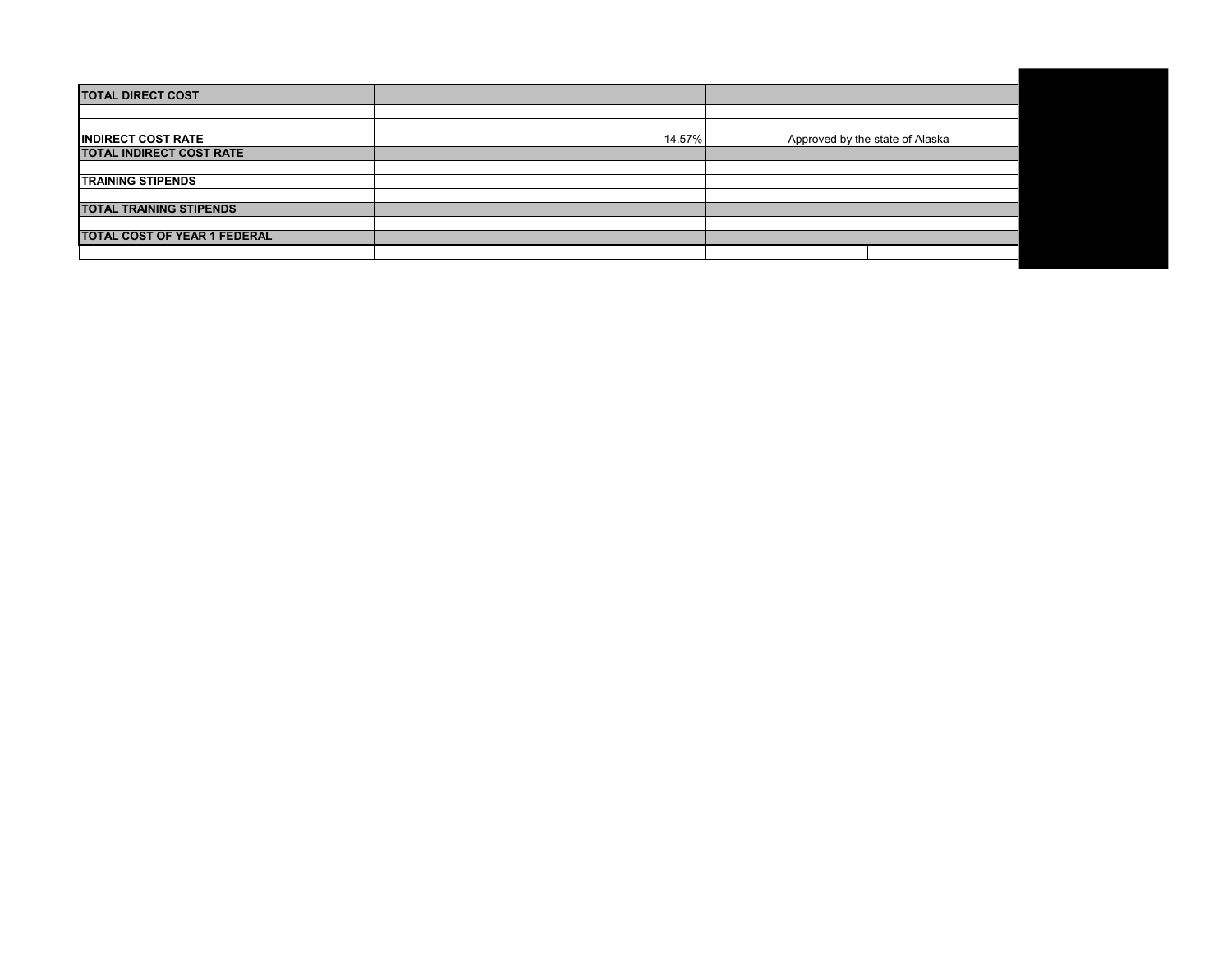| TOTAL DIRECT COST | | |
|---|---|---|
| | | |
| INDIRECT COST RATE | 14.57% | Approved by the state of Alaska |
| TOTAL INDIRECT COST RATE | | |
| | | |
| TRAINING STIPENDS | | |
| | | |
| TOTAL TRAINING STIPENDS | | |
| | | |
| TOTAL COST OF YEAR 1 FEDERAL | | |
| | | |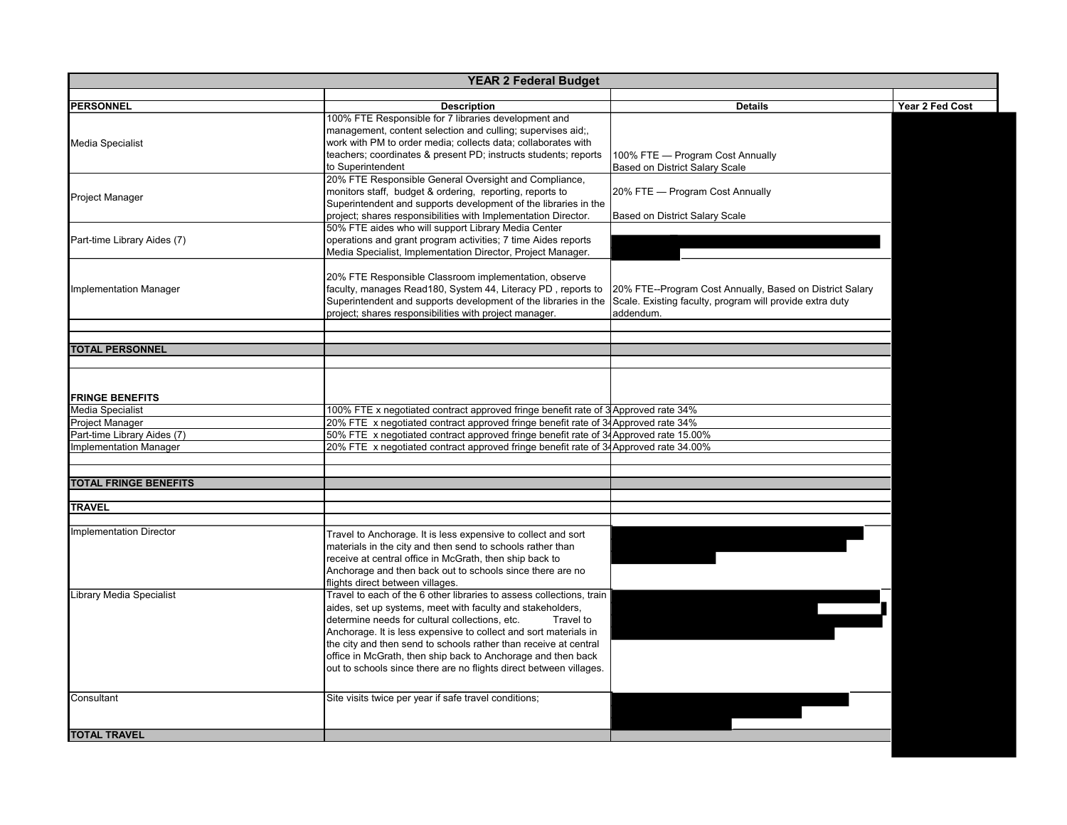| YEAR 2 Federal Budget | | | |
|---|---|---|---|
| | | | |
| **PERSONNEL** | **Description** | **Details** | **Year 2 Fed Cost** |
| Media Specialist | 100% FTE Responsible for 7 libraries development and management, content selection and culling; supervises aid;, work with PM to order media; collects data; collaborates with teachers; coordinates & present PD; instructs students; reports to Superintendent | 100% FTE — Program Cost Annually Based on District Salary Scale | |
| Project Manager | 20% FTE Responsible General Oversight and Compliance, monitors staff, budget & ordering, reporting, reports to Superintendent and supports development of the libraries in the project; shares responsibilities with Implementation Director. | 20% FTE — Program Cost Annually Based on District Salary Scale | |
| Part-time Library Aides (7) | 50% FTE aides who will support Library Media Center operations and grant program activities; 7 time Aides reports Media Specialist, Implementation Director, Project Manager. | | |
| Implementation Manager | 20% FTE Responsible Classroom implementation, observe faculty, manages Read180, System 44, Literacy PD , reports to Superintendent and supports development of the libraries in the project; shares responsibilities with project manager. | 20% FTE--Program Cost Annually, Based on District Salary Scale. Existing faculty, program will provide extra duty addendum. | |
| | | | |
| | | | |
| **TOTAL PERSONNEL** | | | |
| | | | |
| **FRINGE BENEFITS** | | | |
| Media Specialist | 100% FTE x negotiated contract approved fringe benefit rate of 3 | Approved rate 34% | |
| Project Manager | 20% FTE x negotiated contract approved fringe benefit rate of 34 | Approved rate 34% | |
| Part-time Library Aides (7) | 50% FTE x negotiated contract approved fringe benefit rate of 34 | Approved rate 15.00% | |
| Implementation Manager | 20% FTE x negotiated contract approved fringe benefit rate of 34 | Approved rate 34.00% | |
| | | | |
| | | | |
| **TOTAL FRINGE BENEFITS** | | | |
| | | | |
| **TRAVEL** | | | |
| | | | |
| Implementation Director | Travel to Anchorage. It is less expensive to collect and sort materials in the city and then send to schools rather than receive at central office in McGrath, then ship back to Anchorage and then back out to schools since there are no flights direct between villages. | | |
| Library Media Specialist | Travel to each of the 6 other libraries to assess collections, train aides, set up systems, meet with faculty and stakeholders, determine needs for cultural collections, etc. Travel to Anchorage. It is less expensive to collect and sort materials in the city and then send to schools rather than receive at central office in McGrath, then ship back to Anchorage and then back out to schools since there are no flights direct between villages. | | |
| Consultant | Site visits twice per year if safe travel conditions; | | |
| **TOTAL TRAVEL** | | | |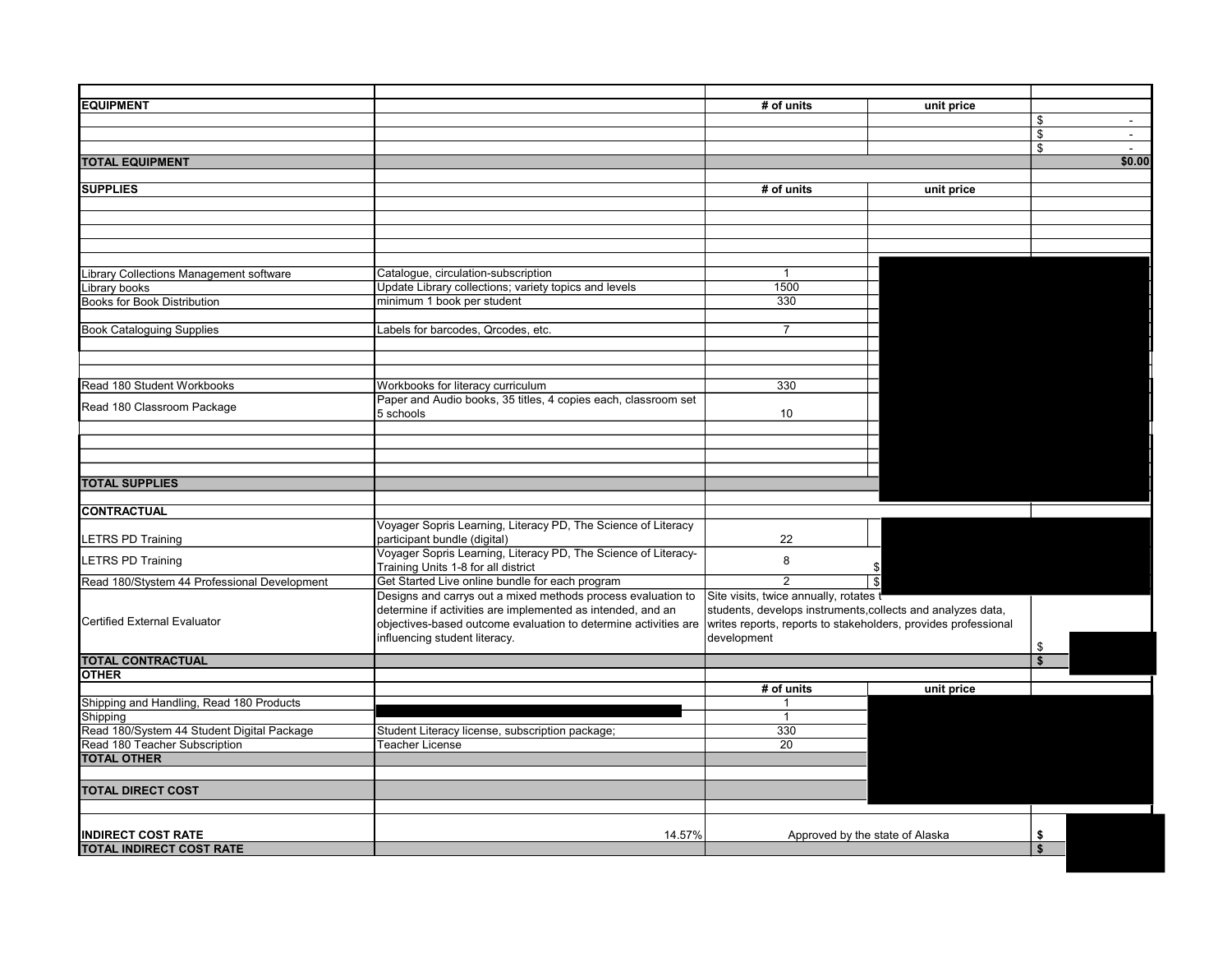| | | | | |
|---|---|---|---|---|
| **EQUIPMENT** | | **# of units** | **unit price** | |
| | | | | $ - |
| | | | | $ - |
| | | | | $ - |
| **TOTAL EQUIPMENT** | | | | **$0.00** |
| | | | | |
| **SUPPLIES** | | **# of units** | **unit price** | |
| | | | | |
| | | | | |
| | | | | |
| | | | | |
| Library Collections Management software | Catalogue, circulation-subscription | 1 | | |
| Library books | Update Library collections; variety topics and levels | 1500 | | |
| Books for Book Distribution | minimum 1 book per student | 330 | | |
| | | | | |
| Book Cataloguing Supplies | Labels for barcodes, Qrcodes, etc. | 7 | | |
| | | | | |
| | | | | |
| | | | | |
| Read 180 Student Workbooks | Workbooks for literacy curriculum | 330 | | |
| Read 180 Classroom Package | Paper and Audio books, 35 titles, 4 copies each, classroom set 5 schools | 10 | | |
| | | | | |
| | | | | |
| | | | | |
| | | | | |
| **TOTAL SUPPLIES** | | | | |
| | | | | |
| **CONTRACTUAL** | | | | |
| LETRS PD Training | Voyager Sopris Learning, Literacy PD, The Science of Literacy participant bundle (digital) | 22 | | |
| LETRS PD Training | Voyager Sopris Learning, Literacy PD, The Science of Literacy-Training Units 1-8 for all district | 8 | $ | |
| Read 180/Stystem 44 Professional Development | Get Started Live online bundle for each program | 2 | $ | |
| Certified External Evaluator | Designs and carrys out a mixed methods process evaluation to determine if activities are implemented as intended, and an objectives-based outcome evaluation to determine activities are influencing student literacy. | Site visits, twice annually, rotates t students, develops instruments,collects and analyzes data, writes reports, reports to stakeholders, provides professional development | | $ |
| **TOTAL CONTRACTUAL** | | | | **$** |
| **OTHER** | | | | |
| | | **# of units** | **unit price** | |
| Shipping and Handling, Read 180 Products | | 1 | | |
| Shipping | | 1 | | |
| Read 180/System 44 Student Digital Package | Student Literacy license, subscription package; | 330 | | |
| Read 180 Teacher Subscription | Teacher License | 20 | | |
| **TOTAL OTHER** | | | | |
| | | | | |
| **TOTAL DIRECT COST** | | | | |
| | | | | |
| **INDIRECT COST RATE** | 14.57% | Approved by the state of Alaska | | **$** |
| **TOTAL INDIRECT COST RATE** | | | | **$** |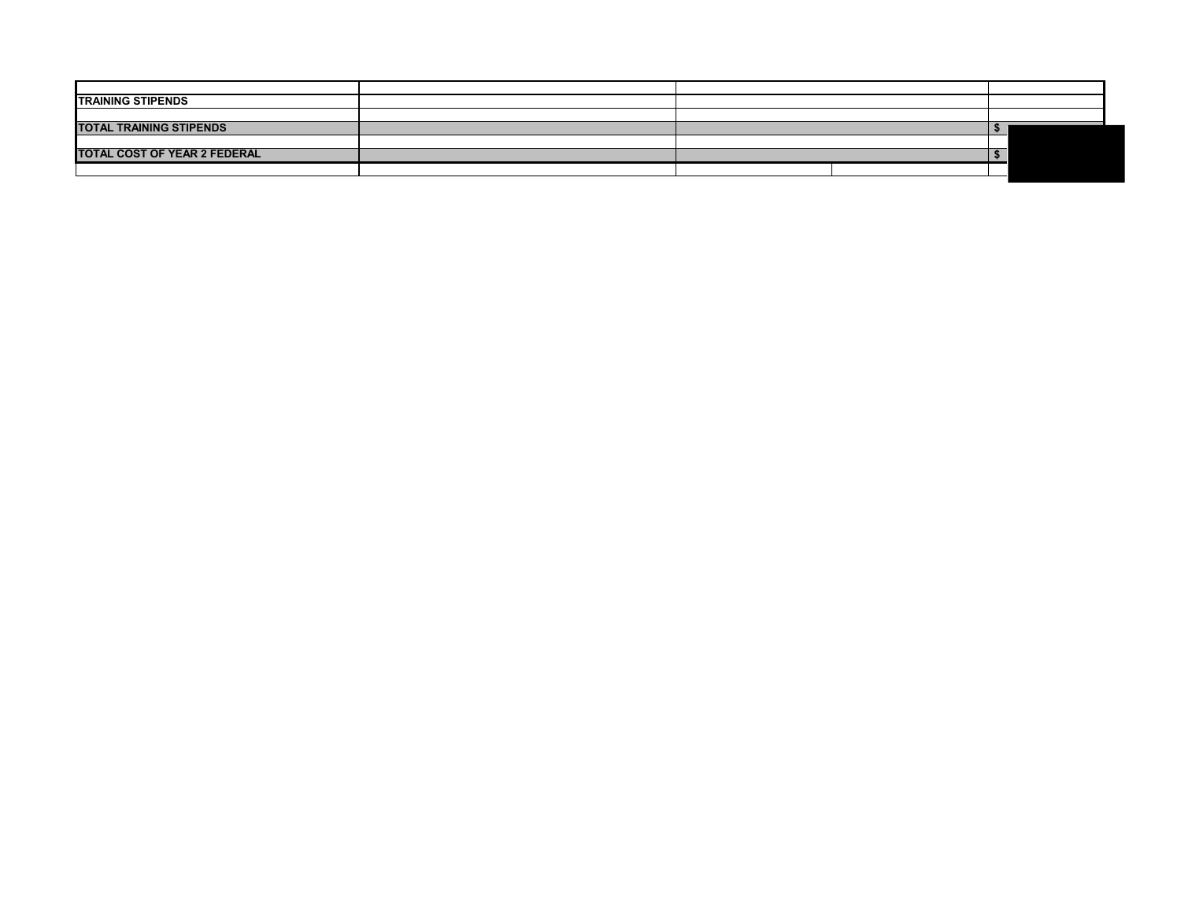| | | | |
|---|---|---|---|
| TRAINING STIPENDS | | | |
| | | | |
| **TOTAL TRAINING STIPENDS** | | | $ |
| | | | |
| **TOTAL COST OF YEAR 2 FEDERAL** | | | $ |
| | | | |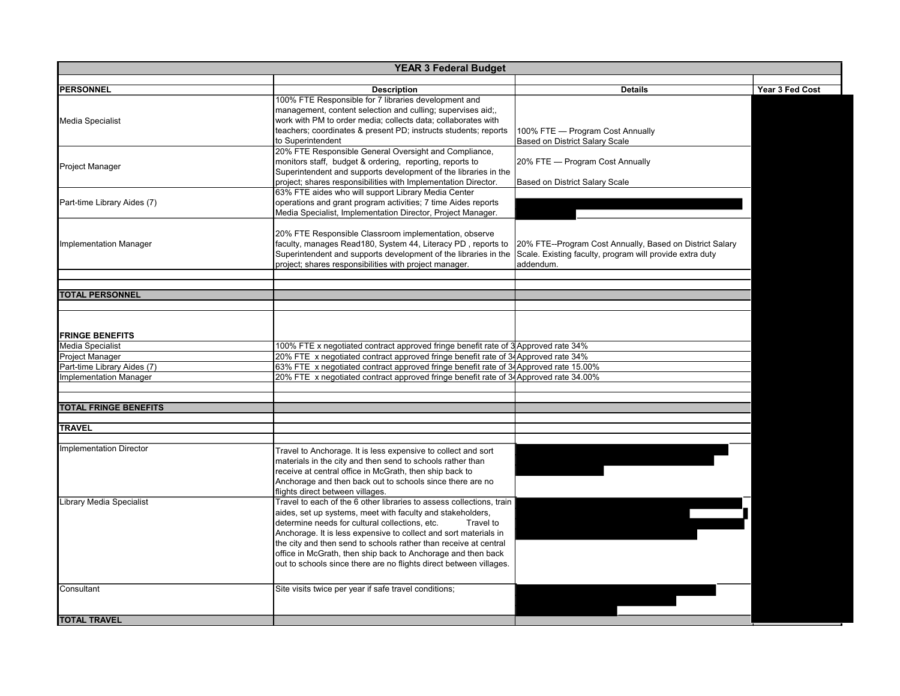| YEAR 3 Federal Budget | | | |
|---|---|---|---|
| | | | |
| **PERSONNEL** | **Description** | **Details** | **Year 3 Fed Cost** |
| Media Specialist | 100% FTE Responsible for 7 libraries development and management, content selection and culling; supervises aid;, work with PM to order media; collects data; collaborates with teachers; coordinates & present PD; instructs students; reports to Superintendent | 100% FTE — Program Cost Annually Based on District Salary Scale | |
| Project Manager | 20% FTE Responsible General Oversight and Compliance, monitors staff, budget & ordering, reporting, reports to Superintendent and supports development of the libraries in the project; shares responsibilities with Implementation Director. | 20% FTE — Program Cost Annually Based on District Salary Scale | |
| Part-time Library Aides (7) | 63% FTE aides who will support Library Media Center operations and grant program activities; 7 time Aides reports Media Specialist, Implementation Director, Project Manager. | | |
| Implementation Manager | 20% FTE Responsible Classroom implementation, observe faculty, manages Read180, System 44, Literacy PD , reports to Superintendent and supports development of the libraries in the project; shares responsibilities with project manager. | 20% FTE--Program Cost Annually, Based on District Salary Scale. Existing faculty, program will provide extra duty addendum. | |
| | | | |
| | | | |
| **TOTAL PERSONNEL** | | | |
| | | | |
| **FRINGE BENEFITS** | | | |
| Media Specialist | 100% FTE x negotiated contract approved fringe benefit rate of 3 | Approved rate 34% | |
| Project Manager | 20% FTE x negotiated contract approved fringe benefit rate of 34 | Approved rate 34% | |
| Part-time Library Aides (7) | 63% FTE x negotiated contract approved fringe benefit rate of 34 | Approved rate 15.00% | |
| Implementation Manager | 20% FTE x negotiated contract approved fringe benefit rate of 34 | Approved rate 34.00% | |
| | | | |
| | | | |
| **TOTAL FRINGE BENEFITS** | | | |
| | | | |
| **TRAVEL** | | | |
| | | | |
| Implementation Director | Travel to Anchorage. It is less expensive to collect and sort materials in the city and then send to schools rather than receive at central office in McGrath, then ship back to Anchorage and then back out to schools since there are no flights direct between villages. | | |
| Library Media Specialist | Travel to each of the 6 other libraries to assess collections, train aides, set up systems, meet with faculty and stakeholders, determine needs for cultural collections, etc. Travel to Anchorage. It is less expensive to collect and sort materials in the city and then send to schools rather than receive at central office in McGrath, then ship back to Anchorage and then back out to schools since there are no flights direct between villages. | | |
| Consultant | Site visits twice per year if safe travel conditions; | | |
| **TOTAL TRAVEL** | | | |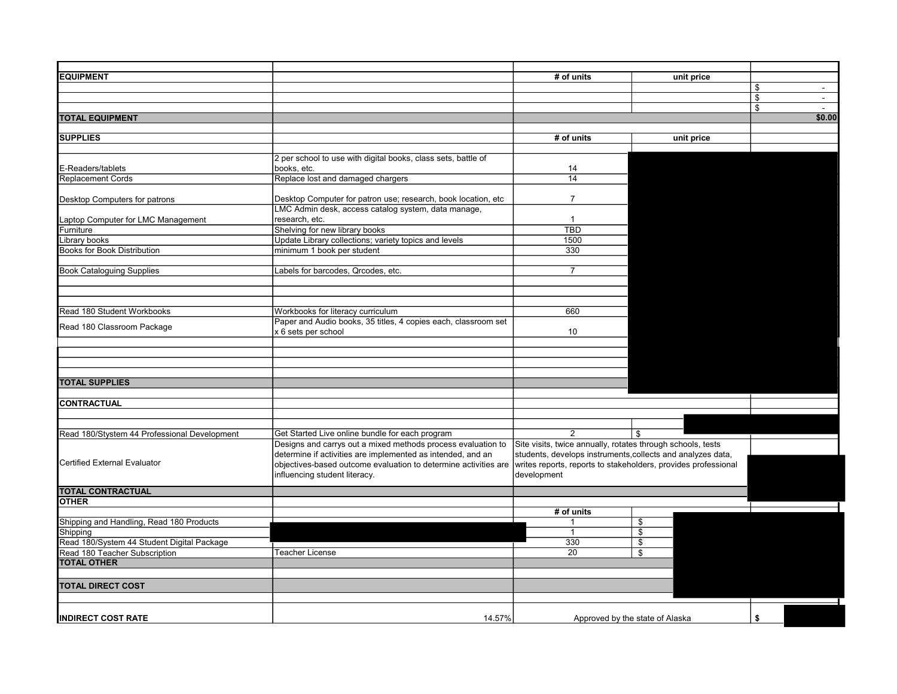| | | | | |
|---|---|---|---|---|
| **EQUIPMENT** | | **# of units** | **unit price** | |
| | | | | $ - |
| | | | | $ - |
| | | | | $ - |
| **TOTAL EQUIPMENT** | | | | **$0.00** |
| | | | | |
| **SUPPLIES** | | **# of units** | **unit price** | |
| | | | | |
| E-Readers/tablets | 2 per school to use with digital books, class sets, battle of books, etc. | 14 | | |
| Replacement Cords | Replace lost and damaged chargers | 14 | | |
| Desktop Computers for patrons | Desktop Computer for patron use; research, book location, etc | 7 | | |
| Laptop Computer for LMC Management | LMC Admin desk, access catalog system, data manage, research, etc. | 1 | | |
| Furniture | Shelving for new library books | TBD | | |
| Library books | Update Library collections; variety topics and levels | 1500 | | |
| Books for Book Distribution | minimum 1 book per student | 330 | | |
| | | | | |
| Book Cataloguing Supplies | Labels for barcodes, Qrcodes, etc. | 7 | | |
| | | | | |
| | | | | |
| | | | | |
| Read 180 Student Workbooks | Workbooks for literacy curriculum | 660 | | |
| Read 180 Classroom Package | Paper and Audio books, 35 titles, 4 copies each, classroom set x 6 sets per school | 10 | | |
| | | | | |
| | | | | |
| | | | | |
| | | | | |
| **TOTAL SUPPLIES** | | | | |
| | | | | |
| **CONTRACTUAL** | | | | |
| | | | | |
| | | | | |
| Read 180/Stystem 44 Professional Development | Get Started Live online bundle for each program | 2 | $ | |
| Certified External Evaluator | Designs and carrys out a mixed methods process evaluation to determine if activities are implemented as intended, and an objectives-based outcome evaluation to determine activities are influencing student literacy. | Site visits, twice annually, rotates through schools, tests students, develops instruments,collects and analyzes data, writes reports, reports to stakeholders, provides professional development | | |
| **TOTAL CONTRACTUAL** | | | | |
| **OTHER** | | | | |
| | | **# of units** | | |
| Shipping and Handling, Read 180 Products | | 1 | $ | |
| Shipping | | 1 | $ | |
| Read 180/System 44 Student Digital Package | | 330 | $ | |
| Read 180 Teacher Subscription | Teacher License | 20 | $ | |
| **TOTAL OTHER** | | | | |
| | | | | |
| **TOTAL DIRECT COST** | | | | |
| | | | | |
| **INDIRECT COST RATE** | 14.57% | Approved by the state of Alaska | | **$** |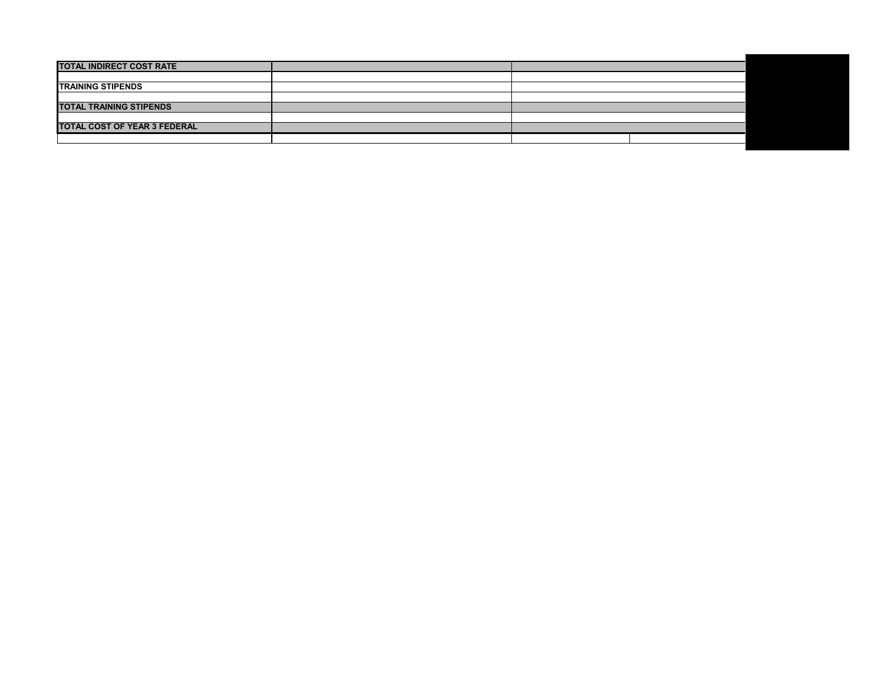| | | | |
|---|---|---|---|
| **TOTAL INDIRECT COST RATE** | | | |
| | | | |
| **TRAINING STIPENDS** | | | |
| | | | |
| **TOTAL TRAINING STIPENDS** | | | |
| | | | |
| **TOTAL COST OF YEAR 3 FEDERAL** | | | |
| | | | |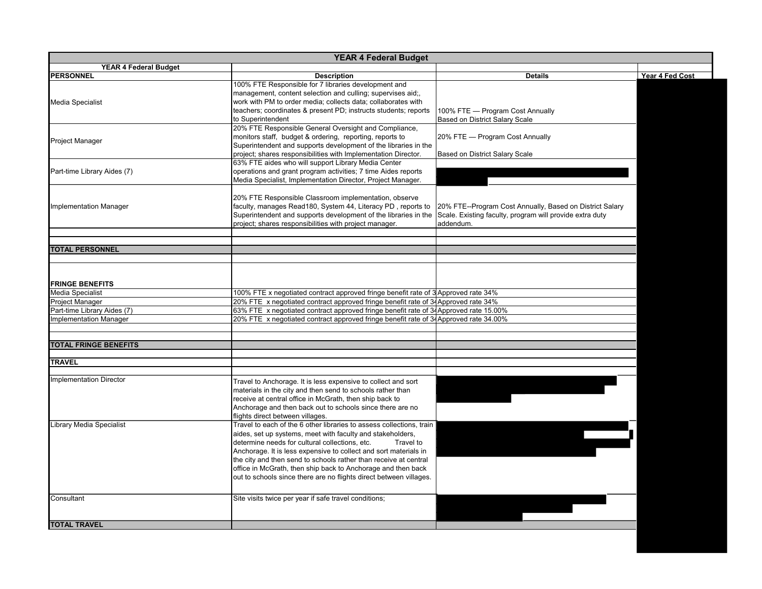| YEAR 4 Federal Budget | | | |
|---|---|---|---|
| YEAR 4 Federal Budget | | | |
| PERSONNEL | Description | Details | Year 4 Fed Cost |
| Media Specialist | 100% FTE Responsible for 7 libraries development and management, content selection and culling; supervises aid;, work with PM to order media; collects data; collaborates with teachers; coordinates & present PD; instructs students; reports to Superintendent | 100% FTE — Program Cost Annually Based on District Salary Scale | |
| Project Manager | 20% FTE Responsible General Oversight and Compliance, monitors staff, budget & ordering, reporting, reports to Superintendent and supports development of the libraries in the project; shares responsibilities with Implementation Director. | 20% FTE — Program Cost Annually Based on District Salary Scale | |
| Part-time Library Aides (7) | 63% FTE aides who will support Library Media Center operations and grant program activities; 7 time Aides reports Media Specialist, Implementation Director, Project Manager. | | |
| Implementation Manager | 20% FTE Responsible Classroom implementation, observe faculty, manages Read180, System 44, Literacy PD , reports to Superintendent and supports development of the libraries in the project; shares responsibilities with project manager. | 20% FTE--Program Cost Annually, Based on District Salary Scale. Existing faculty, program will provide extra duty addendum. | |
| | | | |
| | | | |
| TOTAL PERSONNEL | | | |
| | | | |
| FRINGE BENEFITS | | | |
| Media Specialist | 100% FTE x negotiated contract approved fringe benefit rate of 3 | Approved rate 34% | |
| Project Manager | 20% FTE x negotiated contract approved fringe benefit rate of 34 | Approved rate 34% | |
| Part-time Library Aides (7) | 63% FTE x negotiated contract approved fringe benefit rate of 34 | Approved rate 15.00% | |
| Implementation Manager | 20% FTE x negotiated contract approved fringe benefit rate of 34 | Approved rate 34.00% | |
| | | | |
| | | | |
| TOTAL FRINGE BENEFITS | | | |
| | | | |
| TRAVEL | | | |
| | | | |
| Implementation Director | Travel to Anchorage. It is less expensive to collect and sort materials in the city and then send to schools rather than receive at central office in McGrath, then ship back to Anchorage and then back out to schools since there are no flights direct between villages. | | |
| Library Media Specialist | Travel to each of the 6 other libraries to assess collections, train aides, set up systems, meet with faculty and stakeholders, determine needs for cultural collections, etc. Travel to Anchorage. It is less expensive to collect and sort materials in the city and then send to schools rather than receive at central office in McGrath, then ship back to Anchorage and then back out to schools since there are no flights direct between villages. | | |
| Consultant | Site visits twice per year if safe travel conditions; | | |
| TOTAL TRAVEL | | | |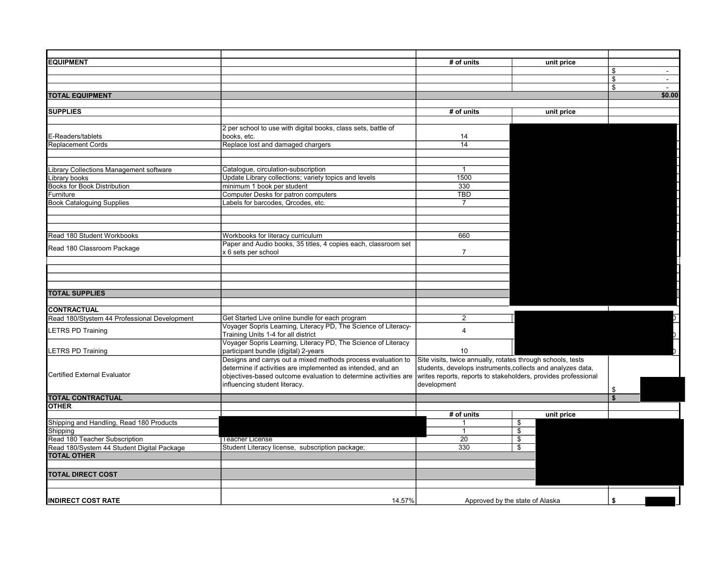| | | | | |
|---|---|---|---|---|
| **EQUIPMENT** | | **# of units** | **unit price** | |
| | | | | $ - |
| | | | | $ - |
| | | | | $ - |
| **TOTAL EQUIPMENT** | | | | **$0.00** |
| | | | | |
| **SUPPLIES** | | **# of units** | **unit price** | |
| | | | | |
| E-Readers/tablets | 2 per school to use with digital books, class sets, battle of books, etc. | 14 | | |
| Replacement Cords | Replace lost and damaged chargers | 14 | | |
| | | | | |
| | | | | |
| Library Collections Management software | Catalogue, circulation-subscription | 1 | | |
| Library books | Update Library collections; variety topics and levels | 1500 | | |
| Books for Book Distribution | minimum 1 book per student | 330 | | |
| Furniture | Computer Desks for patron computers | TBD | | |
| Book Cataloguing Supplies | Labels for barcodes, Qrcodes, etc. | 7 | | |
| | | | | |
| | | | | |
| | | | | |
| Read 180 Student Workbooks | Workbooks for literacy curriculum | 660 | | |
| Read 180 Classroom Package | Paper and Audio books, 35 titles, 4 copies each, classroom set x 6 sets per school | 7 | | |
| | | | | |
| | | | | |
| | | | | |
| | | | | |
| **TOTAL SUPPLIES** | | | | |
| | | | | |
| **CONTRACTUAL** | | | | |
| Read 180/System 44 Professional Development | Get Started Live online bundle for each program | 2 | | |
| LETRS PD Training | Voyager Sopris Learning, Literacy PD, The Science of Literacy-Training Units 1-4 for all district | 4 | | |
| LETRS PD Training | Voyager Sopris Learning, Literacy PD, The Science of Literacy participant bundle (digital) 2-years | 10 | | |
| Certified External Evaluator | Designs and carrys out a mixed methods process evaluation to determine if activities are implemented as intended, and an objectives-based outcome evaluation to determine activities are influencing student literacy. | Site visits, twice annually, rotates through schools, tests students, develops instruments,collects and analyzes data, writes reports, reports to stakeholders, provides professional development | | $ |
| **TOTAL CONTRACTUAL** | | | | **$** |
| **OTHER** | | | | |
| | | **# of units** | **unit price** | |
| Shipping and Handling, Read 180 Products | | 1 | $ | |
| Shipping | | 1 | $ | |
| Read 180 Teacher Subscription | Teacher License | 20 | $ | |
| Read 180/System 44 Student Digital Package | Student Literacy license, subscription package; | 330 | $ | |
| **TOTAL OTHER** | | | | |
| | | | | |
| **TOTAL DIRECT COST** | | | | |
| | | | | |
| **INDIRECT COST RATE** | 14.57% | Approved by the state of Alaska | | **$** |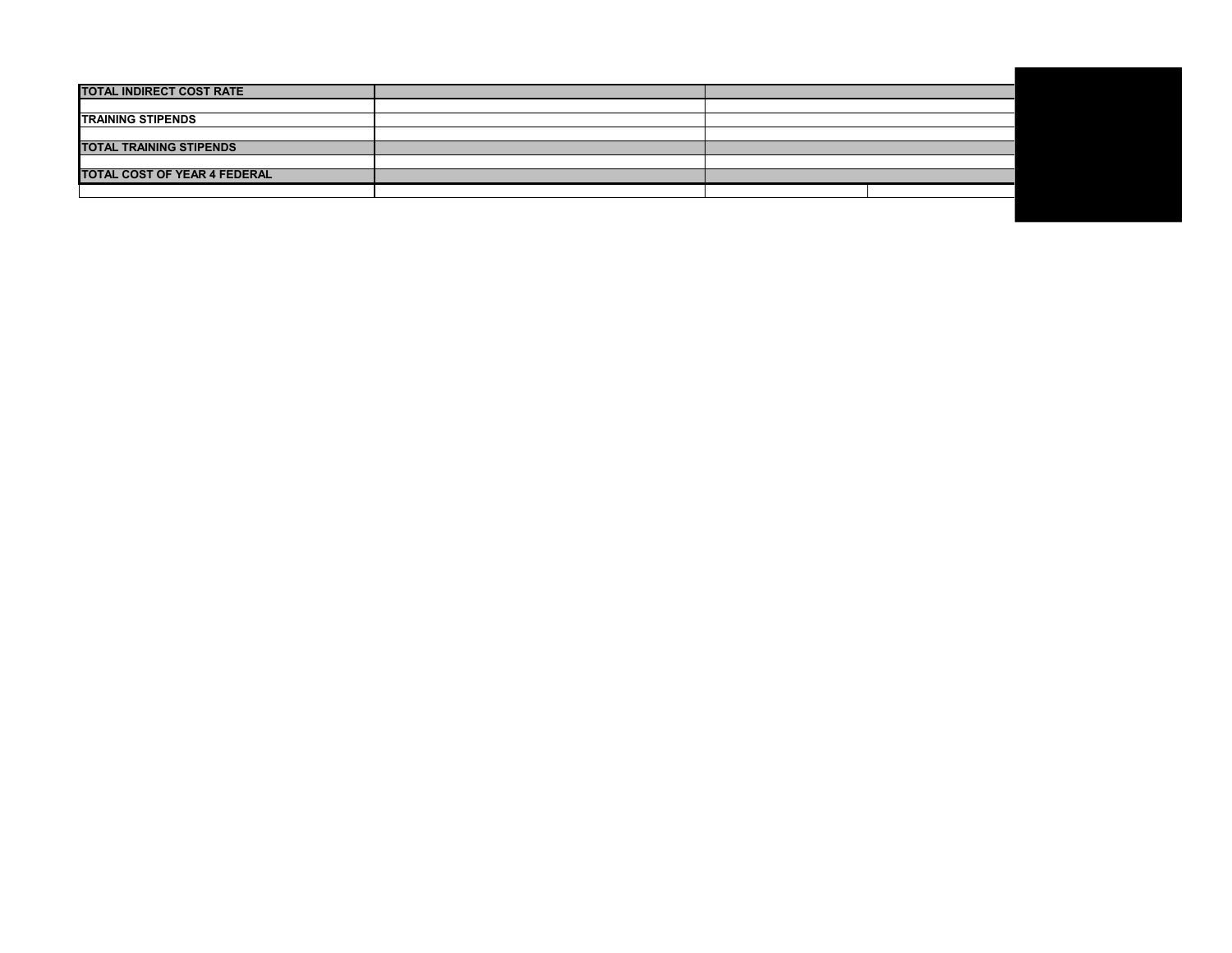| TOTAL INDIRECT COST RATE | | |
|---|---|---|
| | | |
| TRAINING STIPENDS | | |
| | | |
| TOTAL TRAINING STIPENDS | | |
| | | |
| TOTAL COST OF YEAR 4 FEDERAL | | |
| | | |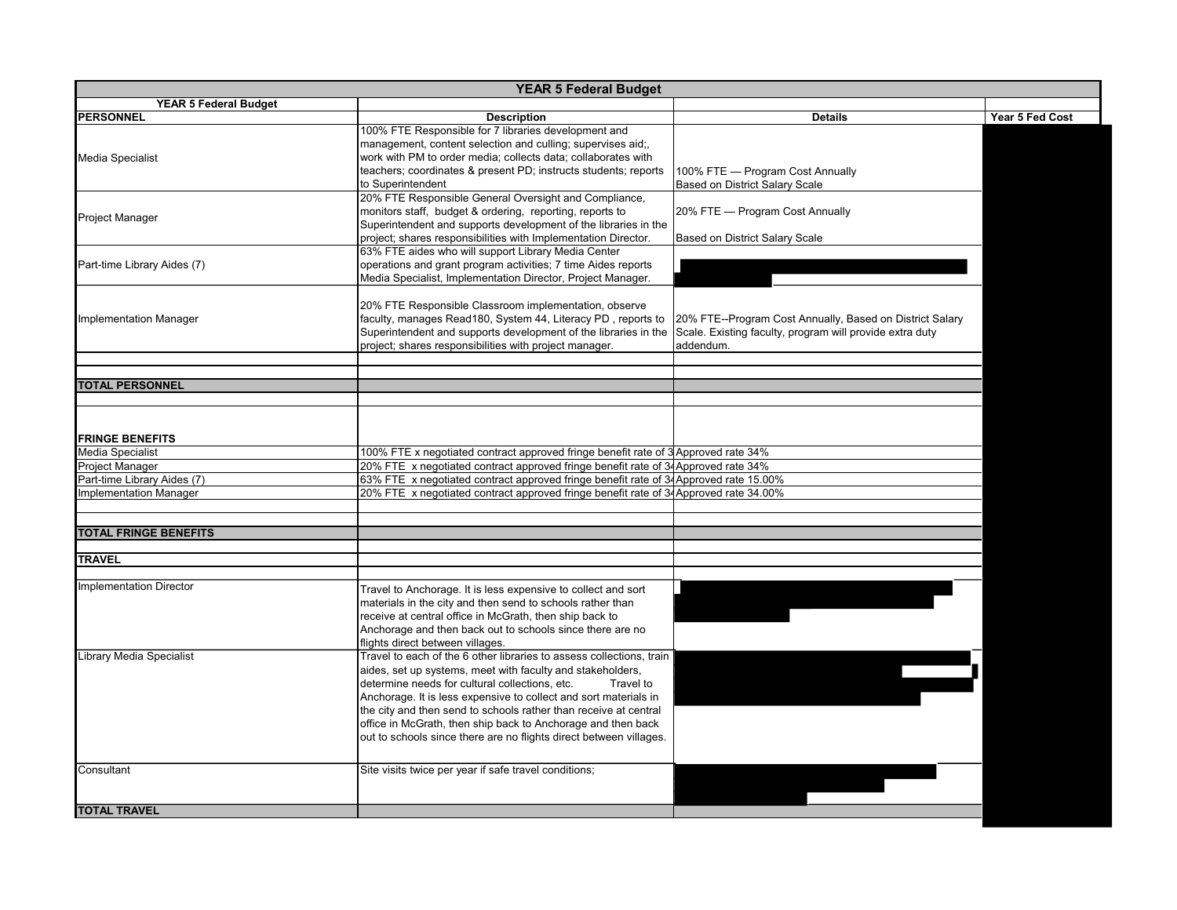| YEAR 5 Federal Budget | | | |
|---|---|---|---|
| **YEAR 5 Federal Budget** | | | |
| **PERSONNEL** | **Description** | **Details** | **Year 5 Fed Cost** |
| Media Specialist | 100% FTE Responsible for 7 libraries development and management, content selection and culling; supervises aid;, work with PM to order media; collects data; collaborates with teachers; coordinates & present PD; instructs students; reports to Superintendent | 100% FTE — Program Cost Annually Based on District Salary Scale | |
| Project Manager | 20% FTE Responsible General Oversight and Compliance, monitors staff, budget & ordering, reporting, reports to Superintendent and supports development of the libraries in the project; shares responsibilities with Implementation Director. | 20% FTE — Program Cost Annually Based on District Salary Scale | |
| Part-time Library Aides (7) | 63% FTE aides who will support Library Media Center operations and grant program activities; 7 time Aides reports Media Specialist, Implementation Director, Project Manager. | | |
| Implementation Manager | 20% FTE Responsible Classroom implementation, observe faculty, manages Read180, System 44, Literacy PD , reports to Superintendent and supports development of the libraries in the project; shares responsibilities with project manager. | 20% FTE--Program Cost Annually, Based on District Salary Scale. Existing faculty, program will provide extra duty addendum. | |
| | | | |
| | | | |
| **TOTAL PERSONNEL** | | | |
| | | | |
| **FRINGE BENEFITS** | | | |
| Media Specialist | 100% FTE x negotiated contract approved fringe benefit rate of 3 | Approved rate 34% | |
| Project Manager | 20% FTE x negotiated contract approved fringe benefit rate of 34 | Approved rate 34% | |
| Part-time Library Aides (7) | 63% FTE x negotiated contract approved fringe benefit rate of 34 | Approved rate 15.00% | |
| Implementation Manager | 20% FTE x negotiated contract approved fringe benefit rate of 34 | Approved rate 34.00% | |
| | | | |
| | | | |
| **TOTAL FRINGE BENEFITS** | | | |
| | | | |
| **TRAVEL** | | | |
| | | | |
| Implementation Director | Travel to Anchorage. It is less expensive to collect and sort materials in the city and then send to schools rather than receive at central office in McGrath, then ship back to Anchorage and then back out to schools since there are no flights direct between villages. | | |
| Library Media Specialist | Travel to each of the 6 other libraries to assess collections, train aides, set up systems, meet with faculty and stakeholders, determine needs for cultural collections, etc. Travel to Anchorage. It is less expensive to collect and sort materials in the city and then send to schools rather than receive at central office in McGrath, then ship back to Anchorage and then back out to schools since there are no flights direct between villages. | | |
| Consultant | Site visits twice per year if safe travel conditions; | | |
| **TOTAL TRAVEL** | | | |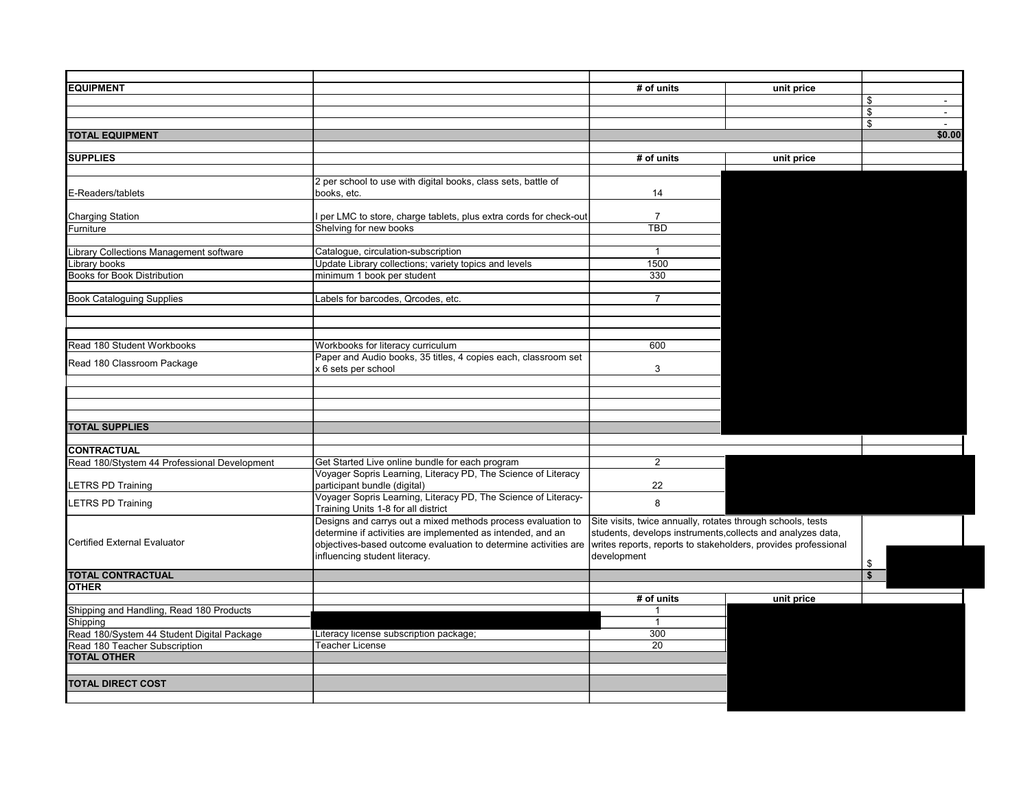| | | | | |
|---|---|---|---|---|
| **EQUIPMENT** | | **# of units** | **unit price** | |
| | | | | $ - |
| | | | | $ - |
| | | | | $ - |
| **TOTAL EQUIPMENT** | | | | **$0.00** |
| | | | | |
| **SUPPLIES** | | **# of units** | **unit price** | |
| | | | | |
| E-Readers/tablets | 2 per school to use with digital books, class sets, battle of books, etc. | 14 | | |
| Charging Station | I per LMC to store, charge tablets, plus extra cords for check-out | 7 | | |
| Furniture | Shelving for new books | TBD | | |
| | | | | |
| Library Collections Management software | Catalogue, circulation-subscription | 1 | | |
| Library books | Update Library collections; variety topics and levels | 1500 | | |
| Books for Book Distribution | minimum 1 book per student | 330 | | |
| | | | | |
| Book Cataloguing Supplies | Labels for barcodes, Qrcodes, etc. | 7 | | |
| | | | | |
| | | | | |
| | | | | |
| Read 180 Student Workbooks | Workbooks for literacy curriculum | 600 | | |
| Read 180 Classroom Package | Paper and Audio books, 35 titles, 4 copies each, classroom set x 6 sets per school | 3 | | |
| | | | | |
| | | | | |
| | | | | |
| | | | | |
| **TOTAL SUPPLIES** | | | | |
| | | | | |
| **CONTRACTUAL** | | | | |
| Read 180/System 44 Professional Development | Get Started Live online bundle for each program | 2 | | |
| LETRS PD Training | Voyager Sopris Learning, Literacy PD, The Science of Literacy participant bundle (digital) | 22 | | |
| LETRS PD Training | Voyager Sopris Learning, Literacy PD, The Science of Literacy-Training Units 1-8 for all district | 8 | | |
| Certified External Evaluator | Designs and carrys out a mixed methods process evaluation to determine if activities are implemented as intended, and an objectives-based outcome evaluation to determine activities are influencing student literacy. | Site visits, twice annually, rotates through schools, tests students, develops instruments,collects and analyzes data, writes reports, reports to stakeholders, provides professional development | | $ |
| **TOTAL CONTRACTUAL** | | | | **$** |
| **OTHER** | | | | |
| | | **# of units** | **unit price** | |
| Shipping and Handling, Read 180 Products | | 1 | | |
| Shipping | | 1 | | |
| Read 180/System 44 Student Digital Package | Literacy license subscription package; | 300 | | |
| Read 180 Teacher Subscription | Teacher License | 20 | | |
| **TOTAL OTHER** | | | | |
| | | | | |
| **TOTAL DIRECT COST** | | | | |
| | | | | |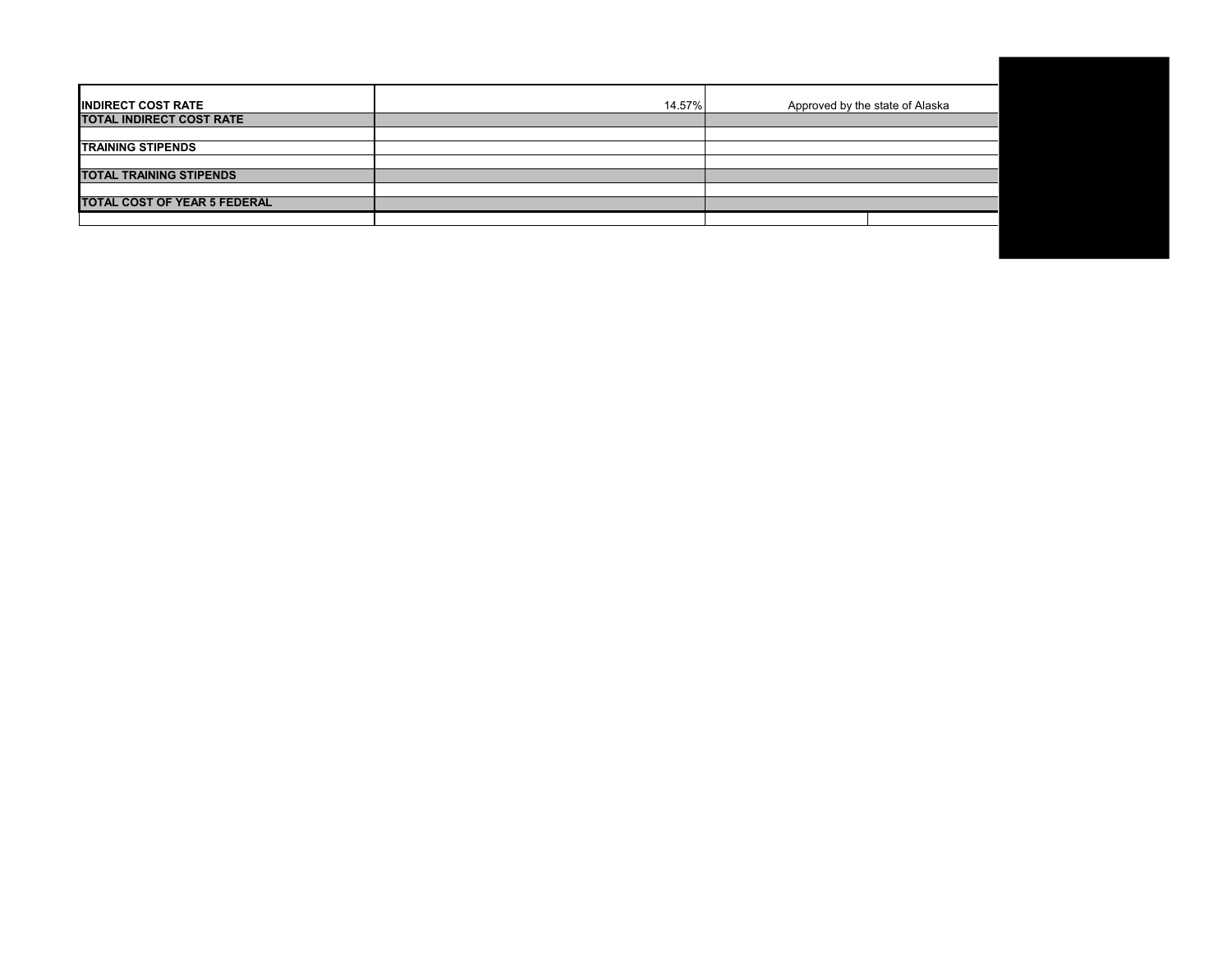| INDIRECT COST RATE | 14.57% | Approved by the state of Alaska | |
|---|---|---|---|
| **TOTAL INDIRECT COST RATE** | | | |
| | | | |
| **TRAINING STIPENDS** | | | |
| | | | |
| **TOTAL TRAINING STIPENDS** | | | |
| | | | |
| **TOTAL COST OF YEAR 5 FEDERAL** | | | |
| | | | |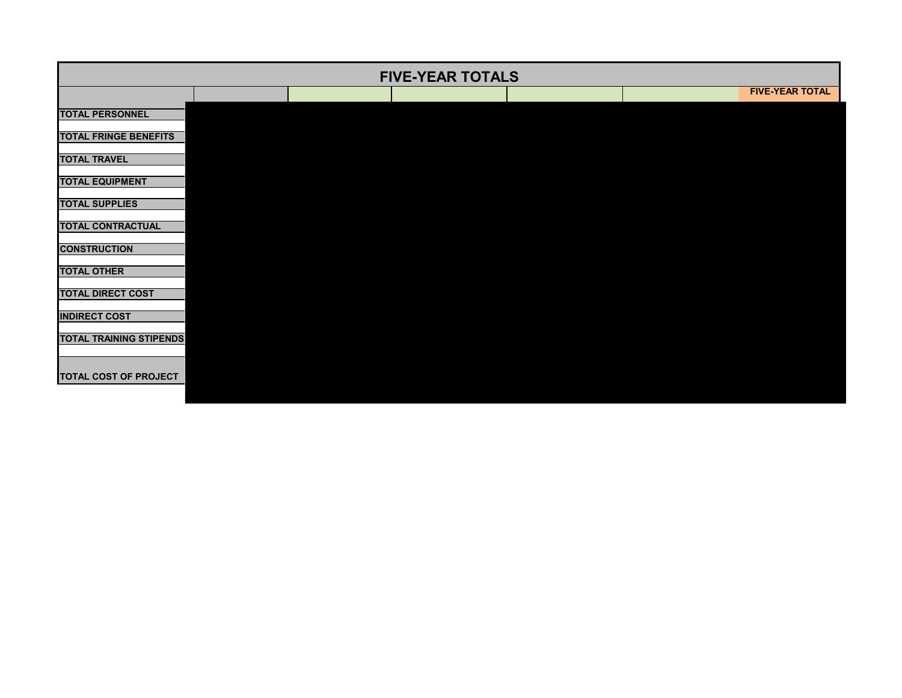# FIVE-YEAR TOTALS

| | | | | | | FIVE-YEAR TOTAL |
|---|---|---|---|---|---|---|
| TOTAL PERSONNEL | | | | | | |
| TOTAL FRINGE BENEFITS | | | | | | |
| TOTAL TRAVEL | | | | | | |
| TOTAL EQUIPMENT | | | | | | |
| TOTAL SUPPLIES | | | | | | |
| TOTAL CONTRACTUAL | | | | | | |
| CONSTRUCTION | | | | | | |
| TOTAL OTHER | | | | | | |
| TOTAL DIRECT COST | | | | | | |
| INDIRECT COST | | | | | | |
| TOTAL TRAINING STIPENDS | | | | | | |
| TOTAL COST OF PROJECT | | | | | | |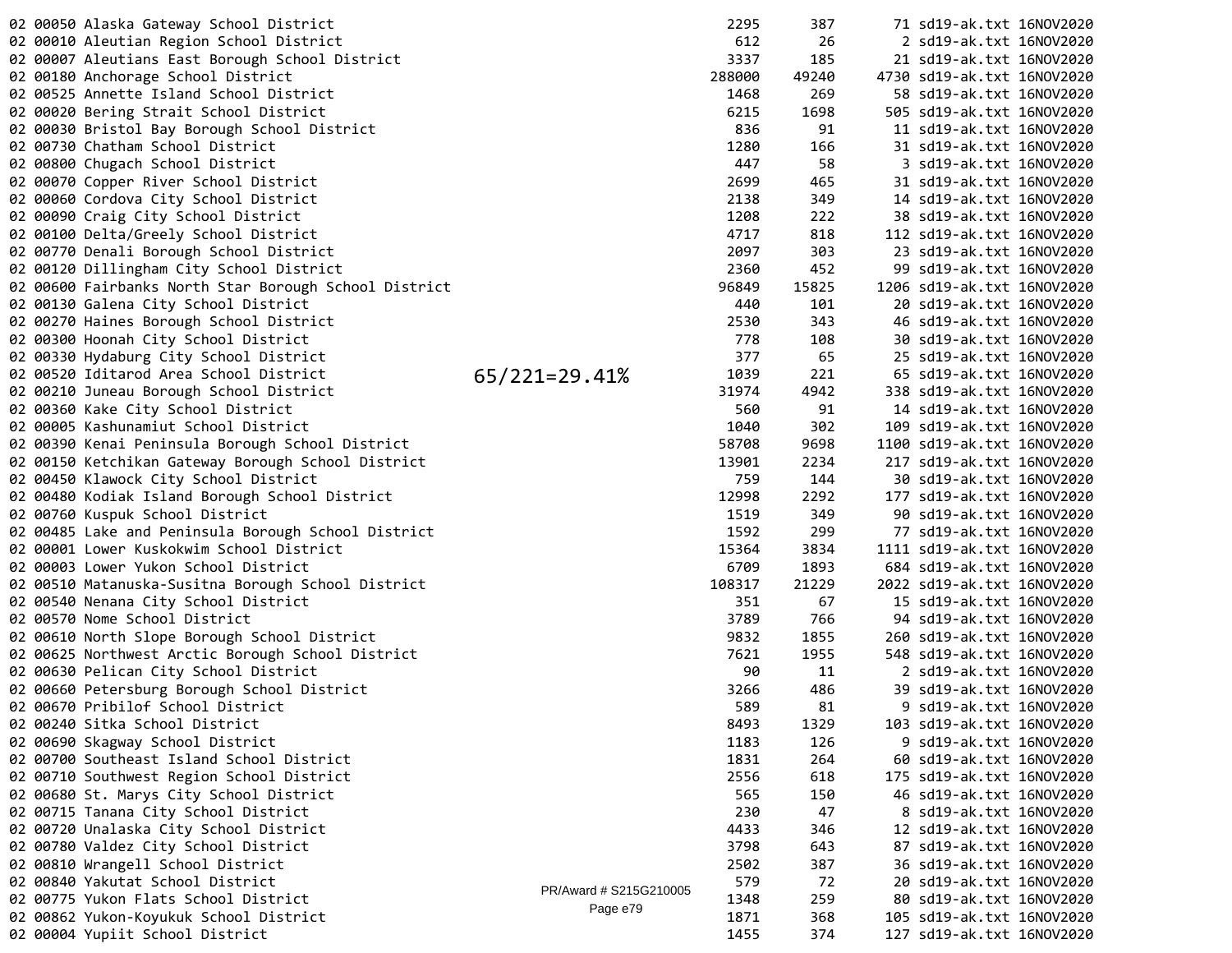| | | | | | | | |
|---|---|---|---|---|---|---|---|
| 02 | 00050 | Alaska Gateway School District | 2295 | 387 | 71 | sd19-ak.txt | 16NOV2020 |
| 02 | 00010 | Aleutian Region School District | 612 | 26 | 2 | sd19-ak.txt | 16NOV2020 |
| 02 | 00007 | Aleutians East Borough School District | 3337 | 185 | 21 | sd19-ak.txt | 16NOV2020 |
| 02 | 00180 | Anchorage School District | 288000 | 49240 | 4730 | sd19-ak.txt | 16NOV2020 |
| 02 | 00525 | Annette Island School District | 1468 | 269 | 58 | sd19-ak.txt | 16NOV2020 |
| 02 | 00020 | Bering Strait School District | 6215 | 1698 | 505 | sd19-ak.txt | 16NOV2020 |
| 02 | 00030 | Bristol Bay Borough School District | 836 | 91 | 11 | sd19-ak.txt | 16NOV2020 |
| 02 | 00730 | Chatham School District | 1280 | 166 | 31 | sd19-ak.txt | 16NOV2020 |
| 02 | 00800 | Chugach School District | 447 | 58 | 3 | sd19-ak.txt | 16NOV2020 |
| 02 | 00070 | Copper River School District | 2699 | 465 | 31 | sd19-ak.txt | 16NOV2020 |
| 02 | 00060 | Cordova City School District | 2138 | 349 | 14 | sd19-ak.txt | 16NOV2020 |
| 02 | 00090 | Craig City School District | 1208 | 222 | 38 | sd19-ak.txt | 16NOV2020 |
| 02 | 00100 | Delta/Greely School District | 4717 | 818 | 112 | sd19-ak.txt | 16NOV2020 |
| 02 | 00770 | Denali Borough School District | 2097 | 303 | 23 | sd19-ak.txt | 16NOV2020 |
| 02 | 00120 | Dillingham City School District | 2360 | 452 | 99 | sd19-ak.txt | 16NOV2020 |
| 02 | 00600 | Fairbanks North Star Borough School District | 96849 | 15825 | 1206 | sd19-ak.txt | 16NOV2020 |
| 02 | 00130 | Galena City School District | 440 | 101 | 20 | sd19-ak.txt | 16NOV2020 |
| 02 | 00270 | Haines Borough School District | 2530 | 343 | 46 | sd19-ak.txt | 16NOV2020 |
| 02 | 00300 | Hoonah City School District | 778 | 108 | 30 | sd19-ak.txt | 16NOV2020 |
| 02 | 00330 | Hydaburg City School District | 377 | 65 | 25 | sd19-ak.txt | 16NOV2020 |
| 02 | 00520 | Iditarod Area School District 65/221=29.41% | 1039 | 221 | 65 | sd19-ak.txt | 16NOV2020 |
| 02 | 00210 | Juneau Borough School District | 31974 | 4942 | 338 | sd19-ak.txt | 16NOV2020 |
| 02 | 00360 | Kake City School District | 560 | 91 | 14 | sd19-ak.txt | 16NOV2020 |
| 02 | 00005 | Kashunamiut School District | 1040 | 302 | 109 | sd19-ak.txt | 16NOV2020 |
| 02 | 00390 | Kenai Peninsula Borough School District | 58708 | 9698 | 1100 | sd19-ak.txt | 16NOV2020 |
| 02 | 00150 | Ketchikan Gateway Borough School District | 13901 | 2234 | 217 | sd19-ak.txt | 16NOV2020 |
| 02 | 00450 | Klawock City School District | 759 | 144 | 30 | sd19-ak.txt | 16NOV2020 |
| 02 | 00480 | Kodiak Island Borough School District | 12998 | 2292 | 177 | sd19-ak.txt | 16NOV2020 |
| 02 | 00760 | Kuspuk School District | 1519 | 349 | 90 | sd19-ak.txt | 16NOV2020 |
| 02 | 00485 | Lake and Peninsula Borough School District | 1592 | 299 | 77 | sd19-ak.txt | 16NOV2020 |
| 02 | 00001 | Lower Kuskokwim School District | 15364 | 3834 | 1111 | sd19-ak.txt | 16NOV2020 |
| 02 | 00003 | Lower Yukon School District | 6709 | 1893 | 684 | sd19-ak.txt | 16NOV2020 |
| 02 | 00510 | Matanuska-Susitna Borough School District | 108317 | 21229 | 2022 | sd19-ak.txt | 16NOV2020 |
| 02 | 00540 | Nenana City School District | 351 | 67 | 15 | sd19-ak.txt | 16NOV2020 |
| 02 | 00570 | Nome School District | 3789 | 766 | 94 | sd19-ak.txt | 16NOV2020 |
| 02 | 00610 | North Slope Borough School District | 9832 | 1855 | 260 | sd19-ak.txt | 16NOV2020 |
| 02 | 00625 | Northwest Arctic Borough School District | 7621 | 1955 | 548 | sd19-ak.txt | 16NOV2020 |
| 02 | 00630 | Pelican City School District | 90 | 11 | 2 | sd19-ak.txt | 16NOV2020 |
| 02 | 00660 | Petersburg Borough School District | 3266 | 486 | 39 | sd19-ak.txt | 16NOV2020 |
| 02 | 00670 | Pribilof School District | 589 | 81 | 9 | sd19-ak.txt | 16NOV2020 |
| 02 | 00240 | Sitka School District | 8493 | 1329 | 103 | sd19-ak.txt | 16NOV2020 |
| 02 | 00690 | Skagway School District | 1183 | 126 | 9 | sd19-ak.txt | 16NOV2020 |
| 02 | 00700 | Southeast Island School District | 1831 | 264 | 60 | sd19-ak.txt | 16NOV2020 |
| 02 | 00710 | Southwest Region School District | 2556 | 618 | 175 | sd19-ak.txt | 16NOV2020 |
| 02 | 00680 | St. Marys City School District | 565 | 150 | 46 | sd19-ak.txt | 16NOV2020 |
| 02 | 00715 | Tanana City School District | 230 | 47 | 8 | sd19-ak.txt | 16NOV2020 |
| 02 | 00720 | Unalaska City School District | 4433 | 346 | 12 | sd19-ak.txt | 16NOV2020 |
| 02 | 00780 | Valdez City School District | 3798 | 643 | 87 | sd19-ak.txt | 16NOV2020 |
| 02 | 00810 | Wrangell School District | 2502 | 387 | 36 | sd19-ak.txt | 16NOV2020 |
| 02 | 00840 | Yakutat School District | 579 | 72 | 20 | sd19-ak.txt | 16NOV2020 |
| 02 | 00775 | Yukon Flats School District | 1348 | 259 | 80 | sd19-ak.txt | 16NOV2020 |
| 02 | 00862 | Yukon-Koyukuk School District | 1871 | 368 | 105 | sd19-ak.txt | 16NOV2020 |
| 02 | 00004 | Yupiit School District | 1455 | 374 | 127 | sd19-ak.txt | 16NOV2020 |

PR/Award # S215G210005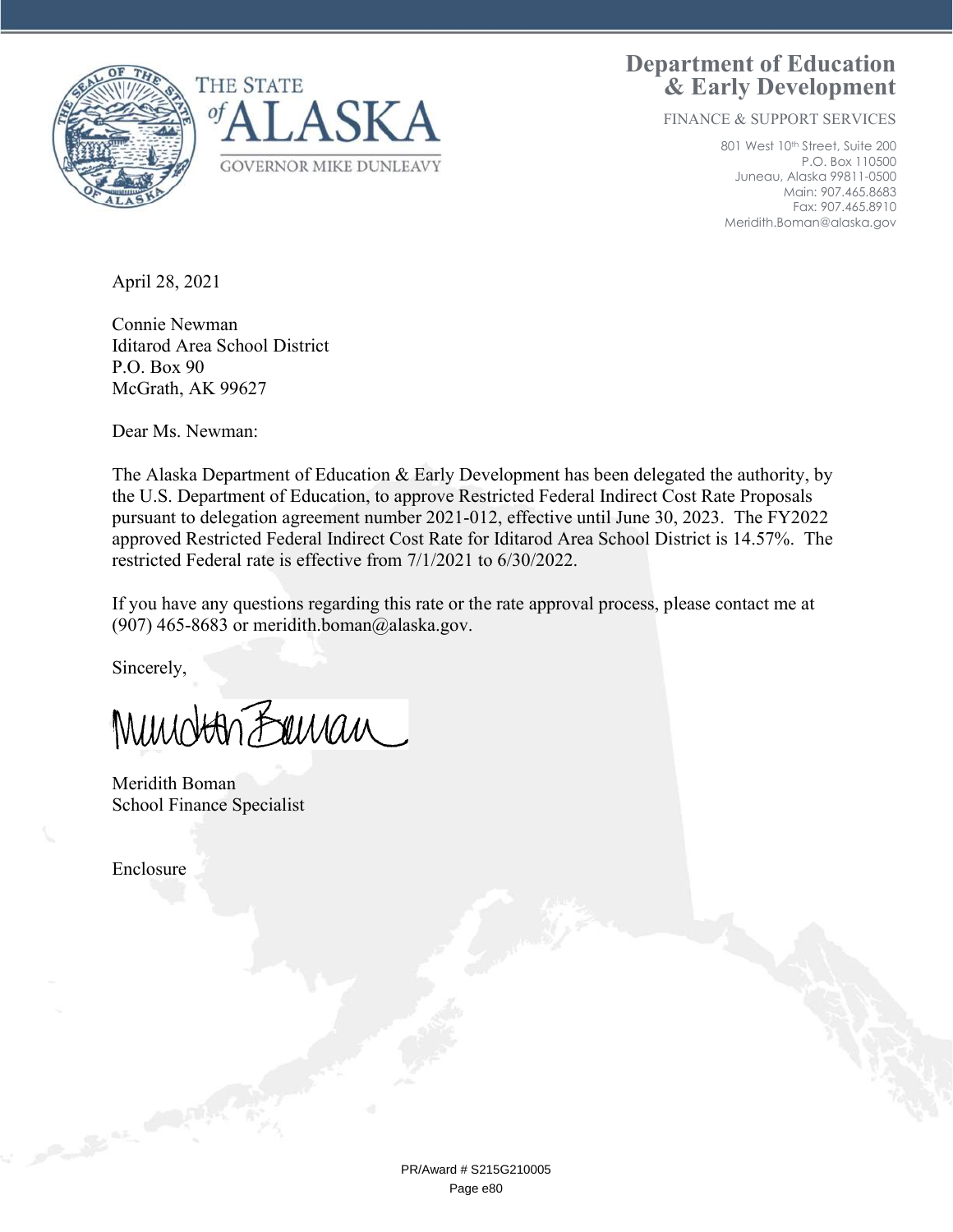THE STATE of ALASKA

GOVERNOR MIKE DUNLEAVY

**Department of Education & Early Development**

FINANCE & SUPPORT SERVICES

801 West 10th Street, Suite 200
P.O. Box 110500
Juneau, Alaska 99811-0500
Main: 907.465.8683
Fax: 907.465.8910
Meridith.Boman@alaska.gov

April 28, 2021

Connie Newman
Iditarod Area School District
P.O. Box 90
McGrath, AK 99627

Dear Ms. Newman:

The Alaska Department of Education & Early Development has been delegated the authority, by the U.S. Department of Education, to approve Restricted Federal Indirect Cost Rate Proposals pursuant to delegation agreement number 2021-012, effective until June 30, 2023. The FY2022 approved Restricted Federal Indirect Cost Rate for Iditarod Area School District is 14.57%. The restricted Federal rate is effective from 7/1/2021 to 6/30/2022.

If you have any questions regarding this rate or the rate approval process, please contact me at (907) 465-8683 or meridith.boman@alaska.gov.

Sincerely,

Meridith Boman
School Finance Specialist

Enclosure

PR/Award # S215G210005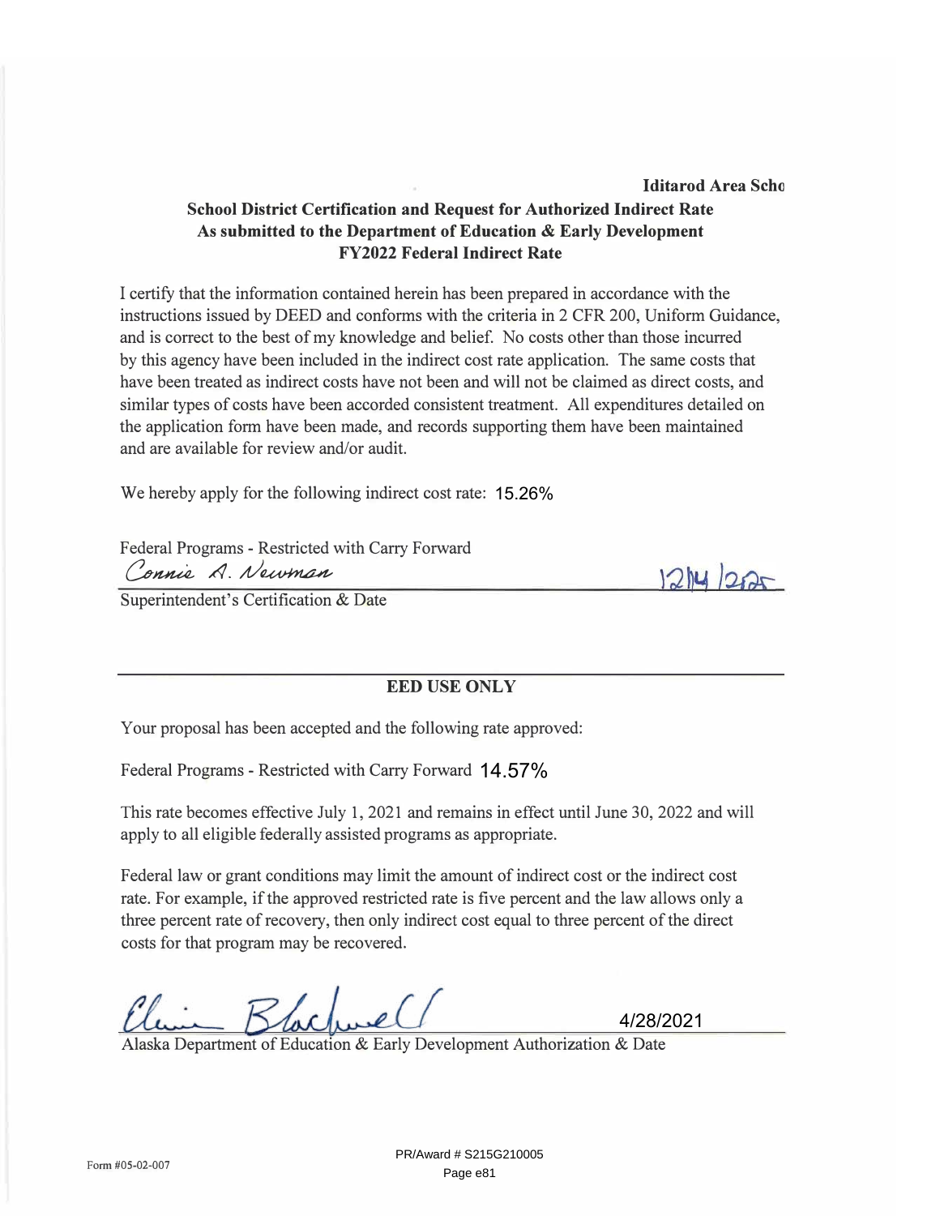**Iditarod Area Scho**

**School District Certification and Request for Authorized Indirect Rate**
**As submitted to the Department of Education & Early Development**
**FY2022 Federal Indirect Rate**

I certify that the information contained herein has been prepared in accordance with the instructions issued by DEED and conforms with the criteria in 2 CFR 200, Uniform Guidance, and is correct to the best of my knowledge and belief. No costs other than those incurred by this agency have been included in the indirect cost rate application. The same costs that have been treated as indirect costs have not been and will not be claimed as direct costs, and similar types of costs have been accorded consistent treatment. All expenditures detailed on the application form have been made, and records supporting them have been maintained and are available for review and/or audit.

We hereby apply for the following indirect cost rate: 15.26%

Federal Programs - Restricted with Carry Forward

Connie A. Newman 12/14/2020

Superintendent's Certification & Date

---

**EED USE ONLY**

Your proposal has been accepted and the following rate approved:

Federal Programs - Restricted with Carry Forward 14.57%

This rate becomes effective July 1, 2021 and remains in effect until June 30, 2022 and will apply to all eligible federally assisted programs as appropriate.

Federal law or grant conditions may limit the amount of indirect cost or the indirect cost rate. For example, if the approved restricted rate is five percent and the law allows only a three percent rate of recovery, then only indirect cost equal to three percent of the direct costs for that program may be recovered.

Elaine Blackwell 4/28/2021

Alaska Department of Education & Early Development Authorization & Date

Form #05-02-007

PR/Award # S215G210005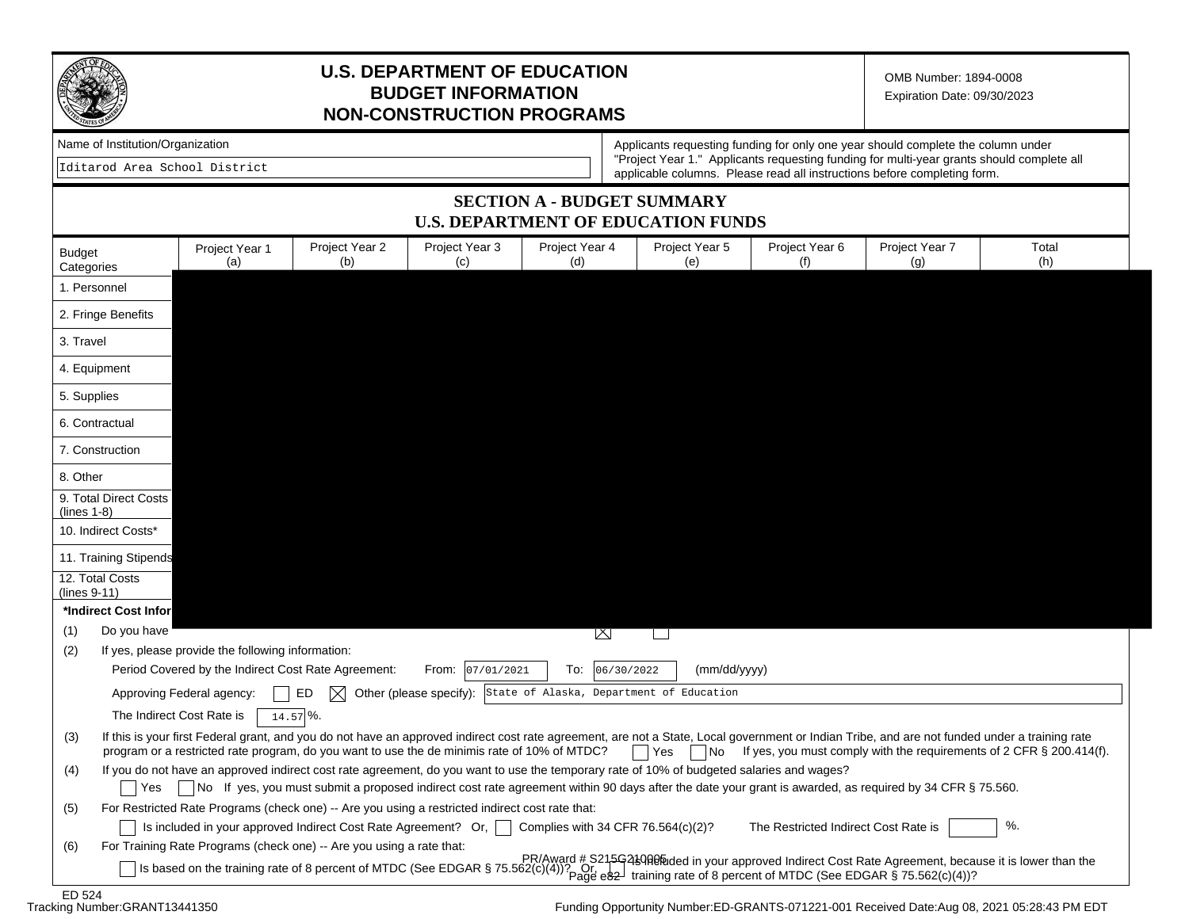# U.S. DEPARTMENT OF EDUCATION
# BUDGET INFORMATION
# NON-CONSTRUCTION PROGRAMS

OMB Number: 1894-0008
Expiration Date: 09/30/2023

Name of Institution/Organization

Iditarod Area School District

Applicants requesting funding for only one year should complete the column under "Project Year 1." Applicants requesting funding for multi-year grants should complete all applicable columns. Please read all instructions before completing form.

## SECTION A - BUDGET SUMMARY
## U.S. DEPARTMENT OF EDUCATION FUNDS

| Budget Categories | Project Year 1 (a) | Project Year 2 (b) | Project Year 3 (c) | Project Year 4 (d) | Project Year 5 (e) | Project Year 6 (f) | Project Year 7 (g) | Total (h) |
|---|---|---|---|---|---|---|---|---|
| 1. Personnel | | | | | | | | |
| 2. Fringe Benefits | | | | | | | | |
| 3. Travel | | | | | | | | |
| 4. Equipment | | | | | | | | |
| 5. Supplies | | | | | | | | |
| 6. Contractual | | | | | | | | |
| 7. Construction | | | | | | | | |
| 8. Other | | | | | | | | |
| 9. Total Direct Costs (lines 1-8) | | | | | | | | |
| 10. Indirect Costs* | | | | | | | | |
| 11. Training Stipends | | | | | | | | |
| 12. Total Costs (lines 9-11) | | | | | | | | |

**\*Indirect Cost Infor**

(1) Do you have [X] [ ]

(2) If yes, please provide the following information:

Period Covered by the Indirect Cost Rate Agreement: From: 07/01/2021 To: 06/30/2022 (mm/dd/yyyy)

Approving Federal agency: [ ] ED [X] Other (please specify): State of Alaska, Department of Education

The Indirect Cost Rate is 14.57 %.

(3) If this is your first Federal grant, and you do not have an approved indirect cost rate agreement, are not a State, Local government or Indian Tribe, and are not funded under a training rate program or a restricted rate program, do you want to use the de minimis rate of 10% of MTDC? [ ] Yes [ ] No If yes, you must comply with the requirements of 2 CFR § 200.414(f).

(4) If you do not have an approved indirect cost rate agreement, do you want to use the temporary rate of 10% of budgeted salaries and wages?

[ ] Yes [ ] No If yes, you must submit a proposed indirect cost rate agreement within 90 days after the date your grant is awarded, as required by 34 CFR § 75.560.

(5) For Restricted Rate Programs (check one) -- Are you using a restricted indirect cost rate that:

[ ] Is included in your approved Indirect Cost Rate Agreement? Or, [ ] Complies with 34 CFR 76.564(c)(2)? The Restricted Indirect Cost Rate is [ ] %.

(6) For Training Rate Programs (check one) -- Are you using a rate that:

[ ] Is based on the training rate of 8 percent of MTDC (See EDGAR § 75.562(c)(4))? Or, [ ] Is included in your approved Indirect Cost Rate Agreement, because it is lower than the training rate of 8 percent of MTDC (See EDGAR § 75.562(c)(4))?

ED 524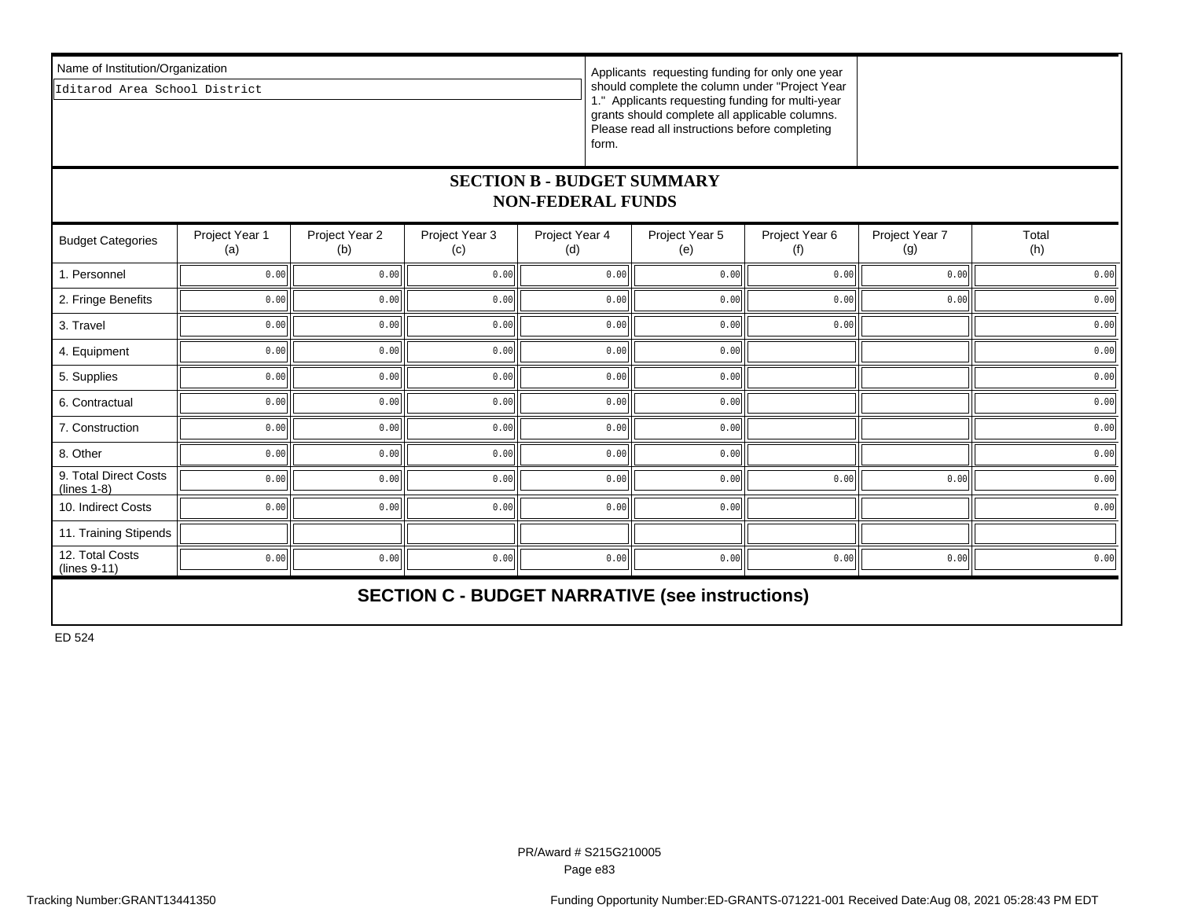Name of Institution/Organization

Iditarod Area School District

Applicants requesting funding for only one year should complete the column under "Project Year 1." Applicants requesting funding for multi-year grants should complete all applicable columns. Please read all instructions before completing form.

## SECTION B - BUDGET SUMMARY
## NON-FEDERAL FUNDS

| Budget Categories | Project Year 1 (a) | Project Year 2 (b) | Project Year 3 (c) | Project Year 4 (d) | Project Year 5 (e) | Project Year 6 (f) | Project Year 7 (g) | Total (h) |
|---|---|---|---|---|---|---|---|---|
| 1. Personnel | 0.00 | 0.00 | 0.00 | 0.00 | 0.00 | 0.00 | 0.00 | 0.00 |
| 2. Fringe Benefits | 0.00 | 0.00 | 0.00 | 0.00 | 0.00 | 0.00 | 0.00 | 0.00 |
| 3. Travel | 0.00 | 0.00 | 0.00 | 0.00 | 0.00 | 0.00 | | 0.00 |
| 4. Equipment | 0.00 | 0.00 | 0.00 | 0.00 | 0.00 | | | 0.00 |
| 5. Supplies | 0.00 | 0.00 | 0.00 | 0.00 | 0.00 | | | 0.00 |
| 6. Contractual | 0.00 | 0.00 | 0.00 | 0.00 | 0.00 | | | 0.00 |
| 7. Construction | 0.00 | 0.00 | 0.00 | 0.00 | 0.00 | | | 0.00 |
| 8. Other | 0.00 | 0.00 | 0.00 | 0.00 | 0.00 | | | 0.00 |
| 9. Total Direct Costs (lines 1-8) | 0.00 | 0.00 | 0.00 | 0.00 | 0.00 | 0.00 | 0.00 | 0.00 |
| 10. Indirect Costs | 0.00 | 0.00 | 0.00 | 0.00 | 0.00 | | | 0.00 |
| 11. Training Stipends | | | | | | | | |
| 12. Total Costs (lines 9-11) | 0.00 | 0.00 | 0.00 | 0.00 | 0.00 | 0.00 | 0.00 | 0.00 |

## SECTION C - BUDGET NARRATIVE (see instructions)

ED 524

PR/Award # S215G210005

Tracking Number:GRANT13441350 Funding Opportunity Number:ED-GRANTS-071221-001 Received Date:Aug 08, 2021 05:28:43 PM EDT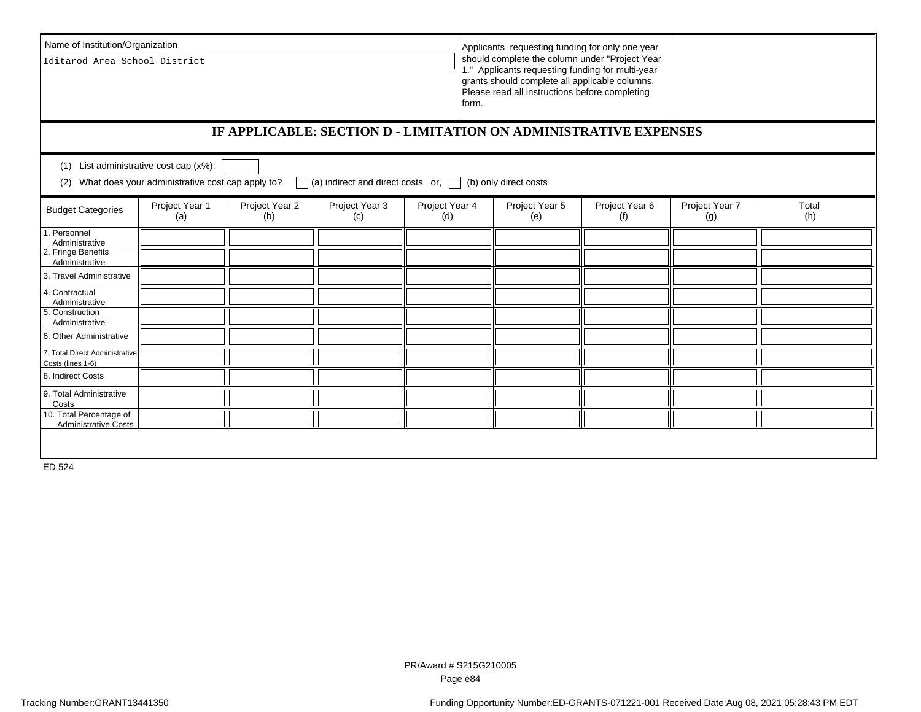Name of Institution/Organization

Iditarod Area School District

Applicants requesting funding for only one year should complete the column under "Project Year 1." Applicants requesting funding for multi-year grants should complete all applicable columns. Please read all instructions before completing form.

## IF APPLICABLE: SECTION D - LIMITATION ON ADMINISTRATIVE EXPENSES

(1) List administrative cost cap (x%): [ ]

(2) What does your administrative cost cap apply to? [ ] (a) indirect and direct costs or, [ ] (b) only direct costs

| Budget Categories | Project Year 1 (a) | Project Year 2 (b) | Project Year 3 (c) | Project Year 4 (d) | Project Year 5 (e) | Project Year 6 (f) | Project Year 7 (g) | Total (h) |
|---|---|---|---|---|---|---|---|---|
| 1. Personnel Administrative | | | | | | | | |
| 2. Fringe Benefits Administrative | | | | | | | | |
| 3. Travel Administrative | | | | | | | | |
| 4. Contractual Administrative | | | | | | | | |
| 5. Construction Administrative | | | | | | | | |
| 6. Other Administrative | | | | | | | | |
| 7. Total Direct Administrative Costs (lines 1-6) | | | | | | | | |
| 8. Indirect Costs | | | | | | | | |
| 9. Total Administrative Costs | | | | | | | | |
| 10. Total Percentage of Administrative Costs | | | | | | | | |

ED 524